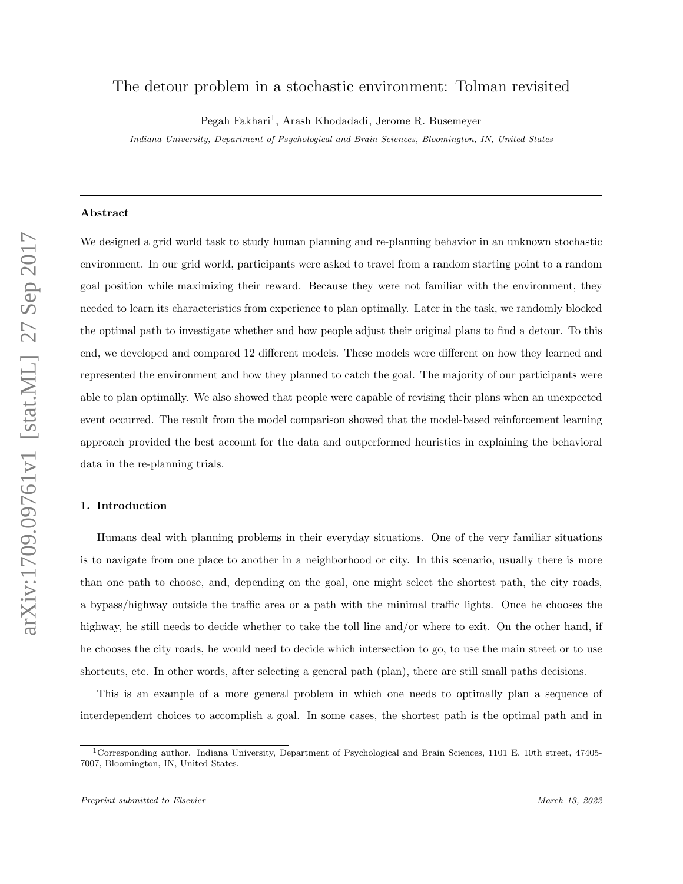# The detour problem in a stochastic environment: Tolman revisited

Pegah Fakhari[1], Arash Khodadadi, Jerome R. Busemeyer

*Indiana University, Department of Psychological and Brain Sciences, Bloomington, IN, United States*

---

**Abstract**

We designed a grid world task to study human planning and re-planning behavior in an unknown stochastic environment. In our grid world, participants were asked to travel from a random starting point to a random goal position while maximizing their reward. Because they were not familiar with the environment, they needed to learn its characteristics from experience to plan optimally. Later in the task, we randomly blocked the optimal path to investigate whether and how people adjust their original plans to find a detour. To this end, we developed and compared 12 different models. These models were different on how they learned and represented the environment and how they planned to catch the goal. The majority of our participants were able to plan optimally. We also showed that people were capable of revising their plans when an unexpected event occurred. The result from the model comparison showed that the model-based reinforcement learning approach provided the best account for the data and outperformed heuristics in explaining the behavioral data in the re-planning trials.

---

## 1. Introduction

Humans deal with planning problems in their everyday situations. One of the very familiar situations is to navigate from one place to another in a neighborhood or city. In this scenario, usually there is more than one path to choose, and, depending on the goal, one might select the shortest path, the city roads, a bypass/highway outside the traffic area or a path with the minimal traffic lights. Once he chooses the highway, he still needs to decide whether to take the toll line and/or where to exit. On the other hand, if he chooses the city roads, he would need to decide which intersection to go, to use the main street or to use shortcuts, etc. In other words, after selecting a general path (plan), there are still small paths decisions.

This is an example of a more general problem in which one needs to optimally plan a sequence of interdependent choices to accomplish a goal. In some cases, the shortest path is the optimal path and in

[1] Corresponding author. Indiana University, Department of Psychological and Brain Sciences, 1101 E. 10th street, 47405-7007, Bloomington, IN, United States.

*Preprint submitted to Elsevier* *March 13, 2022*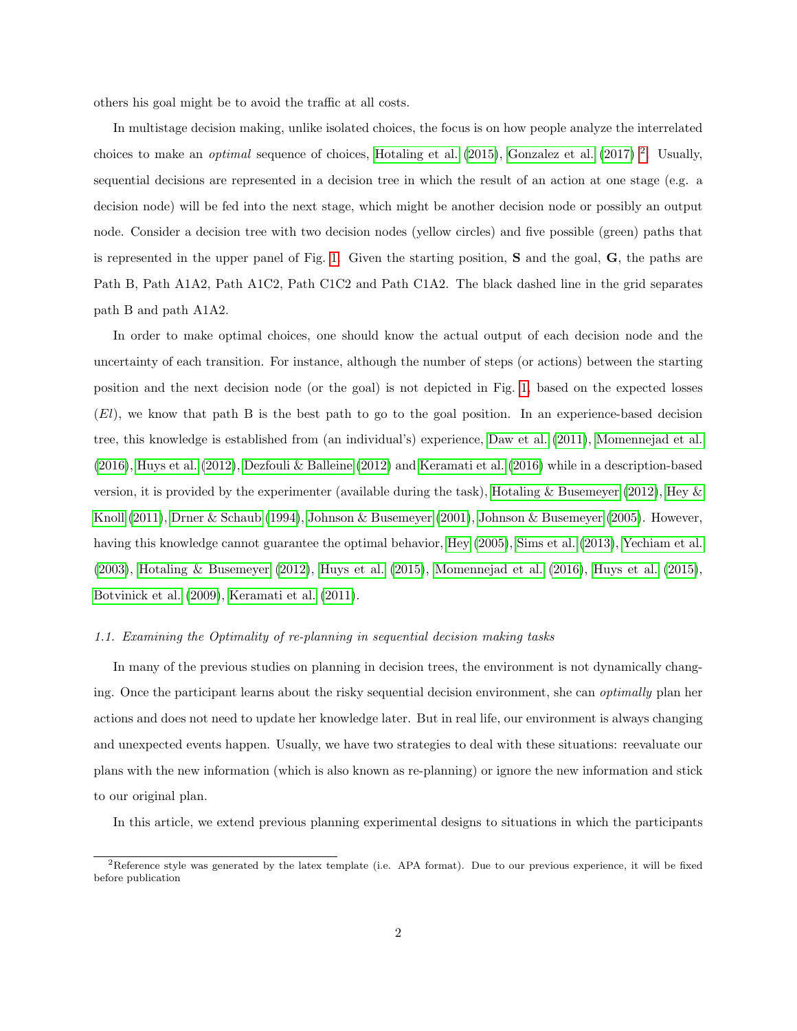others his goal might be to avoid the traffic at all costs.

In multistage decision making, unlike isolated choices, the focus is on how people analyze the interrelated choices to make an *optimal* sequence of choices, Hotaling et al. (2015), Gonzalez et al. (2017) [2]. Usually, sequential decisions are represented in a decision tree in which the result of an action at one stage (e.g. a decision node) will be fed into the next stage, which might be another decision node or possibly an output node. Consider a decision tree with two decision nodes (yellow circles) and five possible (green) paths that is represented in the upper panel of Fig. 1. Given the starting position, **S** and the goal, **G**, the paths are Path B, Path A1A2, Path A1C2, Path C1C2 and Path C1A2. The black dashed line in the grid separates path B and path A1A2.

In order to make optimal choices, one should know the actual output of each decision node and the uncertainty of each transition. For instance, although the number of steps (or actions) between the starting position and the next decision node (or the goal) is not depicted in Fig. 1, based on the expected losses ($El$), we know that path B is the best path to go to the goal position. In an experience-based decision tree, this knowledge is established from (an individual's) experience, Daw et al. (2011), Momennejad et al. (2016), Huys et al. (2012), Dezfouli & Balleine (2012) and Keramati et al. (2016) while in a description-based version, it is provided by the experimenter (available during the task), Hotaling & Busemeyer (2012), Hey & Knoll (2011), Drner & Schaub (1994), Johnson & Busemeyer (2001), Johnson & Busemeyer (2005). However, having this knowledge cannot guarantee the optimal behavior, Hey (2005), Sims et al. (2013), Yechiam et al. (2003), Hotaling & Busemeyer (2012), Huys et al. (2015), Momennejad et al. (2016), Huys et al. (2015), Botvinick et al. (2009), Keramati et al. (2011).

### *1.1. Examining the Optimality of re-planning in sequential decision making tasks*

In many of the previous studies on planning in decision trees, the environment is not dynamically changing. Once the participant learns about the risky sequential decision environment, she can *optimally* plan her actions and does not need to update her knowledge later. But in real life, our environment is always changing and unexpected events happen. Usually, we have two strategies to deal with these situations: reevaluate our plans with the new information (which is also known as re-planning) or ignore the new information and stick to our original plan.

In this article, we extend previous planning experimental designs to situations in which the participants

[2] Reference style was generated by the latex template (i.e. APA format). Due to our previous experience, it will be fixed before publication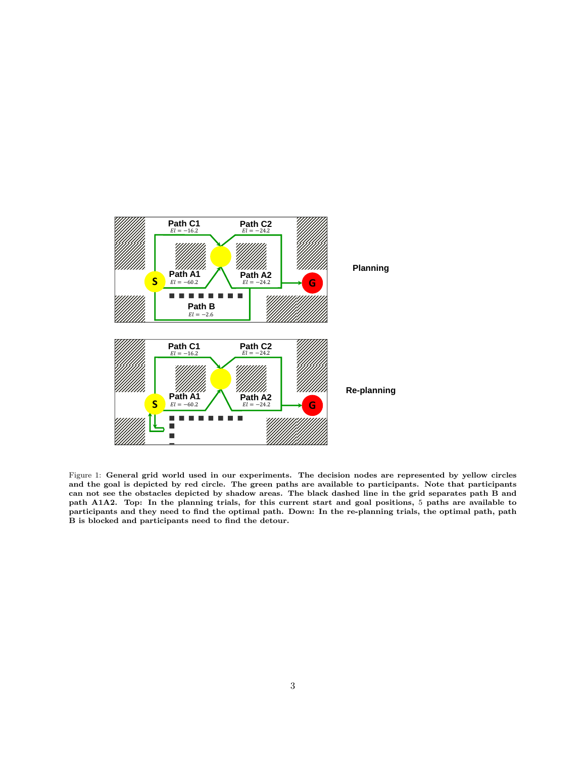Figure 1: **General grid world used in our experiments. The decision nodes are represented by yellow circles and the goal is depicted by red circle. The green paths are available to participants. Note that participants can not see the obstacles depicted by shadow areas. The black dashed line in the grid separates path B and path A1A2. Top: In the planning trials, for this current start and goal positions,** 5 **paths are available to participants and they need to find the optimal path. Down: In the re-planning trials, the optimal path, path B is blocked and participants need to find the detour.**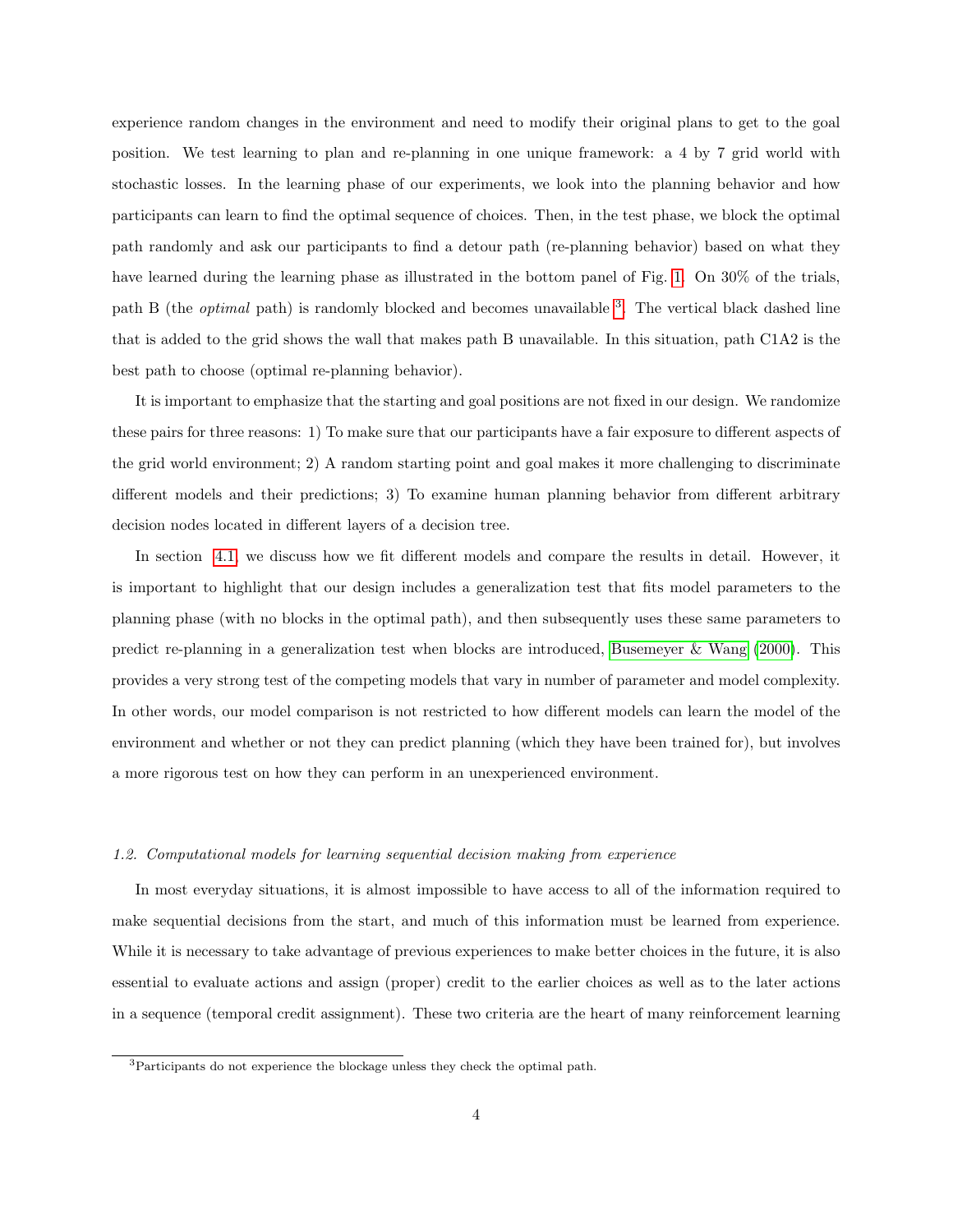experience random changes in the environment and need to modify their original plans to get to the goal position. We test learning to plan and re-planning in one unique framework: a 4 by 7 grid world with stochastic losses. In the learning phase of our experiments, we look into the planning behavior and how participants can learn to find the optimal sequence of choices. Then, in the test phase, we block the optimal path randomly and ask our participants to find a detour path (re-planning behavior) based on what they have learned during the learning phase as illustrated in the bottom panel of Fig. 1. On 30% of the trials, path B (the *optimal* path) is randomly blocked and becomes unavailable [3]. The vertical black dashed line that is added to the grid shows the wall that makes path B unavailable. In this situation, path C1A2 is the best path to choose (optimal re-planning behavior).

It is important to emphasize that the starting and goal positions are not fixed in our design. We randomize these pairs for three reasons: 1) To make sure that our participants have a fair exposure to different aspects of the grid world environment; 2) A random starting point and goal makes it more challenging to discriminate different models and their predictions; 3) To examine human planning behavior from different arbitrary decision nodes located in different layers of a decision tree.

In section 4.1 we discuss how we fit different models and compare the results in detail. However, it is important to highlight that our design includes a generalization test that fits model parameters to the planning phase (with no blocks in the optimal path), and then subsequently uses these same parameters to predict re-planning in a generalization test when blocks are introduced, Busemeyer & Wang (2000). This provides a very strong test of the competing models that vary in number of parameter and model complexity. In other words, our model comparison is not restricted to how different models can learn the model of the environment and whether or not they can predict planning (which they have been trained for), but involves a more rigorous test on how they can perform in an unexperienced environment.

### *1.2. Computational models for learning sequential decision making from experience*

In most everyday situations, it is almost impossible to have access to all of the information required to make sequential decisions from the start, and much of this information must be learned from experience. While it is necessary to take advantage of previous experiences to make better choices in the future, it is also essential to evaluate actions and assign (proper) credit to the earlier choices as well as to the later actions in a sequence (temporal credit assignment). These two criteria are the heart of many reinforcement learning

[3] Participants do not experience the blockage unless they check the optimal path.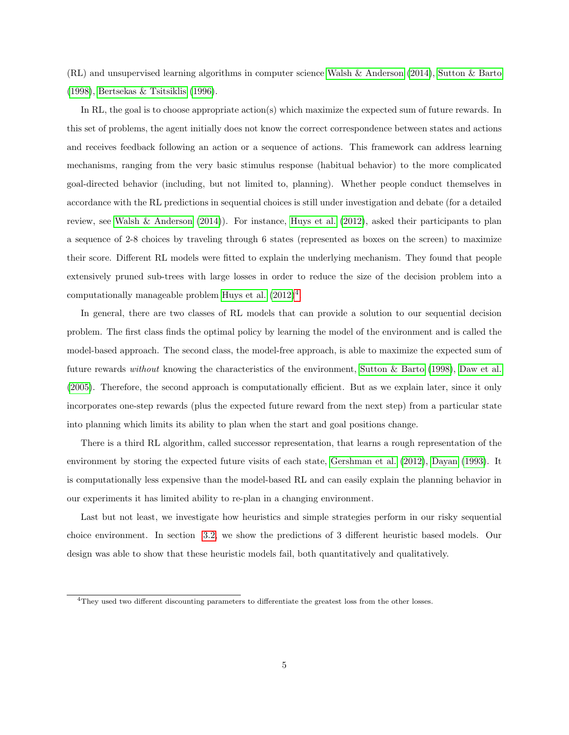(RL) and unsupervised learning algorithms in computer science Walsh & Anderson (2014), Sutton & Barto (1998), Bertsekas & Tsitsiklis (1996).

In RL, the goal is to choose appropriate action(s) which maximize the expected sum of future rewards. In this set of problems, the agent initially does not know the correct correspondence between states and actions and receives feedback following an action or a sequence of actions. This framework can address learning mechanisms, ranging from the very basic stimulus response (habitual behavior) to the more complicated goal-directed behavior (including, but not limited to, planning). Whether people conduct themselves in accordance with the RL predictions in sequential choices is still under investigation and debate (for a detailed review, see Walsh & Anderson (2014)). For instance, Huys et al. (2012), asked their participants to plan a sequence of 2-8 choices by traveling through 6 states (represented as boxes on the screen) to maximize their score. Different RL models were fitted to explain the underlying mechanism. They found that people extensively pruned sub-trees with large losses in order to reduce the size of the decision problem into a computationally manageable problem Huys et al. (2012)[4].

In general, there are two classes of RL models that can provide a solution to our sequential decision problem. The first class finds the optimal policy by learning the model of the environment and is called the model-based approach. The second class, the model-free approach, is able to maximize the expected sum of future rewards *without* knowing the characteristics of the environment, Sutton & Barto (1998), Daw et al. (2005). Therefore, the second approach is computationally efficient. But as we explain later, since it only incorporates one-step rewards (plus the expected future reward from the next step) from a particular state into planning which limits its ability to plan when the start and goal positions change.

There is a third RL algorithm, called successor representation, that learns a rough representation of the environment by storing the expected future visits of each state, Gershman et al. (2012), Dayan (1993). It is computationally less expensive than the model-based RL and can easily explain the planning behavior in our experiments it has limited ability to re-plan in a changing environment.

Last but not least, we investigate how heuristics and simple strategies perform in our risky sequential choice environment. In section 3.2, we show the predictions of 3 different heuristic based models. Our design was able to show that these heuristic models fail, both quantitatively and qualitatively.

[4] They used two different discounting parameters to differentiate the greatest loss from the other losses.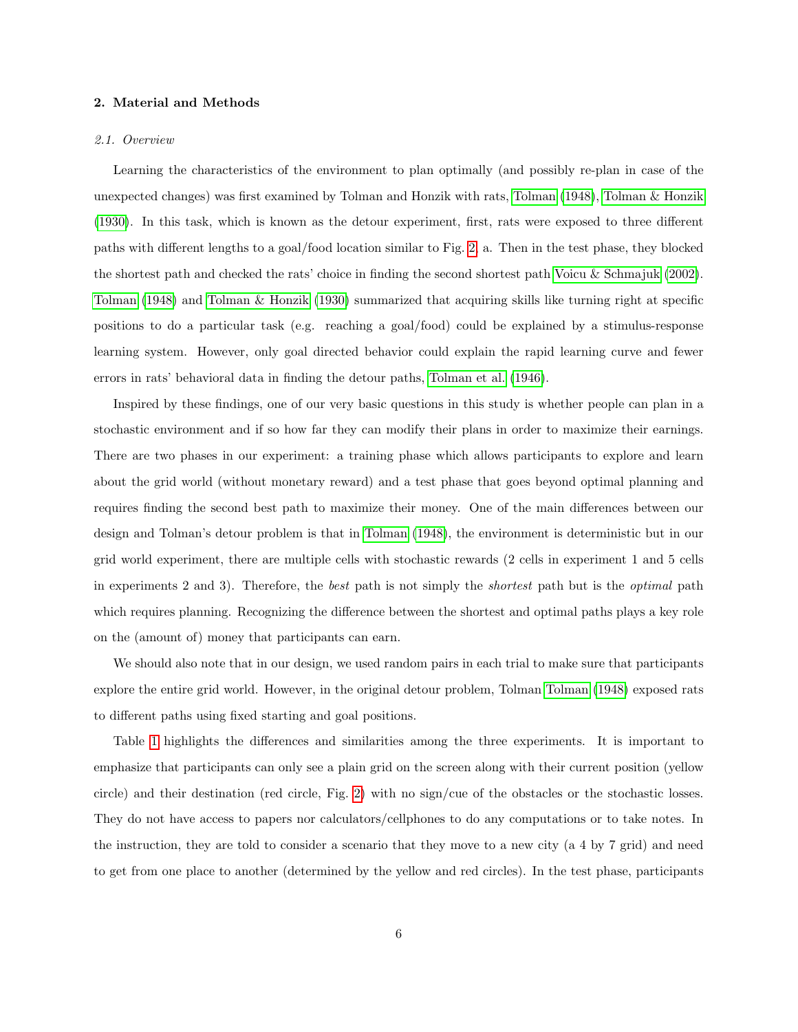## 2. Material and Methods

### 2.1. Overview

Learning the characteristics of the environment to plan optimally (and possibly re-plan in case of the unexpected changes) was first examined by Tolman and Honzik with rats, Tolman (1948), Tolman & Honzik (1930). In this task, which is known as the detour experiment, first, rats were exposed to three different paths with different lengths to a goal/food location similar to Fig. 2. a. Then in the test phase, they blocked the shortest path and checked the rats' choice in finding the second shortest path Voicu & Schmajuk (2002). Tolman (1948) and Tolman & Honzik (1930) summarized that acquiring skills like turning right at specific positions to do a particular task (e.g. reaching a goal/food) could be explained by a stimulus-response learning system. However, only goal directed behavior could explain the rapid learning curve and fewer errors in rats' behavioral data in finding the detour paths, Tolman et al. (1946).

Inspired by these findings, one of our very basic questions in this study is whether people can plan in a stochastic environment and if so how far they can modify their plans in order to maximize their earnings. There are two phases in our experiment: a training phase which allows participants to explore and learn about the grid world (without monetary reward) and a test phase that goes beyond optimal planning and requires finding the second best path to maximize their money. One of the main differences between our design and Tolman's detour problem is that in Tolman (1948), the environment is deterministic but in our grid world experiment, there are multiple cells with stochastic rewards (2 cells in experiment 1 and 5 cells in experiments 2 and 3). Therefore, the *best* path is not simply the *shortest* path but is the *optimal* path which requires planning. Recognizing the difference between the shortest and optimal paths plays a key role on the (amount of) money that participants can earn.

We should also note that in our design, we used random pairs in each trial to make sure that participants explore the entire grid world. However, in the original detour problem, Tolman Tolman (1948) exposed rats to different paths using fixed starting and goal positions.

Table 1 highlights the differences and similarities among the three experiments. It is important to emphasize that participants can only see a plain grid on the screen along with their current position (yellow circle) and their destination (red circle, Fig. 2) with no sign/cue of the obstacles or the stochastic losses. They do not have access to papers nor calculators/cellphones to do any computations or to take notes. In the instruction, they are told to consider a scenario that they move to a new city (a 4 by 7 grid) and need to get from one place to another (determined by the yellow and red circles). In the test phase, participants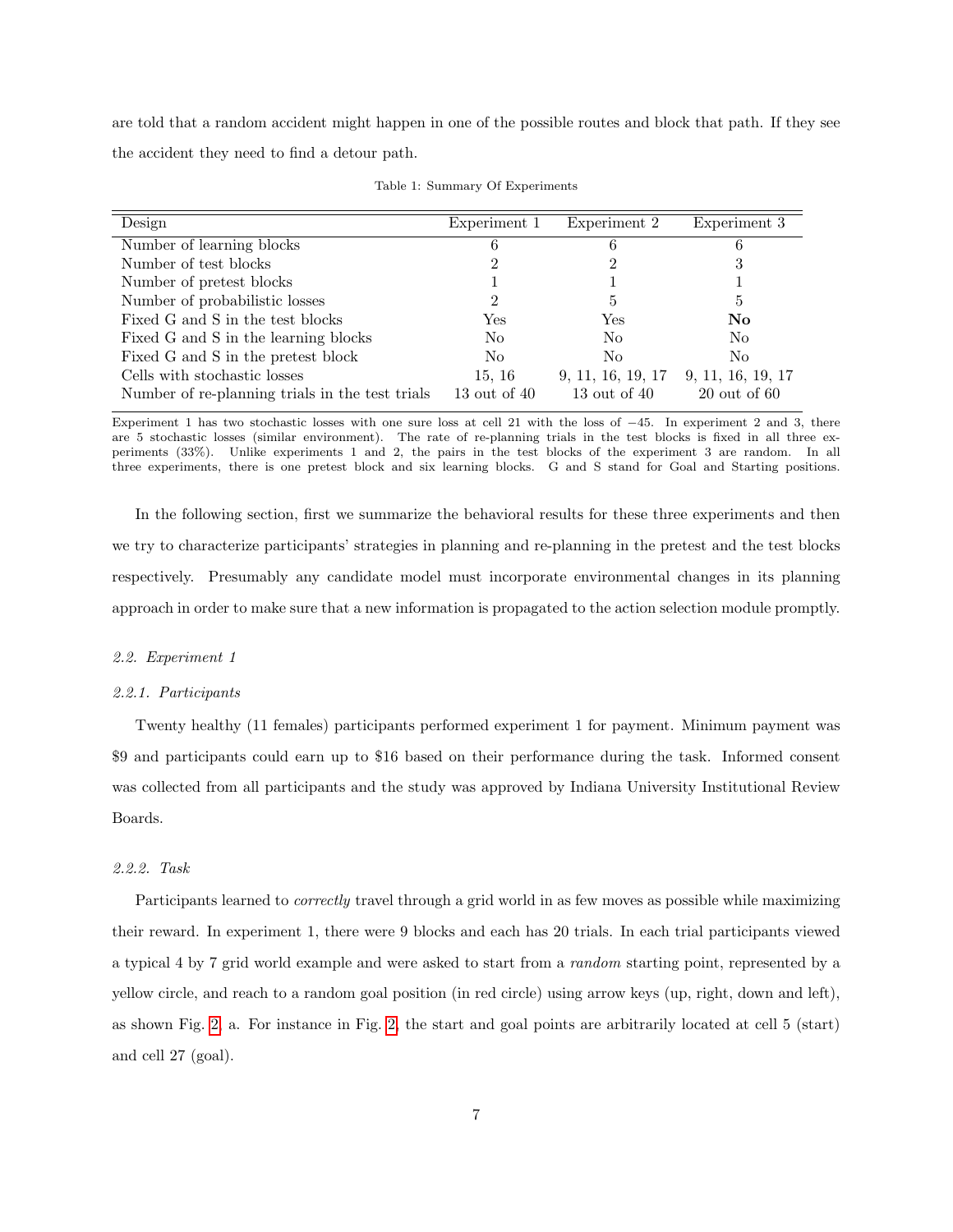are told that a random accident might happen in one of the possible routes and block that path. If they see the accident they need to find a detour path.

Table 1: Summary Of Experiments

| Design | Experiment 1 | Experiment 2 | Experiment 3 |
|---|---|---|---|
| Number of learning blocks | 6 | 6 | 6 |
| Number of test blocks | 2 | 2 | 3 |
| Number of pretest blocks | 1 | 1 | 1 |
| Number of probabilistic losses | 2 | 5 | 5 |
| Fixed G and S in the test blocks | Yes | Yes | **No** |
| Fixed G and S in the learning blocks | No | No | No |
| Fixed G and S in the pretest block | No | No | No |
| Cells with stochastic losses | 15, 16 | 9, 11, 16, 19, 17 | 9, 11, 16, 19, 17 |
| Number of re-planning trials in the test trials | 13 out of 40 | 13 out of 40 | 20 out of 60 |

Experiment 1 has two stochastic losses with one sure loss at cell 21 with the loss of $-45$. In experiment 2 and 3, there are 5 stochastic losses (similar environment). The rate of re-planning trials in the test blocks is fixed in all three experiments (33%). Unlike experiments 1 and 2, the pairs in the test blocks of the experiment 3 are random. In all three experiments, there is one pretest block and six learning blocks. G and S stand for Goal and Starting positions.

In the following section, first we summarize the behavioral results for these three experiments and then we try to characterize participants' strategies in planning and re-planning in the pretest and the test blocks respectively. Presumably any candidate model must incorporate environmental changes in its planning approach in order to make sure that a new information is propagated to the action selection module promptly.

### *2.2. Experiment 1*

#### *2.2.1. Participants*

Twenty healthy (11 females) participants performed experiment 1 for payment. Minimum payment was \$9 and participants could earn up to \$16 based on their performance during the task. Informed consent was collected from all participants and the study was approved by Indiana University Institutional Review Boards.

#### *2.2.2. Task*

Participants learned to *correctly* travel through a grid world in as few moves as possible while maximizing their reward. In experiment 1, there were 9 blocks and each has 20 trials. In each trial participants viewed a typical 4 by 7 grid world example and were asked to start from a *random* starting point, represented by a yellow circle, and reach to a random goal position (in red circle) using arrow keys (up, right, down and left), as shown Fig. 2, a. For instance in Fig. 2, the start and goal points are arbitrarily located at cell 5 (start) and cell 27 (goal).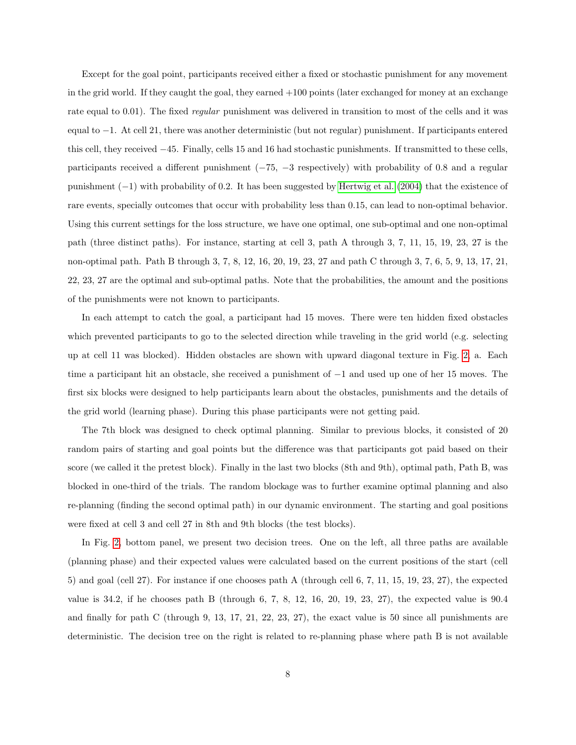Except for the goal point, participants received either a fixed or stochastic punishment for any movement in the grid world. If they caught the goal, they earned +100 points (later exchanged for money at an exchange rate equal to 0.01). The fixed *regular* punishment was delivered in transition to most of the cells and it was equal to $-1$. At cell 21, there was another deterministic (but not regular) punishment. If participants entered this cell, they received $-45$. Finally, cells 15 and 16 had stochastic punishments. If transmitted to these cells, participants received a different punishment ($-75$, $-3$ respectively) with probability of 0.8 and a regular punishment ($-1$) with probability of 0.2. It has been suggested by Hertwig et al. (2004) that the existence of rare events, specially outcomes that occur with probability less than 0.15, can lead to non-optimal behavior. Using this current settings for the loss structure, we have one optimal, one sub-optimal and one non-optimal path (three distinct paths). For instance, starting at cell 3, path A through 3, 7, 11, 15, 19, 23, 27 is the non-optimal path. Path B through 3, 7, 8, 12, 16, 20, 19, 23, 27 and path C through 3, 7, 6, 5, 9, 13, 17, 21, 22, 23, 27 are the optimal and sub-optimal paths. Note that the probabilities, the amount and the positions of the punishments were not known to participants.

In each attempt to catch the goal, a participant had 15 moves. There were ten hidden fixed obstacles which prevented participants to go to the selected direction while traveling in the grid world (e.g. selecting up at cell 11 was blocked). Hidden obstacles are shown with upward diagonal texture in Fig. 2, a. Each time a participant hit an obstacle, she received a punishment of $-1$ and used up one of her 15 moves. The first six blocks were designed to help participants learn about the obstacles, punishments and the details of the grid world (learning phase). During this phase participants were not getting paid.

The 7th block was designed to check optimal planning. Similar to previous blocks, it consisted of 20 random pairs of starting and goal points but the difference was that participants got paid based on their score (we called it the pretest block). Finally in the last two blocks (8th and 9th), optimal path, Path B, was blocked in one-third of the trials. The random blockage was to further examine optimal planning and also re-planning (finding the second optimal path) in our dynamic environment. The starting and goal positions were fixed at cell 3 and cell 27 in 8th and 9th blocks (the test blocks).

In Fig. 2, bottom panel, we present two decision trees. One on the left, all three paths are available (planning phase) and their expected values were calculated based on the current positions of the start (cell 5) and goal (cell 27). For instance if one chooses path A (through cell 6, 7, 11, 15, 19, 23, 27), the expected value is 34.2, if he chooses path B (through 6, 7, 8, 12, 16, 20, 19, 23, 27), the expected value is 90.4 and finally for path C (through 9, 13, 17, 21, 22, 23, 27), the exact value is 50 since all punishments are deterministic. The decision tree on the right is related to re-planning phase where path B is not available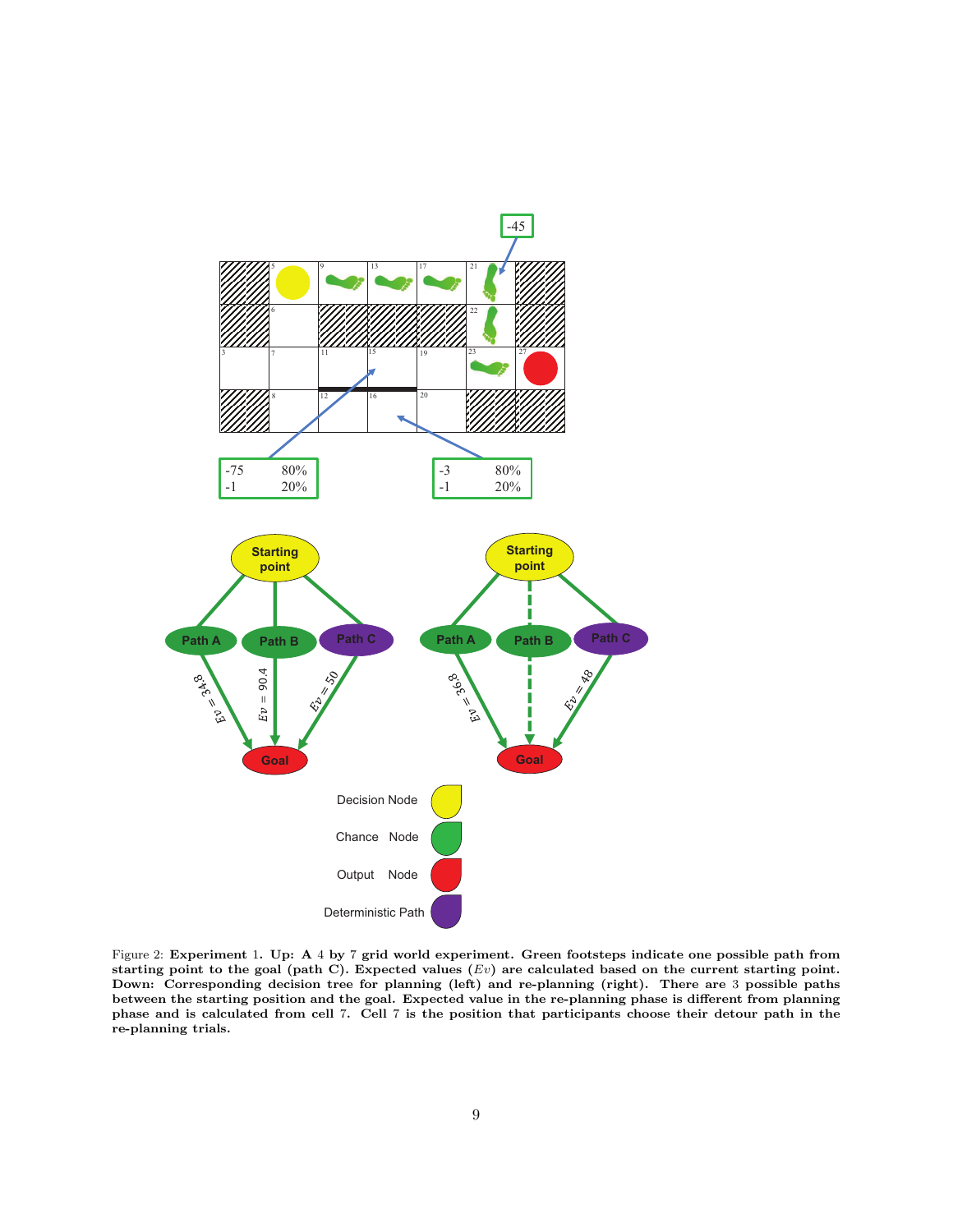Figure 2: **Experiment 1. Up: A 4 by 7 grid world experiment. Green footsteps indicate one possible path from starting point to the goal (path C). Expected values ($Ev$) are calculated based on the current starting point. Down: Corresponding decision tree for planning (left) and re-planning (right). There are 3 possible paths between the starting position and the goal. Expected value in the re-planning phase is different from planning phase and is calculated from cell 7. Cell 7 is the position that participants choose their detour path in the re-planning trials.**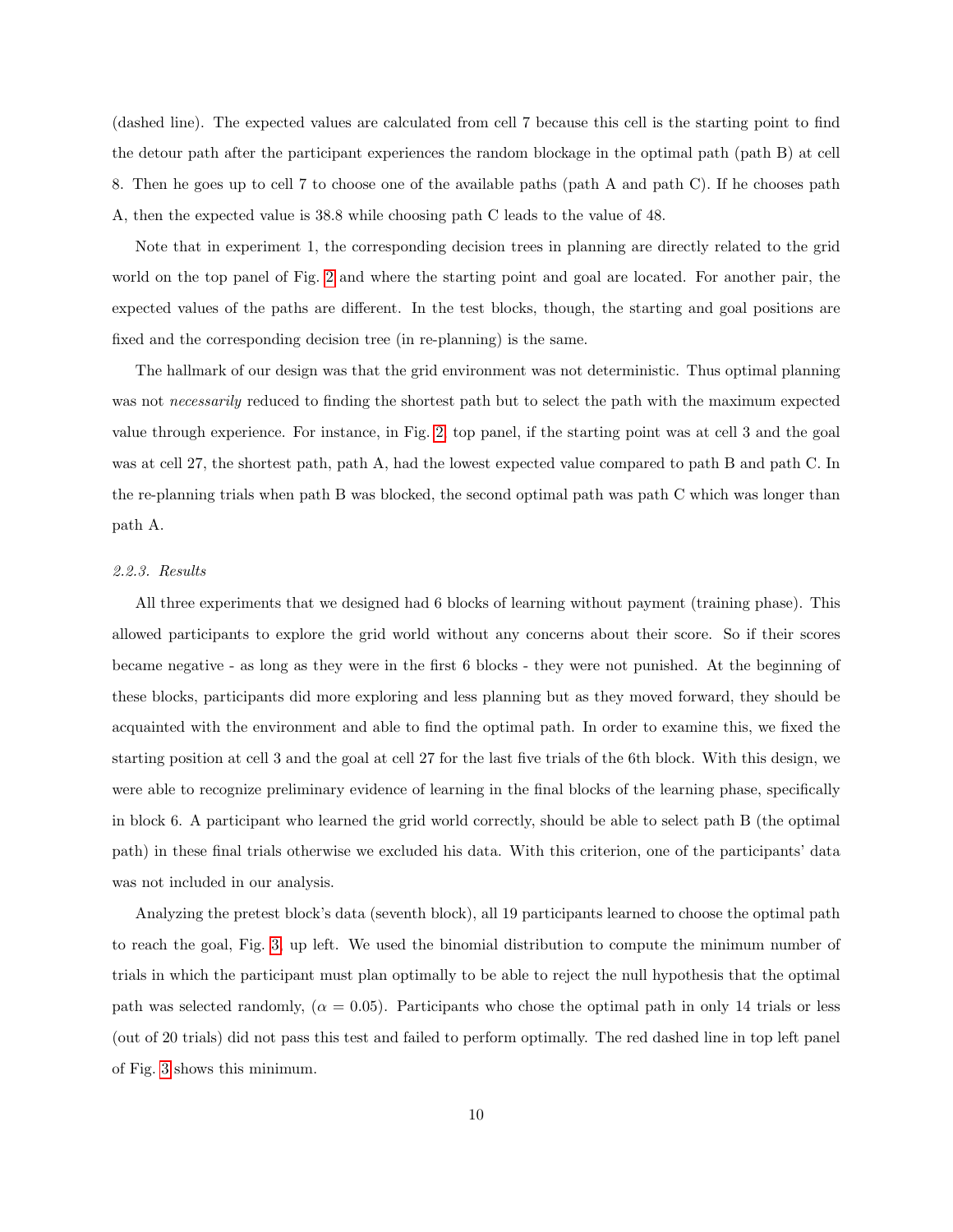(dashed line). The expected values are calculated from cell 7 because this cell is the starting point to find the detour path after the participant experiences the random blockage in the optimal path (path B) at cell 8. Then he goes up to cell 7 to choose one of the available paths (path A and path C). If he chooses path A, then the expected value is 38.8 while choosing path C leads to the value of 48.

Note that in experiment 1, the corresponding decision trees in planning are directly related to the grid world on the top panel of Fig. 2 and where the starting point and goal are located. For another pair, the expected values of the paths are different. In the test blocks, though, the starting and goal positions are fixed and the corresponding decision tree (in re-planning) is the same.

The hallmark of our design was that the grid environment was not deterministic. Thus optimal planning was not *necessarily* reduced to finding the shortest path but to select the path with the maximum expected value through experience. For instance, in Fig. 2, top panel, if the starting point was at cell 3 and the goal was at cell 27, the shortest path, path A, had the lowest expected value compared to path B and path C. In the re-planning trials when path B was blocked, the second optimal path was path C which was longer than path A.

#### *2.2.3. Results*

All three experiments that we designed had 6 blocks of learning without payment (training phase). This allowed participants to explore the grid world without any concerns about their score. So if their scores became negative - as long as they were in the first 6 blocks - they were not punished. At the beginning of these blocks, participants did more exploring and less planning but as they moved forward, they should be acquainted with the environment and able to find the optimal path. In order to examine this, we fixed the starting position at cell 3 and the goal at cell 27 for the last five trials of the 6th block. With this design, we were able to recognize preliminary evidence of learning in the final blocks of the learning phase, specifically in block 6. A participant who learned the grid world correctly, should be able to select path B (the optimal path) in these final trials otherwise we excluded his data. With this criterion, one of the participants' data was not included in our analysis.

Analyzing the pretest block's data (seventh block), all 19 participants learned to choose the optimal path to reach the goal, Fig. 3, up left. We used the binomial distribution to compute the minimum number of trials in which the participant must plan optimally to be able to reject the null hypothesis that the optimal path was selected randomly, ($\alpha = 0.05$). Participants who chose the optimal path in only 14 trials or less (out of 20 trials) did not pass this test and failed to perform optimally. The red dashed line in top left panel of Fig. 3 shows this minimum.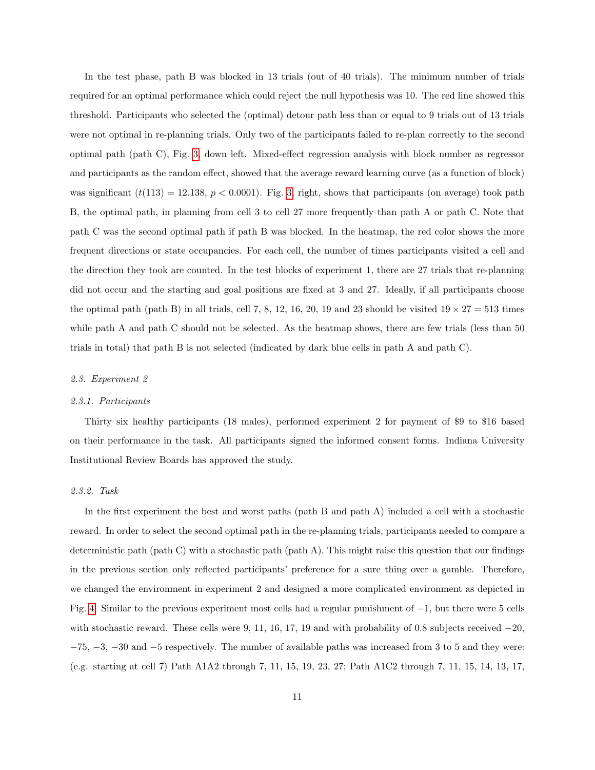In the test phase, path B was blocked in 13 trials (out of 40 trials). The minimum number of trials required for an optimal performance which could reject the null hypothesis was 10. The red line showed this threshold. Participants who selected the (optimal) detour path less than or equal to 9 trials out of 13 trials were not optimal in re-planning trials. Only two of the participants failed to re-plan correctly to the second optimal path (path C), Fig. 3, down left. Mixed-effect regression analysis with block number as regressor and participants as the random effect, showed that the average reward learning curve (as a function of block) was significant ($t(113) = 12.138$, $p < 0.0001$). Fig. 3, right, shows that participants (on average) took path B, the optimal path, in planning from cell 3 to cell 27 more frequently than path A or path C. Note that path C was the second optimal path if path B was blocked. In the heatmap, the red color shows the more frequent directions or state occupancies. For each cell, the number of times participants visited a cell and the direction they took are counted. In the test blocks of experiment 1, there are 27 trials that re-planning did not occur and the starting and goal positions are fixed at 3 and 27. Ideally, if all participants choose the optimal path (path B) in all trials, cell 7, 8, 12, 16, 20, 19 and 23 should be visited $19 \times 27 = 513$ times while path A and path C should not be selected. As the heatmap shows, there are few trials (less than 50 trials in total) that path B is not selected (indicated by dark blue cells in path A and path C).

### *2.3. Experiment 2*

#### *2.3.1. Participants*

Thirty six healthy participants (18 males), performed experiment 2 for payment of \$9 to \$16 based on their performance in the task. All participants signed the informed consent forms. Indiana University Institutional Review Boards has approved the study.

#### *2.3.2. Task*

In the first experiment the best and worst paths (path B and path A) included a cell with a stochastic reward. In order to select the second optimal path in the re-planning trials, participants needed to compare a deterministic path (path C) with a stochastic path (path A). This might raise this question that our findings in the previous section only reflected participants' preference for a sure thing over a gamble. Therefore, we changed the environment in experiment 2 and designed a more complicated environment as depicted in Fig. 4. Similar to the previous experiment most cells had a regular punishment of $-1$, but there were 5 cells with stochastic reward. These cells were 9, 11, 16, 17, 19 and with probability of 0.8 subjects received $-20$, $-75$, $-3$, $-30$ and $-5$ respectively. The number of available paths was increased from 3 to 5 and they were: (e.g. starting at cell 7) Path A1A2 through 7, 11, 15, 19, 23, 27; Path A1C2 through 7, 11, 15, 14, 13, 17,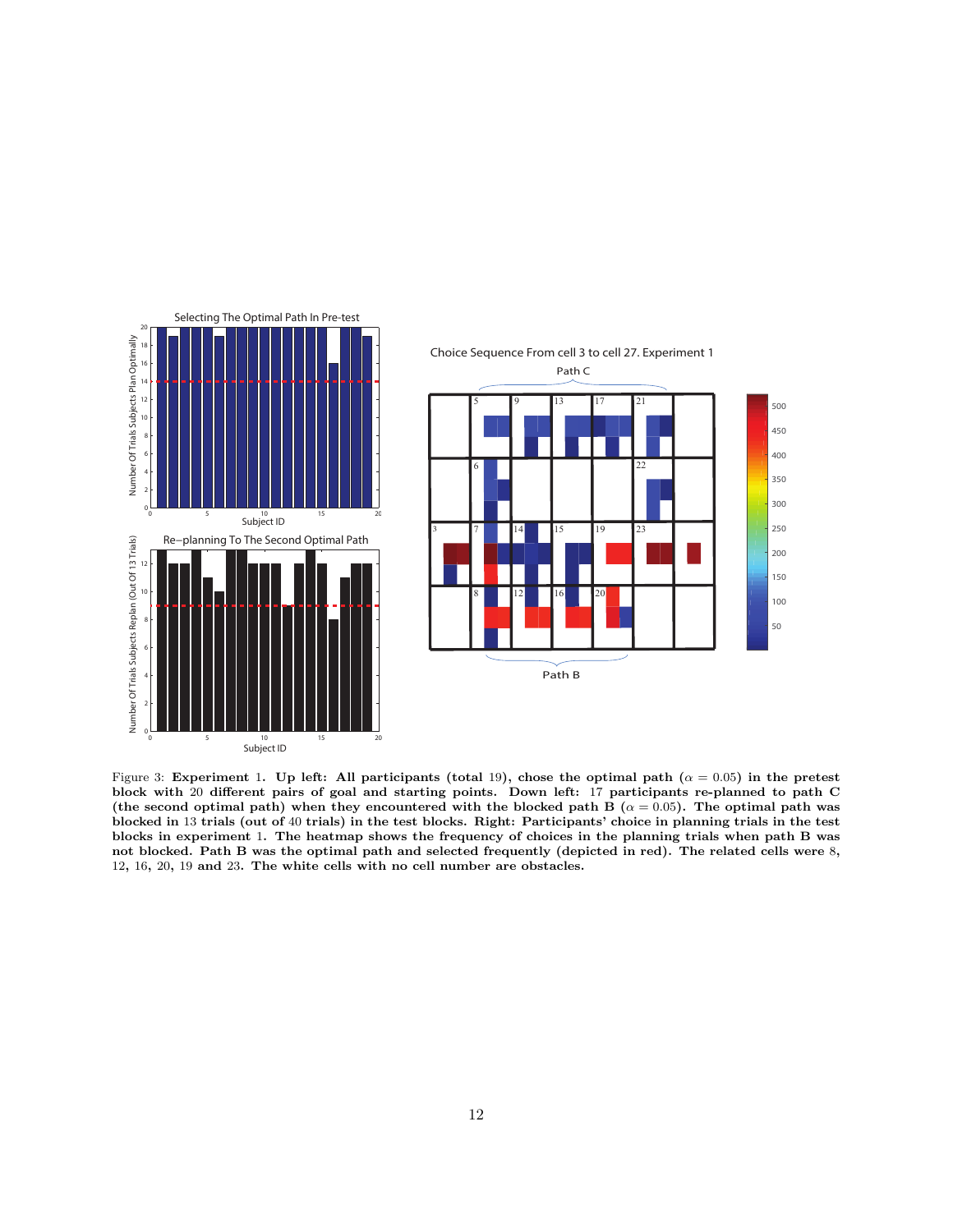Figure 3: **Experiment 1. Up left: All participants (total 19), chose the optimal path ($\alpha = 0.05$) in the pretest block with 20 different pairs of goal and starting points. Down left: 17 participants re-planned to path C (the second optimal path) when they encountered with the blocked path B ($\alpha = 0.05$). The optimal path was blocked in 13 trials (out of 40 trials) in the test blocks. Right: Participants' choice in planning trials in the test blocks in experiment 1. The heatmap shows the frequency of choices in the planning trials when path B was not blocked. Path B was the optimal path and selected frequently (depicted in red). The related cells were 8, 12, 16, 20, 19 and 23. The white cells with no cell number are obstacles.**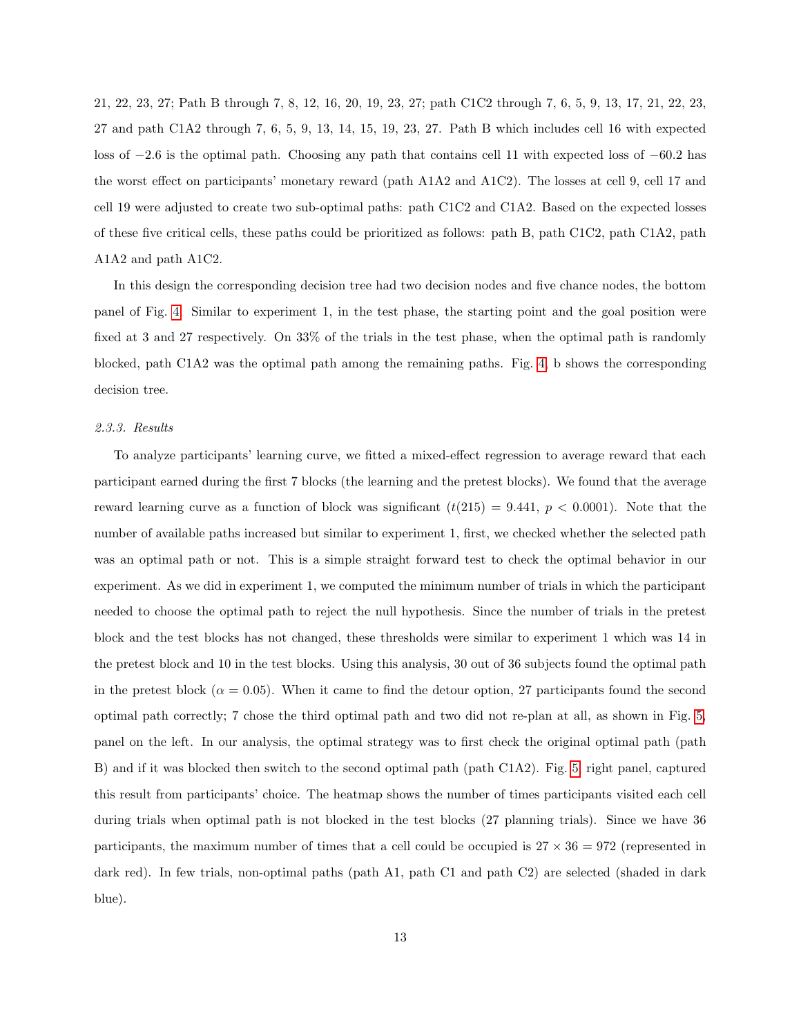21, 22, 23, 27; Path B through 7, 8, 12, 16, 20, 19, 23, 27; path C1C2 through 7, 6, 5, 9, 13, 17, 21, 22, 23, 27 and path C1A2 through 7, 6, 5, 9, 13, 14, 15, 19, 23, 27. Path B which includes cell 16 with expected loss of $-2.6$ is the optimal path. Choosing any path that contains cell 11 with expected loss of $-60.2$ has the worst effect on participants' monetary reward (path A1A2 and A1C2). The losses at cell 9, cell 17 and cell 19 were adjusted to create two sub-optimal paths: path C1C2 and C1A2. Based on the expected losses of these five critical cells, these paths could be prioritized as follows: path B, path C1C2, path C1A2, path A1A2 and path A1C2.

In this design the corresponding decision tree had two decision nodes and five chance nodes, the bottom panel of Fig. 4. Similar to experiment 1, in the test phase, the starting point and the goal position were fixed at 3 and 27 respectively. On 33% of the trials in the test phase, when the optimal path is randomly blocked, path C1A2 was the optimal path among the remaining paths. Fig. 4, b shows the corresponding decision tree.

*2.3.3. Results*

To analyze participants' learning curve, we fitted a mixed-effect regression to average reward that each participant earned during the first 7 blocks (the learning and the pretest blocks). We found that the average reward learning curve as a function of block was significant ($t(215) = 9.441$, $p < 0.0001$). Note that the number of available paths increased but similar to experiment 1, first, we checked whether the selected path was an optimal path or not. This is a simple straight forward test to check the optimal behavior in our experiment. As we did in experiment 1, we computed the minimum number of trials in which the participant needed to choose the optimal path to reject the null hypothesis. Since the number of trials in the pretest block and the test blocks has not changed, these thresholds were similar to experiment 1 which was 14 in the pretest block and 10 in the test blocks. Using this analysis, 30 out of 36 subjects found the optimal path in the pretest block ($\alpha = 0.05$). When it came to find the detour option, 27 participants found the second optimal path correctly; 7 chose the third optimal path and two did not re-plan at all, as shown in Fig. 5, panel on the left. In our analysis, the optimal strategy was to first check the original optimal path (path B) and if it was blocked then switch to the second optimal path (path C1A2). Fig. 5, right panel, captured this result from participants' choice. The heatmap shows the number of times participants visited each cell during trials when optimal path is not blocked in the test blocks (27 planning trials). Since we have 36 participants, the maximum number of times that a cell could be occupied is $27 \times 36 = 972$ (represented in dark red). In few trials, non-optimal paths (path A1, path C1 and path C2) are selected (shaded in dark blue).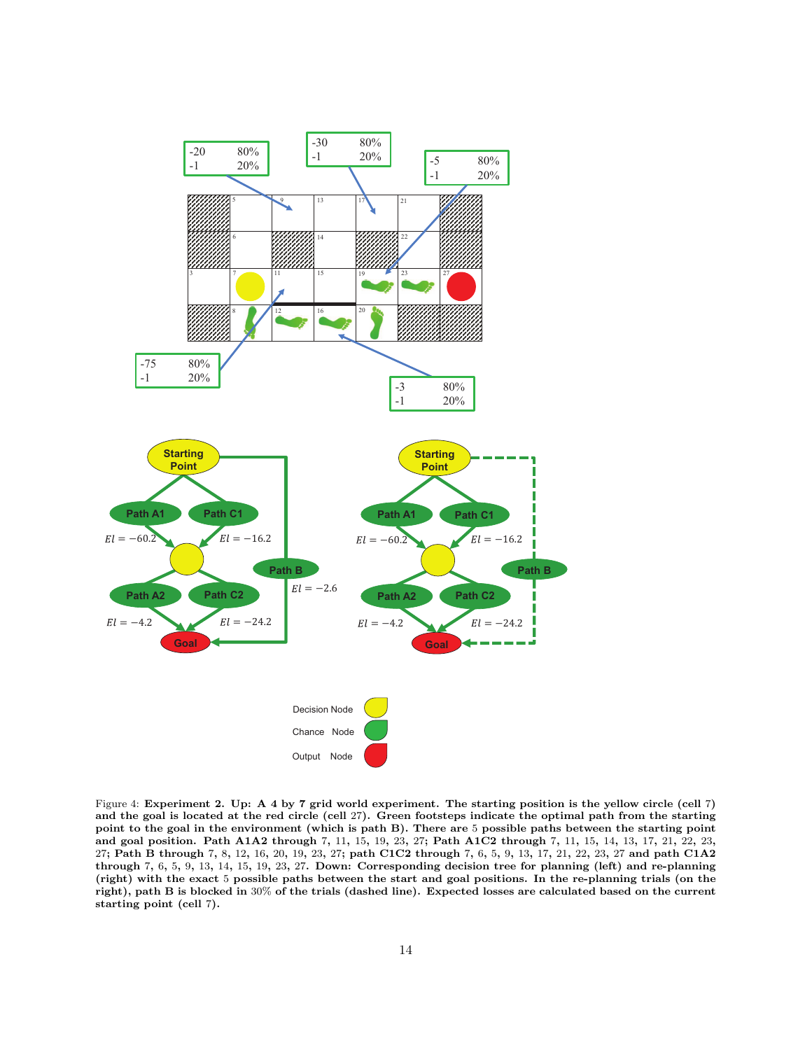Figure 4: **Experiment 2. Up: A 4 by 7 grid world experiment. The starting position is the yellow circle (cell 7) and the goal is located at the red circle (cell 27). Green footsteps indicate the optimal path from the starting point to the goal in the environment (which is path B). There are 5 possible paths between the starting point and goal position. Path A1A2 through 7, 11, 15, 19, 23, 27; Path A1C2 through 7, 11, 15, 14, 13, 17, 21, 22, 23, 27; Path B through 7, 8, 12, 16, 20, 19, 23, 27; path C1C2 through 7, 6, 5, 9, 13, 17, 21, 22, 23, 27 and path C1A2 through 7, 6, 5, 9, 13, 14, 15, 19, 23, 27. Down: Corresponding decision tree for planning (left) and re-planning (right) with the exact 5 possible paths between the start and goal positions. In the re-planning trials (on the right), path B is blocked in 30% of the trials (dashed line). Expected losses are calculated based on the current starting point (cell 7).**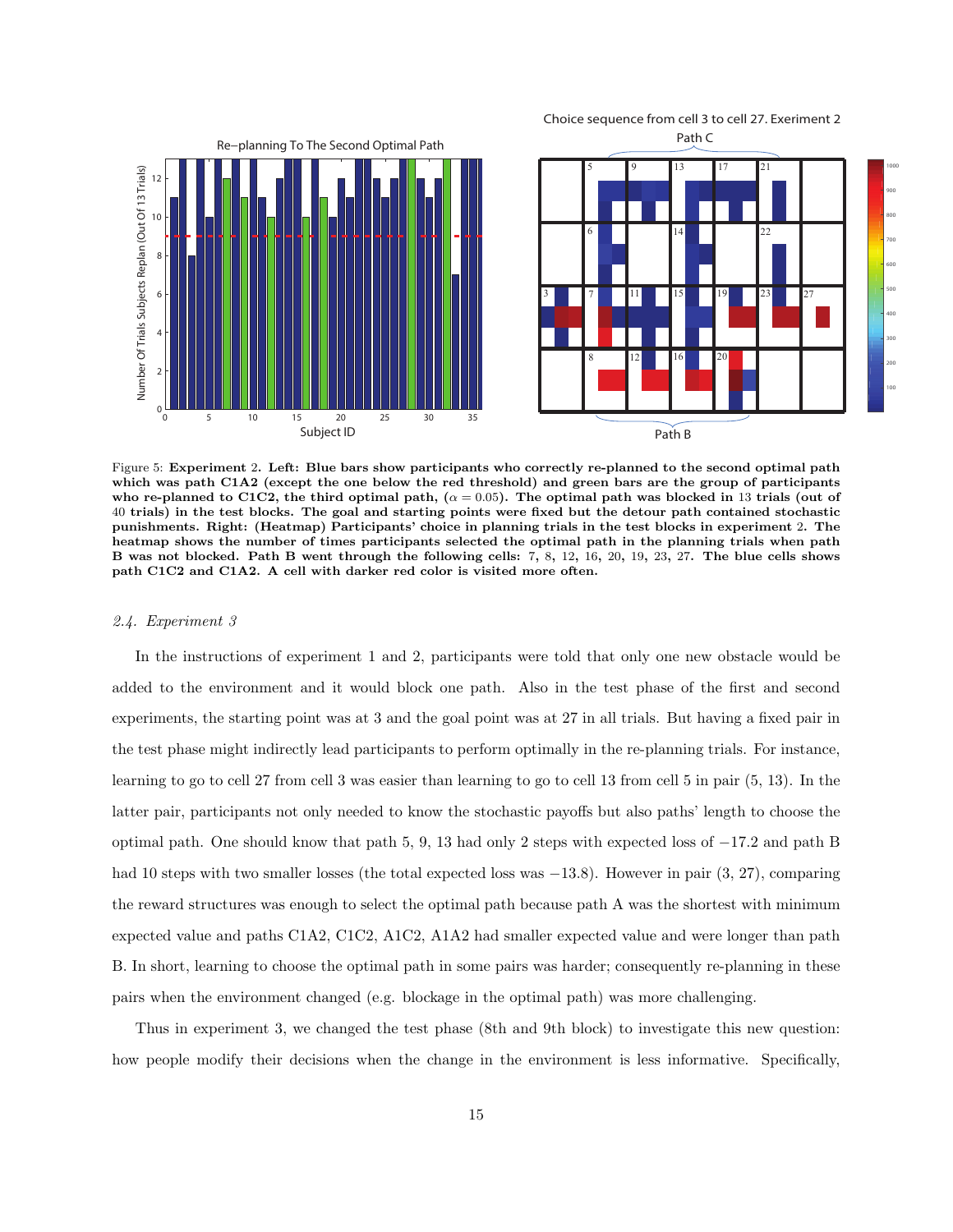Figure 5: **Experiment 2. Left: Blue bars show participants who correctly re-planned to the second optimal path which was path C1A2 (except the one below the red threshold) and green bars are the group of participants who re-planned to C1C2, the third optimal path, ($\alpha = 0.05$). The optimal path was blocked in 13 trials (out of 40 trials) in the test blocks. The goal and starting points were fixed but the detour path contained stochastic punishments. Right: (Heatmap) Participants' choice in planning trials in the test blocks in experiment 2. The heatmap shows the number of times participants selected the optimal path in the planning trials when path B was not blocked. Path B went through the following cells: 7, 8, 12, 16, 20, 19, 23, 27. The blue cells shows path C1C2 and C1A2. A cell with darker red color is visited more often.**

### *2.4. Experiment 3*

In the instructions of experiment 1 and 2, participants were told that only one new obstacle would be added to the environment and it would block one path. Also in the test phase of the first and second experiments, the starting point was at 3 and the goal point was at 27 in all trials. But having a fixed pair in the test phase might indirectly lead participants to perform optimally in the re-planning trials. For instance, learning to go to cell 27 from cell 3 was easier than learning to go to cell 13 from cell 5 in pair (5, 13). In the latter pair, participants not only needed to know the stochastic payoffs but also paths' length to choose the optimal path. One should know that path 5, 9, 13 had only 2 steps with expected loss of $-17.2$ and path B had 10 steps with two smaller losses (the total expected loss was $-13.8$). However in pair (3, 27), comparing the reward structures was enough to select the optimal path because path A was the shortest with minimum expected value and paths C1A2, C1C2, A1C2, A1A2 had smaller expected value and were longer than path B. In short, learning to choose the optimal path in some pairs was harder; consequently re-planning in these pairs when the environment changed (e.g. blockage in the optimal path) was more challenging.

Thus in experiment 3, we changed the test phase (8th and 9th block) to investigate this new question: how people modify their decisions when the change in the environment is less informative. Specifically,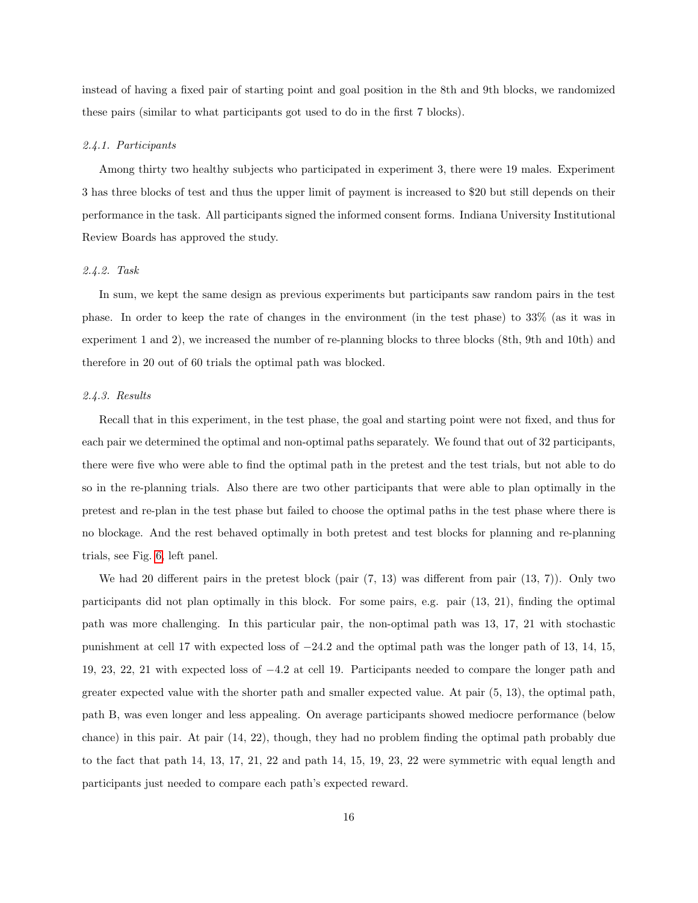instead of having a fixed pair of starting point and goal position in the 8th and 9th blocks, we randomized these pairs (similar to what participants got used to do in the first 7 blocks).

#### *2.4.1. Participants*

Among thirty two healthy subjects who participated in experiment 3, there were 19 males. Experiment 3 has three blocks of test and thus the upper limit of payment is increased to $20 but still depends on their performance in the task. All participants signed the informed consent forms. Indiana University Institutional Review Boards has approved the study.

#### *2.4.2. Task*

In sum, we kept the same design as previous experiments but participants saw random pairs in the test phase. In order to keep the rate of changes in the environment (in the test phase) to 33% (as it was in experiment 1 and 2), we increased the number of re-planning blocks to three blocks (8th, 9th and 10th) and therefore in 20 out of 60 trials the optimal path was blocked.

#### *2.4.3. Results*

Recall that in this experiment, in the test phase, the goal and starting point were not fixed, and thus for each pair we determined the optimal and non-optimal paths separately. We found that out of 32 participants, there were five who were able to find the optimal path in the pretest and the test trials, but not able to do so in the re-planning trials. Also there are two other participants that were able to plan optimally in the pretest and re-plan in the test phase but failed to choose the optimal paths in the test phase where there is no blockage. And the rest behaved optimally in both pretest and test blocks for planning and re-planning trials, see Fig. 6, left panel.

We had 20 different pairs in the pretest block (pair (7, 13) was different from pair (13, 7)). Only two participants did not plan optimally in this block. For some pairs, e.g. pair (13, 21), finding the optimal path was more challenging. In this particular pair, the non-optimal path was 13, 17, 21 with stochastic punishment at cell 17 with expected loss of $-24.2$ and the optimal path was the longer path of 13, 14, 15, 19, 23, 22, 21 with expected loss of $-4.2$ at cell 19. Participants needed to compare the longer path and greater expected value with the shorter path and smaller expected value. At pair (5, 13), the optimal path, path B, was even longer and less appealing. On average participants showed mediocre performance (below chance) in this pair. At pair (14, 22), though, they had no problem finding the optimal path probably due to the fact that path 14, 13, 17, 21, 22 and path 14, 15, 19, 23, 22 were symmetric with equal length and participants just needed to compare each path's expected reward.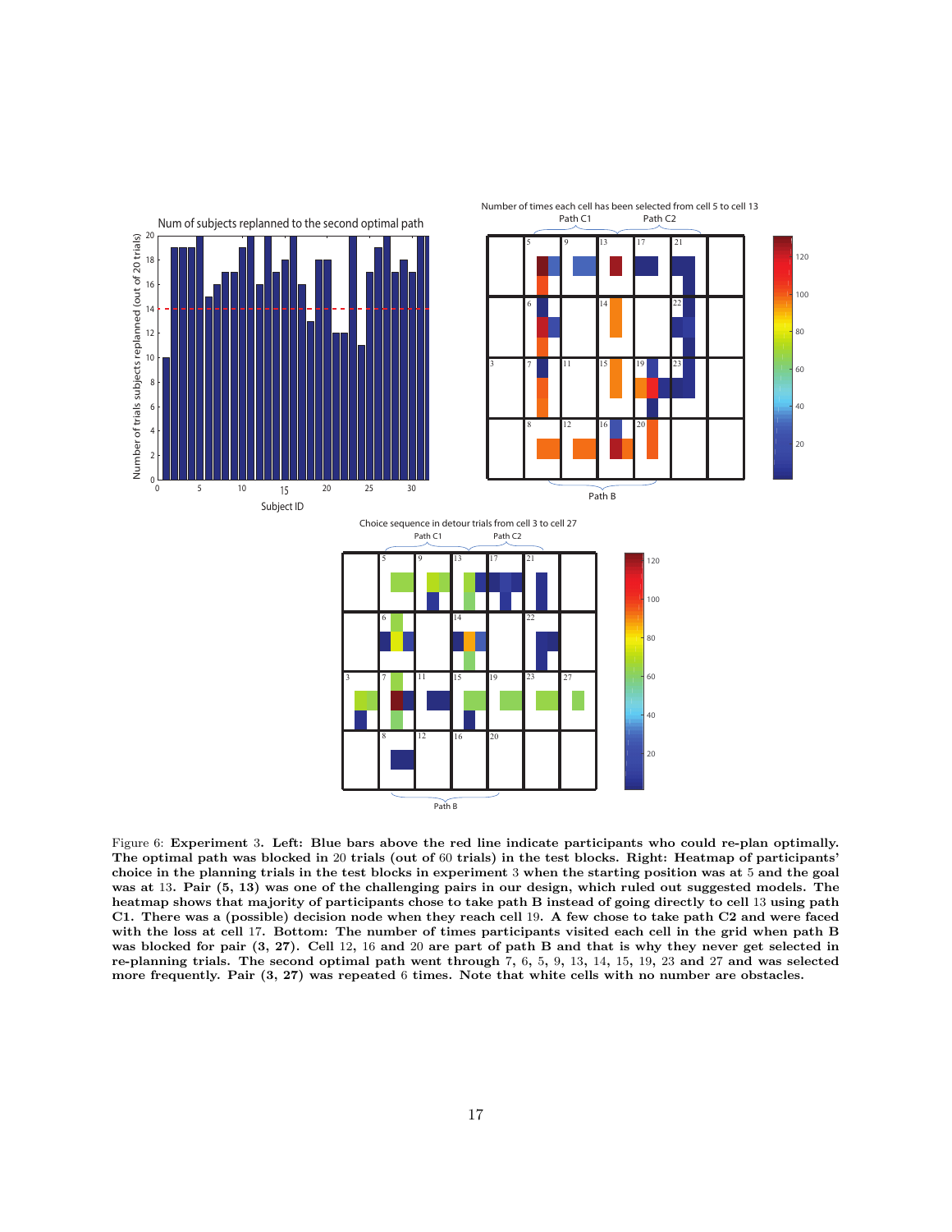Figure 6: **Experiment 3. Left: Blue bars above the red line indicate participants who could re-plan optimally. The optimal path was blocked in 20 trials (out of 60 trials) in the test blocks. Right: Heatmap of participants' choice in the planning trials in the test blocks in experiment 3 when the starting position was at 5 and the goal was at 13. Pair (5, 13) was one of the challenging pairs in our design, which ruled out suggested models. The heatmap shows that majority of participants chose to take path B instead of going directly to cell 13 using path C1. There was a (possible) decision node when they reach cell 19. A few chose to take path C2 and were faced with the loss at cell 17. Bottom: The number of times participants visited each cell in the grid when path B was blocked for pair (3, 27). Cell 12, 16 and 20 are part of path B and that is why they never get selected in re-planning trials. The second optimal path went through 7, 6, 5, 9, 13, 14, 15, 19, 23 and 27 and was selected more frequently. Pair (3, 27) was repeated 6 times. Note that white cells with no number are obstacles.**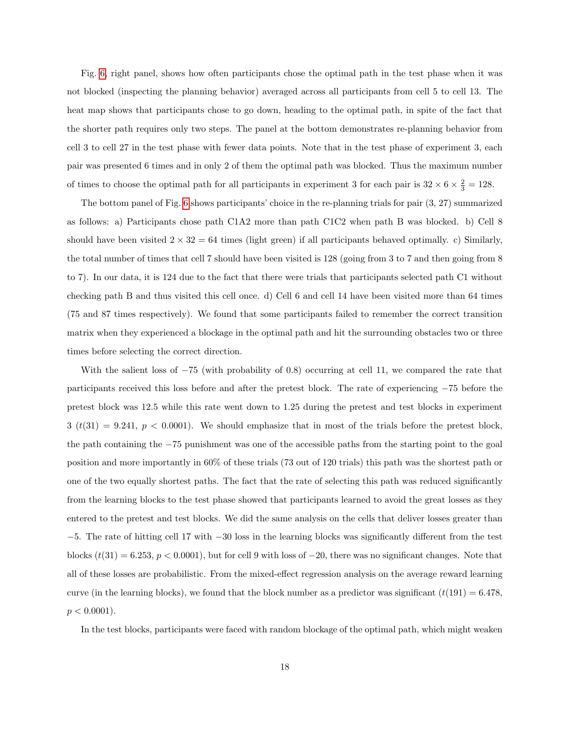Fig. 6, right panel, shows how often participants chose the optimal path in the test phase when it was not blocked (inspecting the planning behavior) averaged across all participants from cell 5 to cell 13. The heat map shows that participants chose to go down, heading to the optimal path, in spite of the fact that the shorter path requires only two steps. The panel at the bottom demonstrates re-planning behavior from cell 3 to cell 27 in the test phase with fewer data points. Note that in the test phase of experiment 3, each pair was presented 6 times and in only 2 of them the optimal path was blocked. Thus the maximum number of times to choose the optimal path for all participants in experiment 3 for each pair is $32 \times 6 \times \frac{2}{3} = 128$.

The bottom panel of Fig. 6 shows participants' choice in the re-planning trials for pair (3, 27) summarized as follows: a) Participants chose path C1A2 more than path C1C2 when path B was blocked. b) Cell 8 should have been visited $2 \times 32 = 64$ times (light green) if all participants behaved optimally. c) Similarly, the total number of times that cell 7 should have been visited is 128 (going from 3 to 7 and then going from 8 to 7). In our data, it is 124 due to the fact that there were trials that participants selected path C1 without checking path B and thus visited this cell once. d) Cell 6 and cell 14 have been visited more than 64 times (75 and 87 times respectively). We found that some participants failed to remember the correct transition matrix when they experienced a blockage in the optimal path and hit the surrounding obstacles two or three times before selecting the correct direction.

With the salient loss of $-75$ (with probability of 0.8) occurring at cell 11, we compared the rate that participants received this loss before and after the pretest block. The rate of experiencing $-75$ before the pretest block was 12.5 while this rate went down to 1.25 during the pretest and test blocks in experiment 3 ($t(31) = 9.241$, $p < 0.0001$). We should emphasize that in most of the trials before the pretest block, the path containing the $-75$ punishment was one of the accessible paths from the starting point to the goal position and more importantly in 60% of these trials (73 out of 120 trials) this path was the shortest path or one of the two equally shortest paths. The fact that the rate of selecting this path was reduced significantly from the learning blocks to the test phase showed that participants learned to avoid the great losses as they entered to the pretest and test blocks. We did the same analysis on the cells that deliver losses greater than $-5$. The rate of hitting cell 17 with $-30$ loss in the learning blocks was significantly different from the test blocks ($t(31) = 6.253$, $p < 0.0001$), but for cell 9 with loss of $-20$, there was no significant changes. Note that all of these losses are probabilistic. From the mixed-effect regression analysis on the average reward learning curve (in the learning blocks), we found that the block number as a predictor was significant ($t(191) = 6.478$, $p < 0.0001$).

In the test blocks, participants were faced with random blockage of the optimal path, which might weaken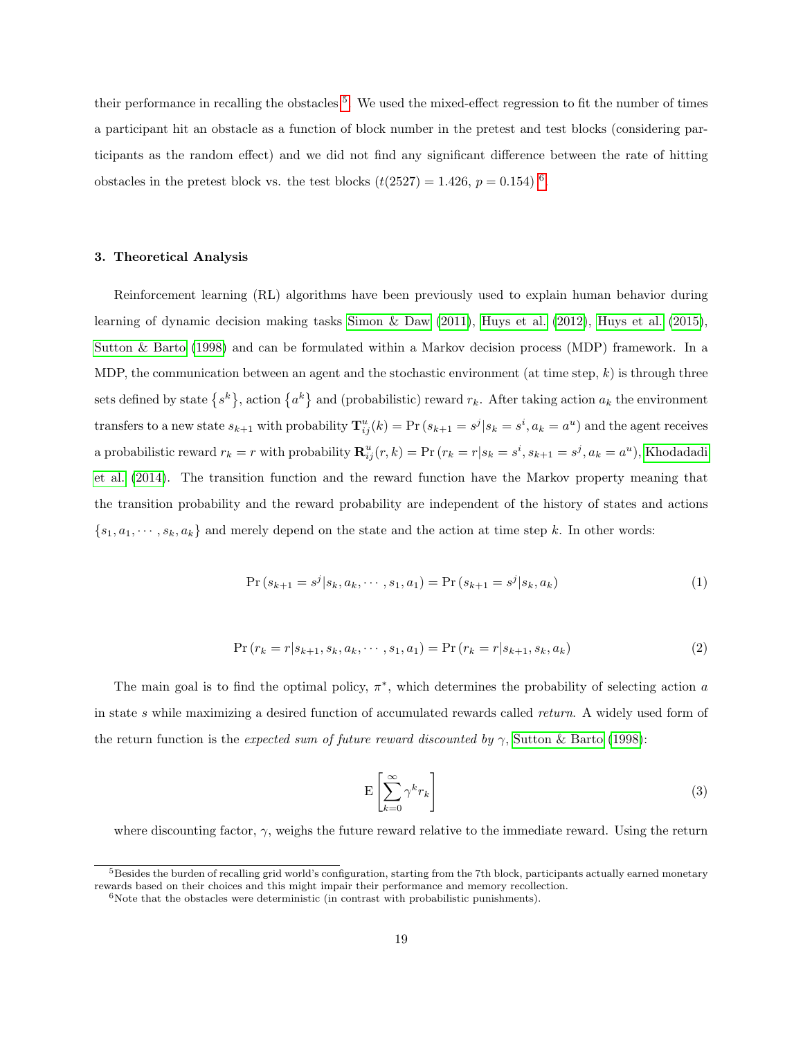their performance in recalling the obstacles [5]. We used the mixed-effect regression to fit the number of times a participant hit an obstacle as a function of block number in the pretest and test blocks (considering participants as the random effect) and we did not find any significant difference between the rate of hitting obstacles in the pretest block vs. the test blocks ($t(2527) = 1.426$, $p = 0.154$) [6].

### 3. Theoretical Analysis

Reinforcement learning (RL) algorithms have been previously used to explain human behavior during learning of dynamic decision making tasks Simon & Daw (2011), Huys et al. (2012), Huys et al. (2015), Sutton & Barto (1998) and can be formulated within a Markov decision process (MDP) framework. In a MDP, the communication between an agent and the stochastic environment (at time step, $k$) is through three sets defined by state $\{s^k\}$, action $\{a^k\}$ and (probabilistic) reward $r_k$. After taking action $a_k$ the environment transfers to a new state $s_{k+1}$ with probability $\mathbf{T}_{ij}^u(k) = \Pr(s_{k+1} = s^j | s_k = s^i, a_k = a^u)$ and the agent receives a probabilistic reward $r_k = r$ with probability $\mathbf{R}_{ij}^u(r, k) = \Pr(r_k = r | s_k = s^i, s_{k+1} = s^j, a_k = a^u)$, Khodadadi et al. (2014). The transition function and the reward function have the Markov property meaning that the transition probability and the reward probability are independent of the history of states and actions $\{s_1, a_1, \cdots, s_k, a_k\}$ and merely depend on the state and the action at time step $k$. In other words:

$$\Pr(s_{k+1} = s^j | s_k, a_k, \cdots, s_1, a_1) = \Pr(s_{k+1} = s^j | s_k, a_k) \tag{1}$$

$$\Pr(r_k = r | s_{k+1}, s_k, a_k, \cdots, s_1, a_1) = \Pr(r_k = r | s_{k+1}, s_k, a_k) \tag{2}$$

The main goal is to find the optimal policy, $\pi^*$, which determines the probability of selecting action $a$ in state $s$ while maximizing a desired function of accumulated rewards called *return*. A widely used form of the return function is the *expected sum of future reward discounted by* $\gamma$, Sutton & Barto (1998):

$$\mathrm{E}\left[\sum_{k=0}^{\infty} \gamma^k r_k\right] \tag{3}$$

where discounting factor, $\gamma$, weighs the future reward relative to the immediate reward. Using the return

[5] Besides the burden of recalling grid world's configuration, starting from the 7th block, participants actually earned monetary rewards based on their choices and this might impair their performance and memory recollection.

[6] Note that the obstacles were deterministic (in contrast with probabilistic punishments).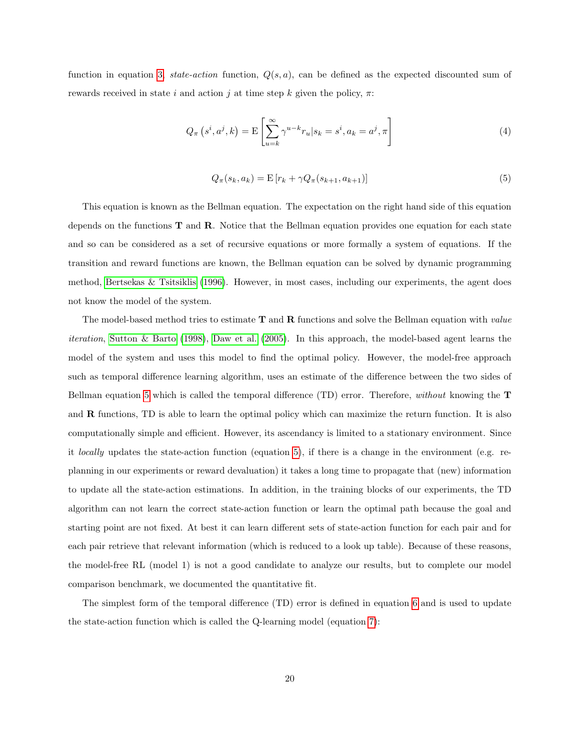function in equation 3. *state-action* function, $Q(s, a)$, can be defined as the expected discounted sum of rewards received in state $i$ and action $j$ at time step $k$ given the policy, $\pi$:

$$Q_{\pi}\left(s^{i}, a^{j}, k\right) = \mathrm{E}\left[\sum_{u=k}^{\infty} \gamma^{u-k} r_{u} | s_{k} = s^{i}, a_{k} = a^{j}, \pi\right] \tag{4}$$

$$Q_{\pi}(s_{k}, a_{k}) = \mathrm{E}\left[r_{k} + \gamma Q_{\pi}(s_{k+1}, a_{k+1})\right] \tag{5}$$

This equation is known as the Bellman equation. The expectation on the right hand side of this equation depends on the functions **T** and **R**. Notice that the Bellman equation provides one equation for each state and so can be considered as a set of recursive equations or more formally a system of equations. If the transition and reward functions are known, the Bellman equation can be solved by dynamic programming method, Bertsekas & Tsitsiklis (1996). However, in most cases, including our experiments, the agent does not know the model of the system.

The model-based method tries to estimate **T** and **R** functions and solve the Bellman equation with *value iteration*, Sutton & Barto (1998), Daw et al. (2005). In this approach, the model-based agent learns the model of the system and uses this model to find the optimal policy. However, the model-free approach such as temporal difference learning algorithm, uses an estimate of the difference between the two sides of Bellman equation 5 which is called the temporal difference (TD) error. Therefore, *without* knowing the **T** and **R** functions, TD is able to learn the optimal policy which can maximize the return function. It is also computationally simple and efficient. However, its ascendancy is limited to a stationary environment. Since it *locally* updates the state-action function (equation 5), if there is a change in the environment (e.g. re-planning in our experiments or reward devaluation) it takes a long time to propagate that (new) information to update all the state-action estimations. In addition, in the training blocks of our experiments, the TD algorithm can not learn the correct state-action function or learn the optimal path because the goal and starting point are not fixed. At best it can learn different sets of state-action function for each pair and for each pair retrieve that relevant information (which is reduced to a look up table). Because of these reasons, the model-free RL (model 1) is not a good candidate to analyze our results, but to complete our model comparison benchmark, we documented the quantitative fit.

The simplest form of the temporal difference (TD) error is defined in equation 6 and is used to update the state-action function which is called the Q-learning model (equation 7):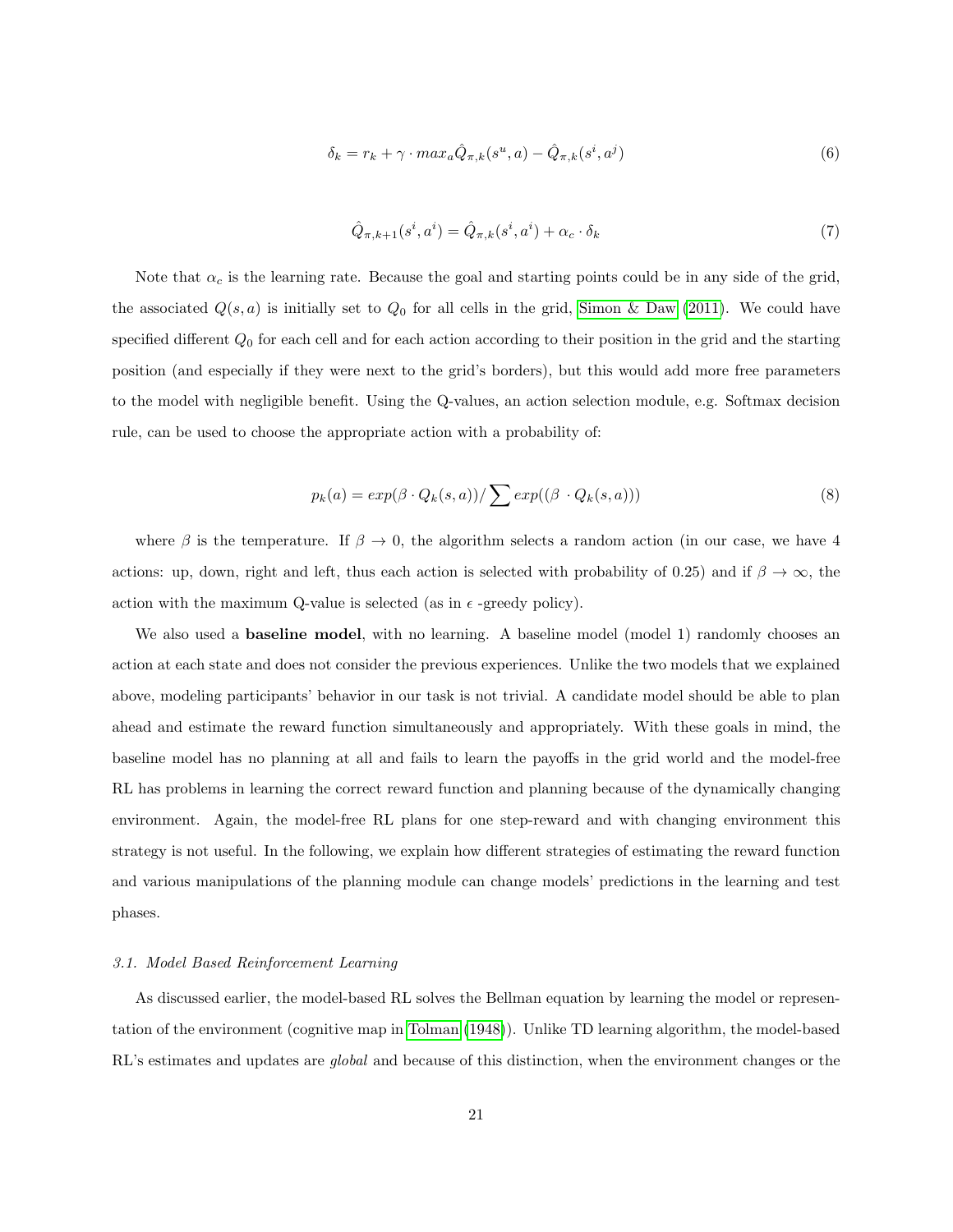$$\delta_k = r_k + \gamma \cdot max_a \hat{Q}_{\pi,k}(s^u, a) - \hat{Q}_{\pi,k}(s^i, a^j) \tag{6}$$

$$\hat{Q}_{\pi,k+1}(s^i, a^i) = \hat{Q}_{\pi,k}(s^i, a^i) + \alpha_c \cdot \delta_k \tag{7}$$

Note that $\alpha_c$ is the learning rate. Because the goal and starting points could be in any side of the grid, the associated $Q(s, a)$ is initially set to $Q_0$ for all cells in the grid, Simon & Daw (2011). We could have specified different $Q_0$ for each cell and for each action according to their position in the grid and the starting position (and especially if they were next to the grid's borders), but this would add more free parameters to the model with negligible benefit. Using the Q-values, an action selection module, e.g. Softmax decision rule, can be used to choose the appropriate action with a probability of:

$$p_k(a) = exp(\beta \cdot Q_k(s, a)) / \sum exp((\beta \cdot Q_k(s, a))) \tag{8}$$

where $\beta$ is the temperature. If $\beta \to 0$, the algorithm selects a random action (in our case, we have 4 actions: up, down, right and left, thus each action is selected with probability of 0.25) and if $\beta \to \infty$, the action with the maximum Q-value is selected (as in $\epsilon$ -greedy policy).

We also used a **baseline model**, with no learning. A baseline model (model 1) randomly chooses an action at each state and does not consider the previous experiences. Unlike the two models that we explained above, modeling participants' behavior in our task is not trivial. A candidate model should be able to plan ahead and estimate the reward function simultaneously and appropriately. With these goals in mind, the baseline model has no planning at all and fails to learn the payoffs in the grid world and the model-free RL has problems in learning the correct reward function and planning because of the dynamically changing environment. Again, the model-free RL plans for one step-reward and with changing environment this strategy is not useful. In the following, we explain how different strategies of estimating the reward function and various manipulations of the planning module can change models' predictions in the learning and test phases.

### *3.1. Model Based Reinforcement Learning*

As discussed earlier, the model-based RL solves the Bellman equation by learning the model or representation of the environment (cognitive map in Tolman (1948)). Unlike TD learning algorithm, the model-based RL's estimates and updates are *global* and because of this distinction, when the environment changes or the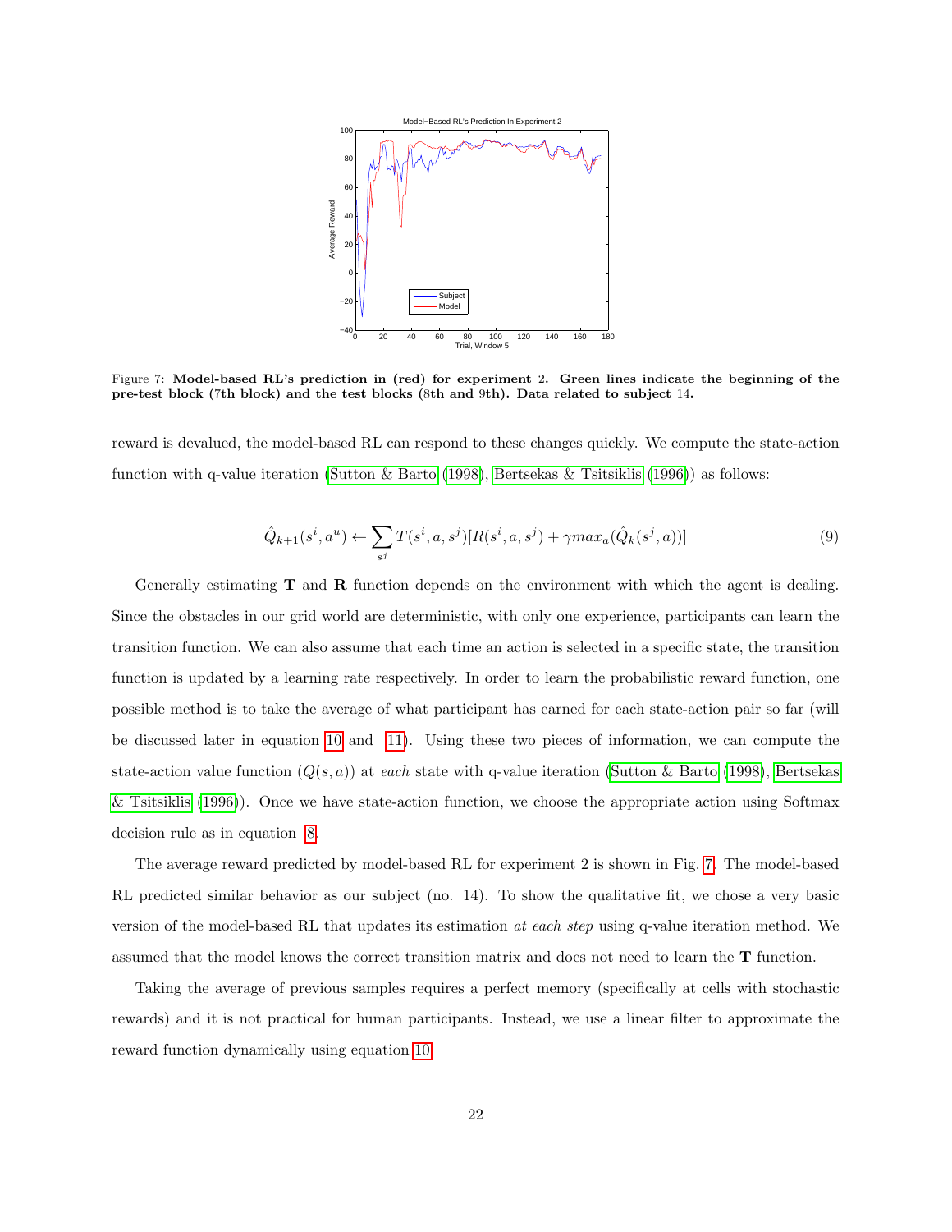Figure 7: **Model-based RL's prediction in (red) for experiment 2. Green lines indicate the beginning of the pre-test block (7th block) and the test blocks (8th and 9th). Data related to subject 14.**

reward is devalued, the model-based RL can respond to these changes quickly. We compute the state-action function with q-value iteration (Sutton & Barto (1998), Bertsekas & Tsitsiklis (1996)) as follows:

$$\hat{Q}_{k+1}(s^i, a^u) \leftarrow \sum_{s^j} T(s^i, a, s^j)[R(s^i, a, s^j) + \gamma max_a(\hat{Q}_k(s^j, a))] \tag{9}$$

Generally estimating **T** and **R** function depends on the environment with which the agent is dealing. Since the obstacles in our grid world are deterministic, with only one experience, participants can learn the transition function. We can also assume that each time an action is selected in a specific state, the transition function is updated by a learning rate respectively. In order to learn the probabilistic reward function, one possible method is to take the average of what participant has earned for each state-action pair so far (will be discussed later in equation 10 and 11). Using these two pieces of information, we can compute the state-action value function ($Q(s, a)$) at *each* state with q-value iteration (Sutton & Barto (1998), Bertsekas & Tsitsiklis (1996)). Once we have state-action function, we choose the appropriate action using Softmax decision rule as in equation 8.

The average reward predicted by model-based RL for experiment 2 is shown in Fig. 7. The model-based RL predicted similar behavior as our subject (no. 14). To show the qualitative fit, we chose a very basic version of the model-based RL that updates its estimation *at each step* using q-value iteration method. We assumed that the model knows the correct transition matrix and does not need to learn the **T** function.

Taking the average of previous samples requires a perfect memory (specifically at cells with stochastic rewards) and it is not practical for human participants. Instead, we use a linear filter to approximate the reward function dynamically using equation 10.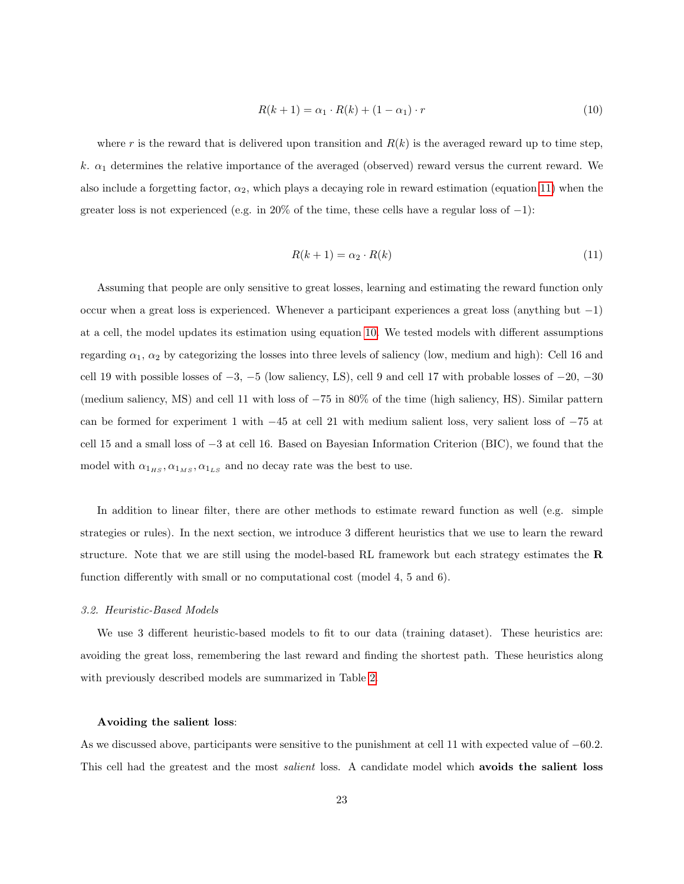$$R(k+1) = \alpha_1 \cdot R(k) + (1 - \alpha_1) \cdot r \tag{10}$$

where $r$ is the reward that is delivered upon transition and $R(k)$ is the averaged reward up to time step, $k$. $\alpha_1$ determines the relative importance of the averaged (observed) reward versus the current reward. We also include a forgetting factor, $\alpha_2$, which plays a decaying role in reward estimation (equation 11) when the greater loss is not experienced (e.g. in 20% of the time, these cells have a regular loss of $-1$):

$$R(k+1) = \alpha_2 \cdot R(k) \tag{11}$$

Assuming that people are only sensitive to great losses, learning and estimating the reward function only occur when a great loss is experienced. Whenever a participant experiences a great loss (anything but $-1$) at a cell, the model updates its estimation using equation 10. We tested models with different assumptions regarding $\alpha_1$, $\alpha_2$ by categorizing the losses into three levels of saliency (low, medium and high): Cell 16 and cell 19 with possible losses of $-3$, $-5$ (low saliency, LS), cell 9 and cell 17 with probable losses of $-20$, $-30$ (medium saliency, MS) and cell 11 with loss of $-75$ in 80% of the time (high saliency, HS). Similar pattern can be formed for experiment 1 with $-45$ at cell 21 with medium salient loss, very salient loss of $-75$ at cell 15 and a small loss of $-3$ at cell 16. Based on Bayesian Information Criterion (BIC), we found that the model with $\alpha_{1_{HS}}, \alpha_{1_{MS}}, \alpha_{1_{LS}}$ and no decay rate was the best to use.

In addition to linear filter, there are other methods to estimate reward function as well (e.g. simple strategies or rules). In the next section, we introduce 3 different heuristics that we use to learn the reward structure. Note that we are still using the model-based RL framework but each strategy estimates the $\mathbf{R}$ function differently with small or no computational cost (model 4, 5 and 6).

### *3.2. Heuristic-Based Models*

We use 3 different heuristic-based models to fit to our data (training dataset). These heuristics are: avoiding the great loss, remembering the last reward and finding the shortest path. These heuristics along with previously described models are summarized in Table 2.

**Avoiding the salient loss**:

As we discussed above, participants were sensitive to the punishment at cell 11 with expected value of $-60.2$. This cell had the greatest and the most *salient* loss. A candidate model which **avoids the salient loss**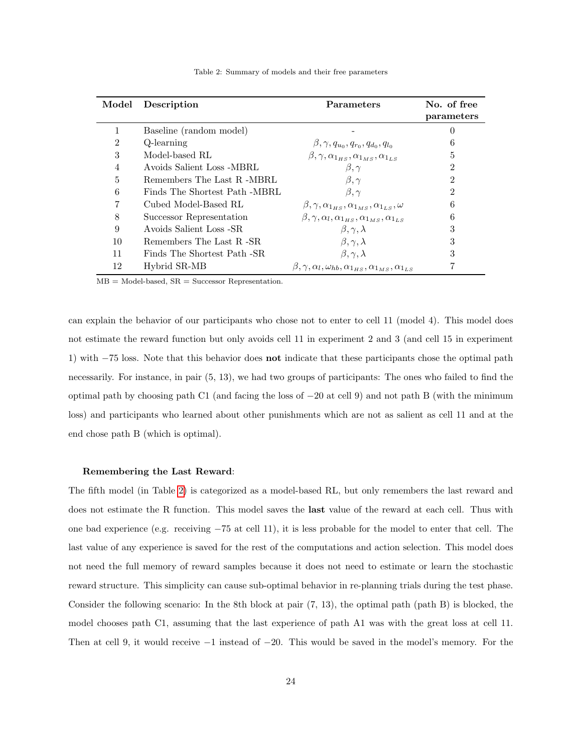Table 2: Summary of models and their free parameters

| Model | Description | Parameters | No. of free parameters |
|---|---|---|---|
| 1 | Baseline (random model) | - | 0 |
| 2 | Q-learning | $\beta, \gamma, q_{u_0}, q_{r_0}, q_{d_0}, q_{l_0}$ | 6 |
| 3 | Model-based RL | $\beta, \gamma, \alpha_{1_{HS}}, \alpha_{1_{MS}}, \alpha_{1_{LS}}$ | 5 |
| 4 | Avoids Salient Loss -MBRL | $\beta, \gamma$ | 2 |
| 5 | Remembers The Last R -MBRL | $\beta, \gamma$ | 2 |
| 6 | Finds The Shortest Path -MBRL | $\beta, \gamma$ | 2 |
| 7 | Cubed Model-Based RL | $\beta, \gamma, \alpha_{1_{HS}}, \alpha_{1_{MS}}, \alpha_{1_{LS}}, \omega$ | 6 |
| 8 | Successor Representation | $\beta, \gamma, \alpha_l, \alpha_{1_{HS}}, \alpha_{1_{MS}}, \alpha_{1_{LS}}$ | 6 |
| 9 | Avoids Salient Loss -SR | $\beta, \gamma, \lambda$ | 3 |
| 10 | Remembers The Last R -SR | $\beta, \gamma, \lambda$ | 3 |
| 11 | Finds The Shortest Path -SR | $\beta, \gamma, \lambda$ | 3 |
| 12 | Hybrid SR-MB | $\beta, \gamma, \alpha_l, \omega_{hb}, \alpha_{1_{HS}}, \alpha_{1_{MS}}, \alpha_{1_{LS}}$ | 7 |

MB = Model-based, SR = Successor Representation.

can explain the behavior of our participants who chose not to enter to cell 11 (model 4). This model does not estimate the reward function but only avoids cell 11 in experiment 2 and 3 (and cell 15 in experiment 1) with $-75$ loss. Note that this behavior does **not** indicate that these participants chose the optimal path necessarily. For instance, in pair (5, 13), we had two groups of participants: The ones who failed to find the optimal path by choosing path C1 (and facing the loss of $-20$ at cell 9) and not path B (with the minimum loss) and participants who learned about other punishments which are not as salient as cell 11 and at the end chose path B (which is optimal).

**Remembering the Last Reward**:

The fifth model (in Table 2) is categorized as a model-based RL, but only remembers the last reward and does not estimate the R function. This model saves the **last** value of the reward at each cell. Thus with one bad experience (e.g. receiving $-75$ at cell 11), it is less probable for the model to enter that cell. The last value of any experience is saved for the rest of the computations and action selection. This model does not need the full memory of reward samples because it does not need to estimate or learn the stochastic reward structure. This simplicity can cause sub-optimal behavior in re-planning trials during the test phase. Consider the following scenario: In the 8th block at pair (7, 13), the optimal path (path B) is blocked, the model chooses path C1, assuming that the last experience of path A1 was with the great loss at cell 11. Then at cell 9, it would receive $-1$ instead of $-20$. This would be saved in the model's memory. For the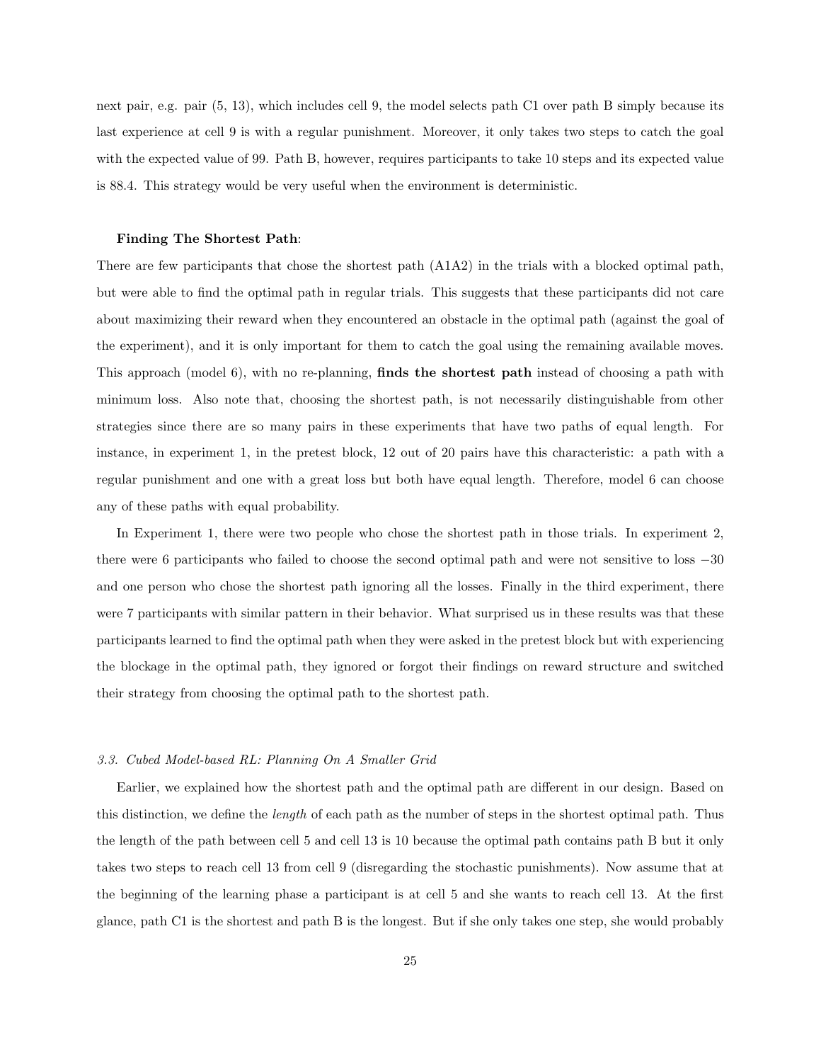next pair, e.g. pair (5, 13), which includes cell 9, the model selects path C1 over path B simply because its last experience at cell 9 is with a regular punishment. Moreover, it only takes two steps to catch the goal with the expected value of 99. Path B, however, requires participants to take 10 steps and its expected value is 88.4. This strategy would be very useful when the environment is deterministic.

**Finding The Shortest Path**:

There are few participants that chose the shortest path (A1A2) in the trials with a blocked optimal path, but were able to find the optimal path in regular trials. This suggests that these participants did not care about maximizing their reward when they encountered an obstacle in the optimal path (against the goal of the experiment), and it is only important for them to catch the goal using the remaining available moves. This approach (model 6), with no re-planning, **finds the shortest path** instead of choosing a path with minimum loss. Also note that, choosing the shortest path, is not necessarily distinguishable from other strategies since there are so many pairs in these experiments that have two paths of equal length. For instance, in experiment 1, in the pretest block, 12 out of 20 pairs have this characteristic: a path with a regular punishment and one with a great loss but both have equal length. Therefore, model 6 can choose any of these paths with equal probability.

In Experiment 1, there were two people who chose the shortest path in those trials. In experiment 2, there were 6 participants who failed to choose the second optimal path and were not sensitive to loss $-30$ and one person who chose the shortest path ignoring all the losses. Finally in the third experiment, there were 7 participants with similar pattern in their behavior. What surprised us in these results was that these participants learned to find the optimal path when they were asked in the pretest block but with experiencing the blockage in the optimal path, they ignored or forgot their findings on reward structure and switched their strategy from choosing the optimal path to the shortest path.

### *3.3. Cubed Model-based RL: Planning On A Smaller Grid*

Earlier, we explained how the shortest path and the optimal path are different in our design. Based on this distinction, we define the *length* of each path as the number of steps in the shortest optimal path. Thus the length of the path between cell 5 and cell 13 is 10 because the optimal path contains path B but it only takes two steps to reach cell 13 from cell 9 (disregarding the stochastic punishments). Now assume that at the beginning of the learning phase a participant is at cell 5 and she wants to reach cell 13. At the first glance, path C1 is the shortest and path B is the longest. But if she only takes one step, she would probably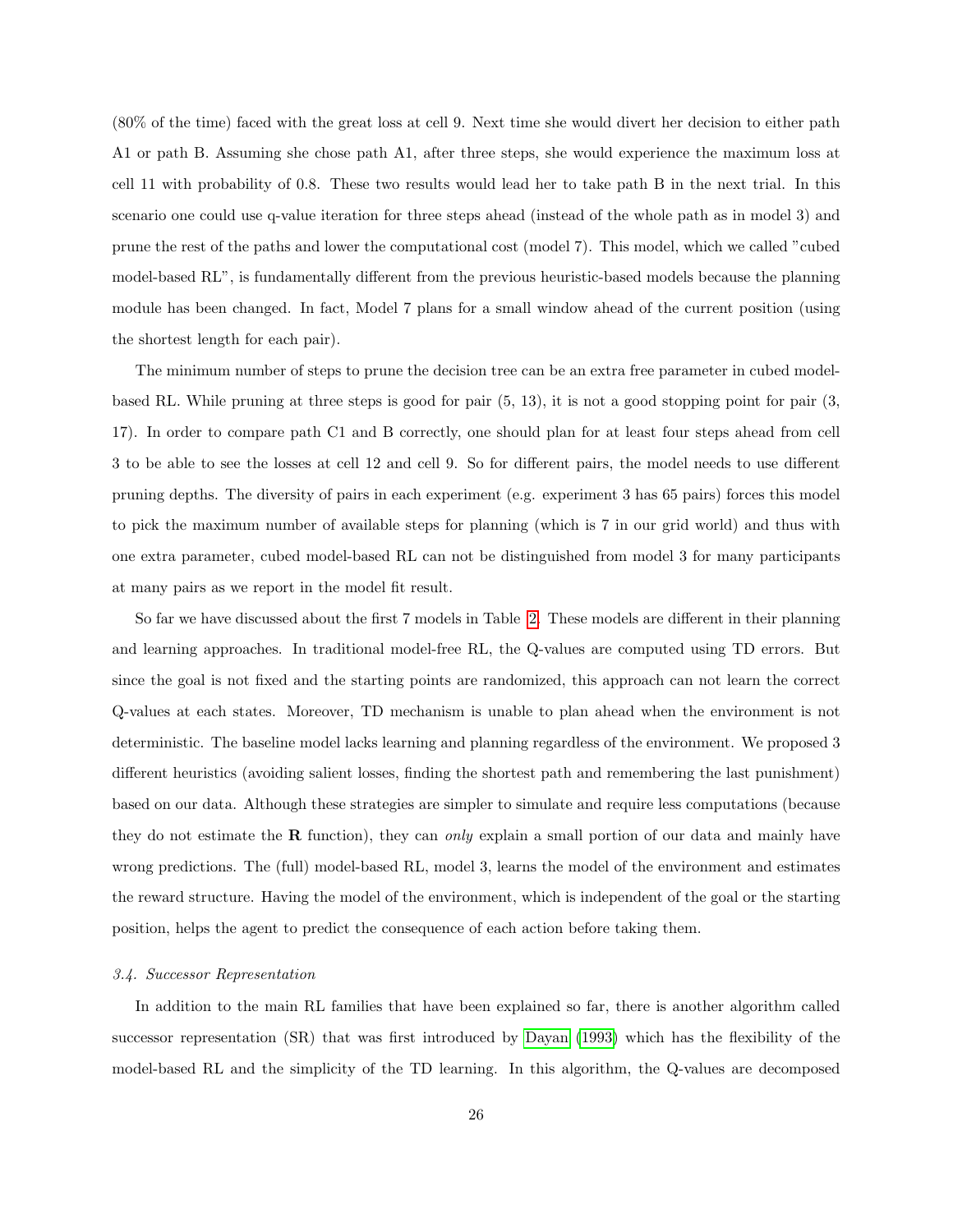(80% of the time) faced with the great loss at cell 9. Next time she would divert her decision to either path A1 or path B. Assuming she chose path A1, after three steps, she would experience the maximum loss at cell 11 with probability of 0.8. These two results would lead her to take path B in the next trial. In this scenario one could use q-value iteration for three steps ahead (instead of the whole path as in model 3) and prune the rest of the paths and lower the computational cost (model 7). This model, which we called "cubed model-based RL", is fundamentally different from the previous heuristic-based models because the planning module has been changed. In fact, Model 7 plans for a small window ahead of the current position (using the shortest length for each pair).

The minimum number of steps to prune the decision tree can be an extra free parameter in cubed model-based RL. While pruning at three steps is good for pair (5, 13), it is not a good stopping point for pair (3, 17). In order to compare path C1 and B correctly, one should plan for at least four steps ahead from cell 3 to be able to see the losses at cell 12 and cell 9. So for different pairs, the model needs to use different pruning depths. The diversity of pairs in each experiment (e.g. experiment 3 has 65 pairs) forces this model to pick the maximum number of available steps for planning (which is 7 in our grid world) and thus with one extra parameter, cubed model-based RL can not be distinguished from model 3 for many participants at many pairs as we report in the model fit result.

So far we have discussed about the first 7 models in Table 2. These models are different in their planning and learning approaches. In traditional model-free RL, the Q-values are computed using TD errors. But since the goal is not fixed and the starting points are randomized, this approach can not learn the correct Q-values at each states. Moreover, TD mechanism is unable to plan ahead when the environment is not deterministic. The baseline model lacks learning and planning regardless of the environment. We proposed 3 different heuristics (avoiding salient losses, finding the shortest path and remembering the last punishment) based on our data. Although these strategies are simpler to simulate and require less computations (because they do not estimate the **R** function), they can *only* explain a small portion of our data and mainly have wrong predictions. The (full) model-based RL, model 3, learns the model of the environment and estimates the reward structure. Having the model of the environment, which is independent of the goal or the starting position, helps the agent to predict the consequence of each action before taking them.

### *3.4. Successor Representation*

In addition to the main RL families that have been explained so far, there is another algorithm called successor representation (SR) that was first introduced by Dayan (1993) which has the flexibility of the model-based RL and the simplicity of the TD learning. In this algorithm, the Q-values are decomposed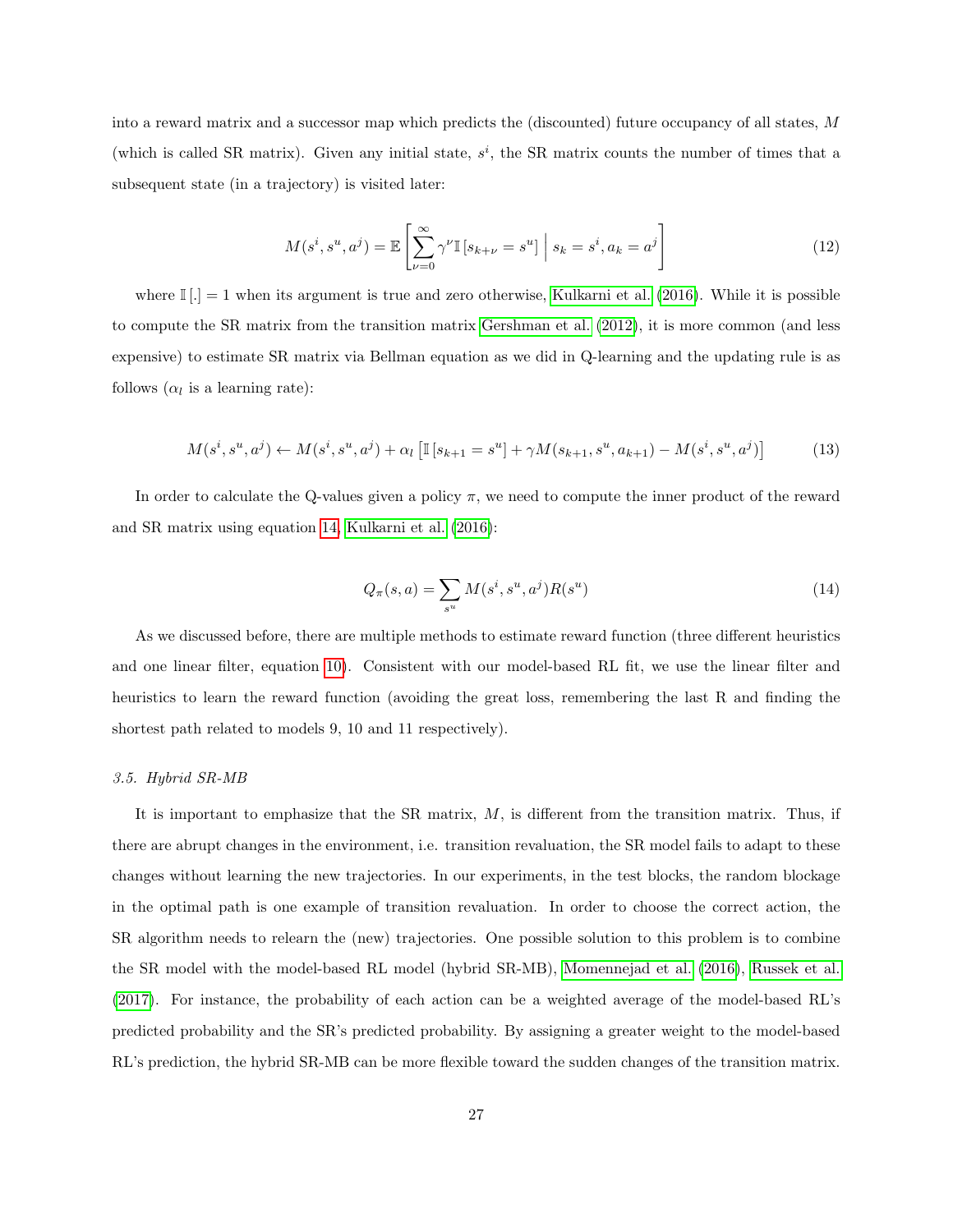into a reward matrix and a successor map which predicts the (discounted) future occupancy of all states, $M$ (which is called SR matrix). Given any initial state, $s^i$, the SR matrix counts the number of times that a subsequent state (in a trajectory) is visited later:

$$M(s^i, s^u, a^j) = \mathbb{E}\left[\sum_{\nu=0}^{\infty} \gamma^{\nu} \mathbb{I}\left[s_{k+\nu} = s^u\right] \;\middle|\; s_k = s^i, a_k = a^j\right] \tag{12}$$

where $\mathbb{I}[.] = 1$ when its argument is true and zero otherwise, Kulkarni et al. (2016). While it is possible to compute the SR matrix from the transition matrix Gershman et al. (2012), it is more common (and less expensive) to estimate SR matrix via Bellman equation as we did in Q-learning and the updating rule is as follows ($\alpha_l$ is a learning rate):

$$M(s^i, s^u, a^j) \leftarrow M(s^i, s^u, a^j) + \alpha_l \left[\mathbb{I}\left[s_{k+1} = s^u\right] + \gamma M(s_{k+1}, s^u, a_{k+1}) - M(s^i, s^u, a^j)\right] \tag{13}$$

In order to calculate the Q-values given a policy $\pi$, we need to compute the inner product of the reward and SR matrix using equation 14, Kulkarni et al. (2016):

$$Q_{\pi}(s, a) = \sum_{s^u} M(s^i, s^u, a^j) R(s^u) \tag{14}$$

As we discussed before, there are multiple methods to estimate reward function (three different heuristics and one linear filter, equation 10). Consistent with our model-based RL fit, we use the linear filter and heuristics to learn the reward function (avoiding the great loss, remembering the last R and finding the shortest path related to models 9, 10 and 11 respectively).

### 3.5. Hybrid SR-MB

It is important to emphasize that the SR matrix, $M$, is different from the transition matrix. Thus, if there are abrupt changes in the environment, i.e. transition revaluation, the SR model fails to adapt to these changes without learning the new trajectories. In our experiments, in the test blocks, the random blockage in the optimal path is one example of transition revaluation. In order to choose the correct action, the SR algorithm needs to relearn the (new) trajectories. One possible solution to this problem is to combine the SR model with the model-based RL model (hybrid SR-MB), Momennejad et al. (2016), Russek et al. (2017). For instance, the probability of each action can be a weighted average of the model-based RL's predicted probability and the SR's predicted probability. By assigning a greater weight to the model-based RL's prediction, the hybrid SR-MB can be more flexible toward the sudden changes of the transition matrix.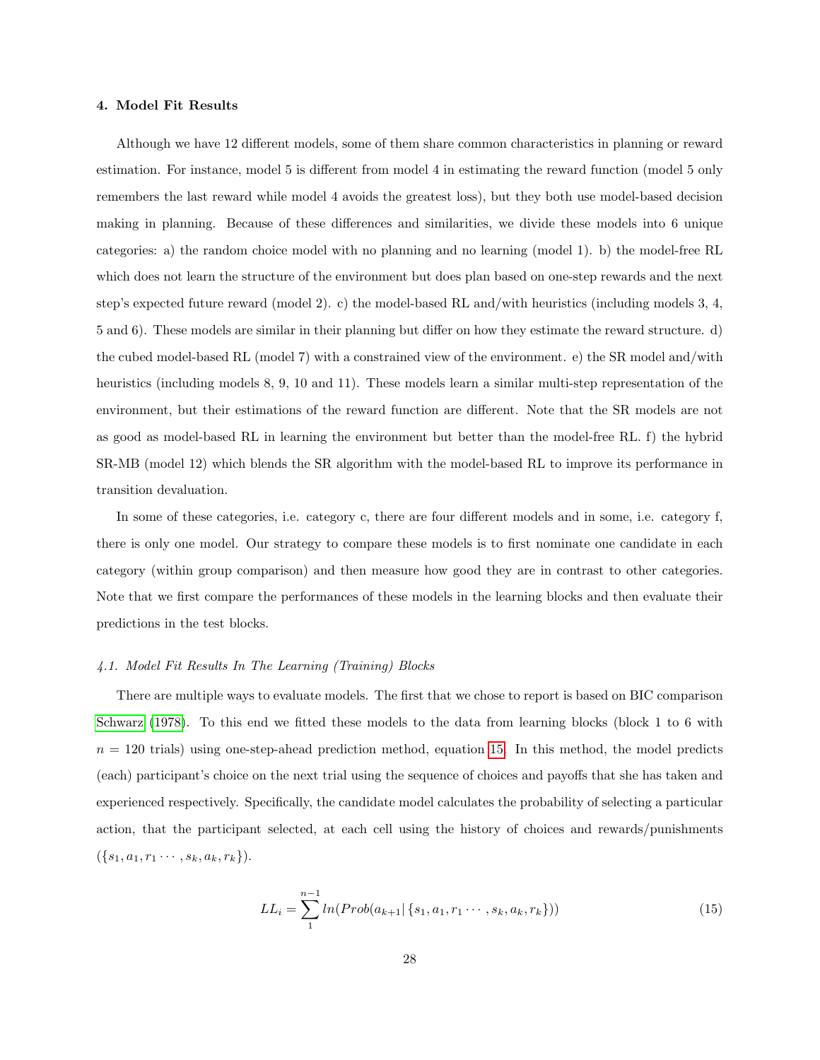## 4. Model Fit Results

Although we have 12 different models, some of them share common characteristics in planning or reward estimation. For instance, model 5 is different from model 4 in estimating the reward function (model 5 only remembers the last reward while model 4 avoids the greatest loss), but they both use model-based decision making in planning. Because of these differences and similarities, we divide these models into 6 unique categories: a) the random choice model with no planning and no learning (model 1). b) the model-free RL which does not learn the structure of the environment but does plan based on one-step rewards and the next step's expected future reward (model 2). c) the model-based RL and/with heuristics (including models 3, 4, 5 and 6). These models are similar in their planning but differ on how they estimate the reward structure. d) the cubed model-based RL (model 7) with a constrained view of the environment. e) the SR model and/with heuristics (including models 8, 9, 10 and 11). These models learn a similar multi-step representation of the environment, but their estimations of the reward function are different. Note that the SR models are not as good as model-based RL in learning the environment but better than the model-free RL. f) the hybrid SR-MB (model 12) which blends the SR algorithm with the model-based RL to improve its performance in transition devaluation.

In some of these categories, i.e. category c, there are four different models and in some, i.e. category f, there is only one model. Our strategy to compare these models is to first nominate one candidate in each category (within group comparison) and then measure how good they are in contrast to other categories. Note that we first compare the performances of these models in the learning blocks and then evaluate their predictions in the test blocks.

### *4.1. Model Fit Results In The Learning (Training) Blocks*

There are multiple ways to evaluate models. The first that we chose to report is based on BIC comparison Schwarz (1978). To this end we fitted these models to the data from learning blocks (block 1 to 6 with $n = 120$ trials) using one-step-ahead prediction method, equation 15. In this method, the model predicts (each) participant's choice on the next trial using the sequence of choices and payoffs that she has taken and experienced respectively. Specifically, the candidate model calculates the probability of selecting a particular action, that the participant selected, at each cell using the history of choices and rewards/punishments ($\{s_1, a_1, r_1 \cdots, s_k, a_k, r_k\}$).

$$LL_i = \sum_{1}^{n-1} ln(Prob(a_{k+1} | \{s_1, a_1, r_1 \cdots, s_k, a_k, r_k\})) \tag{15}$$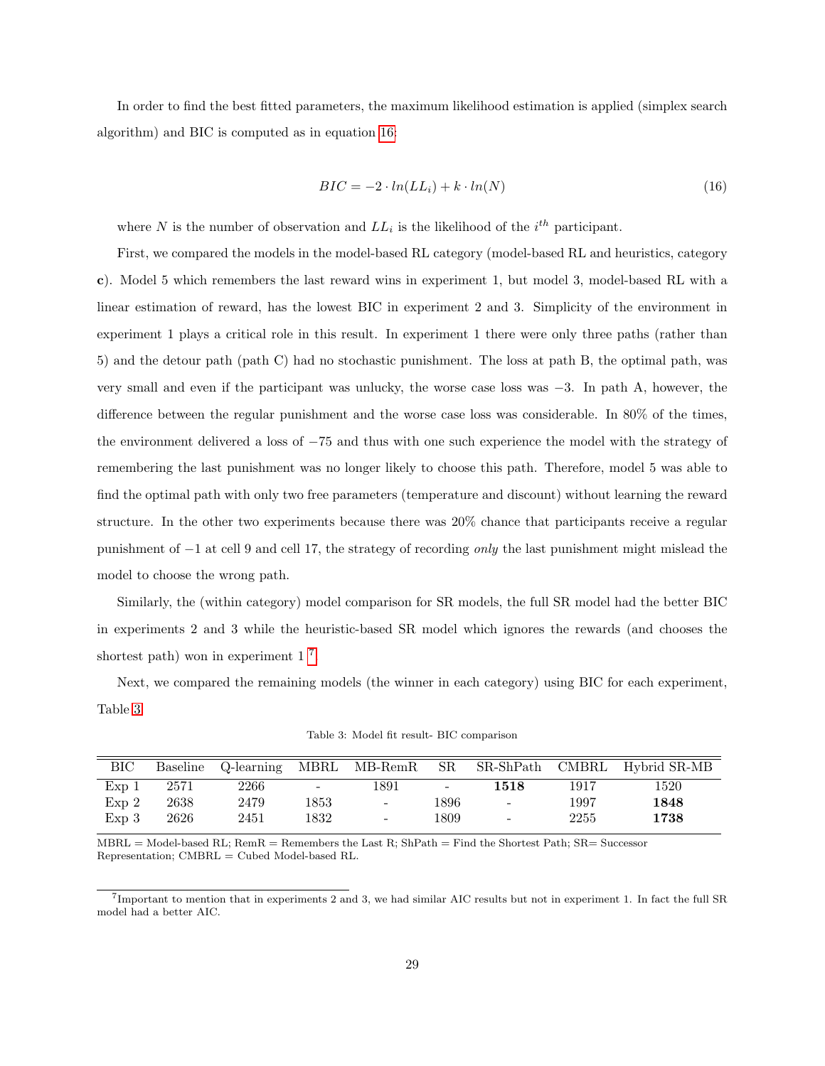In order to find the best fitted parameters, the maximum likelihood estimation is applied (simplex search algorithm) and BIC is computed as in equation 16;

$$BIC = -2 \cdot ln(LL_i) + k \cdot ln(N) \tag{16}$$

where $N$ is the number of observation and $LL_i$ is the likelihood of the $i^{th}$ participant.

First, we compared the models in the model-based RL category (model-based RL and heuristics, category **c**). Model 5 which remembers the last reward wins in experiment 1, but model 3, model-based RL with a linear estimation of reward, has the lowest BIC in experiment 2 and 3. Simplicity of the environment in experiment 1 plays a critical role in this result. In experiment 1 there were only three paths (rather than 5) and the detour path (path C) had no stochastic punishment. The loss at path B, the optimal path, was very small and even if the participant was unlucky, the worse case loss was $-3$. In path A, however, the difference between the regular punishment and the worse case loss was considerable. In 80% of the times, the environment delivered a loss of $-75$ and thus with one such experience the model with the strategy of remembering the last punishment was no longer likely to choose this path. Therefore, model 5 was able to find the optimal path with only two free parameters (temperature and discount) without learning the reward structure. In the other two experiments because there was 20% chance that participants receive a regular punishment of $-1$ at cell 9 and cell 17, the strategy of recording *only* the last punishment might mislead the model to choose the wrong path.

Similarly, the (within category) model comparison for SR models, the full SR model had the better BIC in experiments 2 and 3 while the heuristic-based SR model which ignores the rewards (and chooses the shortest path) won in experiment 1 [7].

Next, we compared the remaining models (the winner in each category) using BIC for each experiment, Table 3.

Table 3: Model fit result- BIC comparison

| BIC | Baseline | Q-learning | MBRL | MB-RemR | SR | SR-ShPath | CMBRL | Hybrid SR-MB |
|---|---|---|---|---|---|---|---|---|
| Exp 1 | 2571 | 2266 | - | 1891 | - | **1518** | 1917 | 1520 |
| Exp 2 | 2638 | 2479 | 1853 | - | 1896 | - | 1997 | **1848** |
| Exp 3 | 2626 | 2451 | 1832 | - | 1809 | - | 2255 | **1738** |

MBRL = Model-based RL; RemR = Remembers the Last R; ShPath = Find the Shortest Path; SR= Successor Representation; CMBRL = Cubed Model-based RL.

[7] Important to mention that in experiments 2 and 3, we had similar AIC results but not in experiment 1. In fact the full SR model had a better AIC.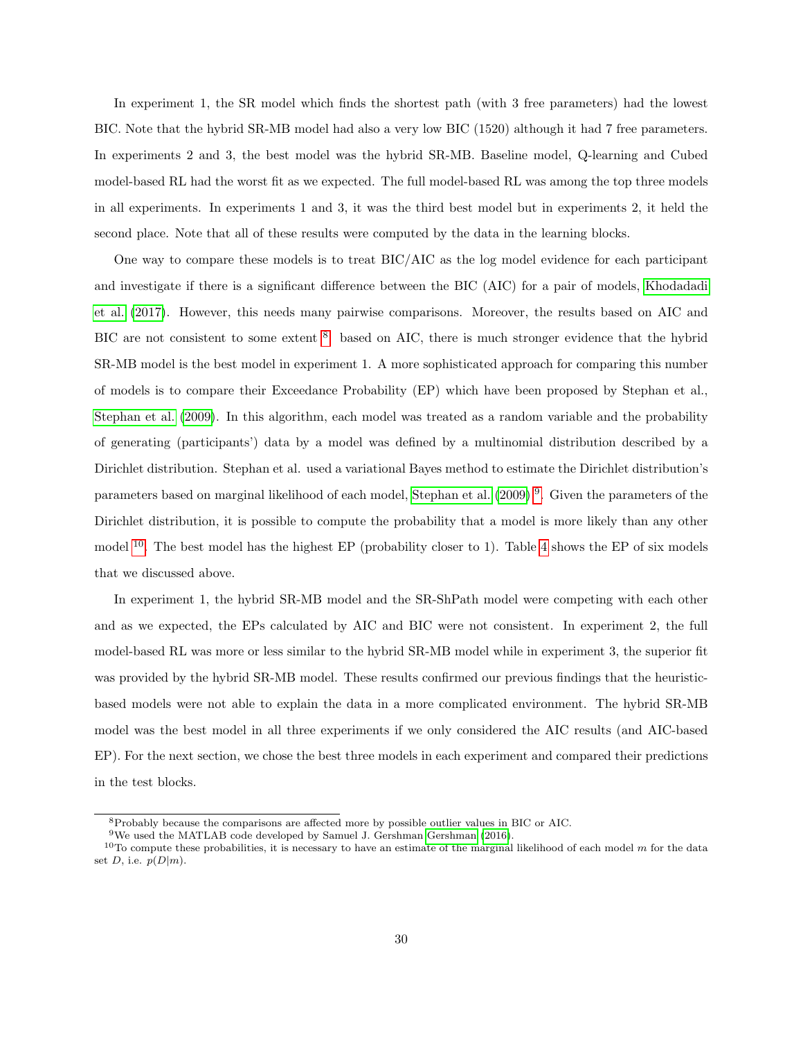In experiment 1, the SR model which finds the shortest path (with 3 free parameters) had the lowest BIC. Note that the hybrid SR-MB model had also a very low BIC (1520) although it had 7 free parameters. In experiments 2 and 3, the best model was the hybrid SR-MB. Baseline model, Q-learning and Cubed model-based RL had the worst fit as we expected. The full model-based RL was among the top three models in all experiments. In experiments 1 and 3, it was the third best model but in experiments 2, it held the second place. Note that all of these results were computed by the data in the learning blocks.

One way to compare these models is to treat BIC/AIC as the log model evidence for each participant and investigate if there is a significant difference between the BIC (AIC) for a pair of models, Khodadadi et al. (2017). However, this needs many pairwise comparisons. Moreover, the results based on AIC and BIC are not consistent to some extent [8]. based on AIC, there is much stronger evidence that the hybrid SR-MB model is the best model in experiment 1. A more sophisticated approach for comparing this number of models is to compare their Exceedance Probability (EP) which have been proposed by Stephan et al., Stephan et al. (2009). In this algorithm, each model was treated as a random variable and the probability of generating (participants') data by a model was defined by a multinomial distribution described by a Dirichlet distribution. Stephan et al. used a variational Bayes method to estimate the Dirichlet distribution's parameters based on marginal likelihood of each model, Stephan et al. (2009) [9]. Given the parameters of the Dirichlet distribution, it is possible to compute the probability that a model is more likely than any other model [10]. The best model has the highest EP (probability closer to 1). Table 4 shows the EP of six models that we discussed above.

In experiment 1, the hybrid SR-MB model and the SR-ShPath model were competing with each other and as we expected, the EPs calculated by AIC and BIC were not consistent. In experiment 2, the full model-based RL was more or less similar to the hybrid SR-MB model while in experiment 3, the superior fit was provided by the hybrid SR-MB model. These results confirmed our previous findings that the heuristic-based models were not able to explain the data in a more complicated environment. The hybrid SR-MB model was the best model in all three experiments if we only considered the AIC results (and AIC-based EP). For the next section, we chose the best three models in each experiment and compared their predictions in the test blocks.

---

[8] Probably because the comparisons are affected more by possible outlier values in BIC or AIC.

[9] We used the MATLAB code developed by Samuel J. Gershman Gershman (2016).

[10] To compute these probabilities, it is necessary to have an estimate of the marginal likelihood of each model $m$ for the data set $D$, i.e. $p(D|m)$.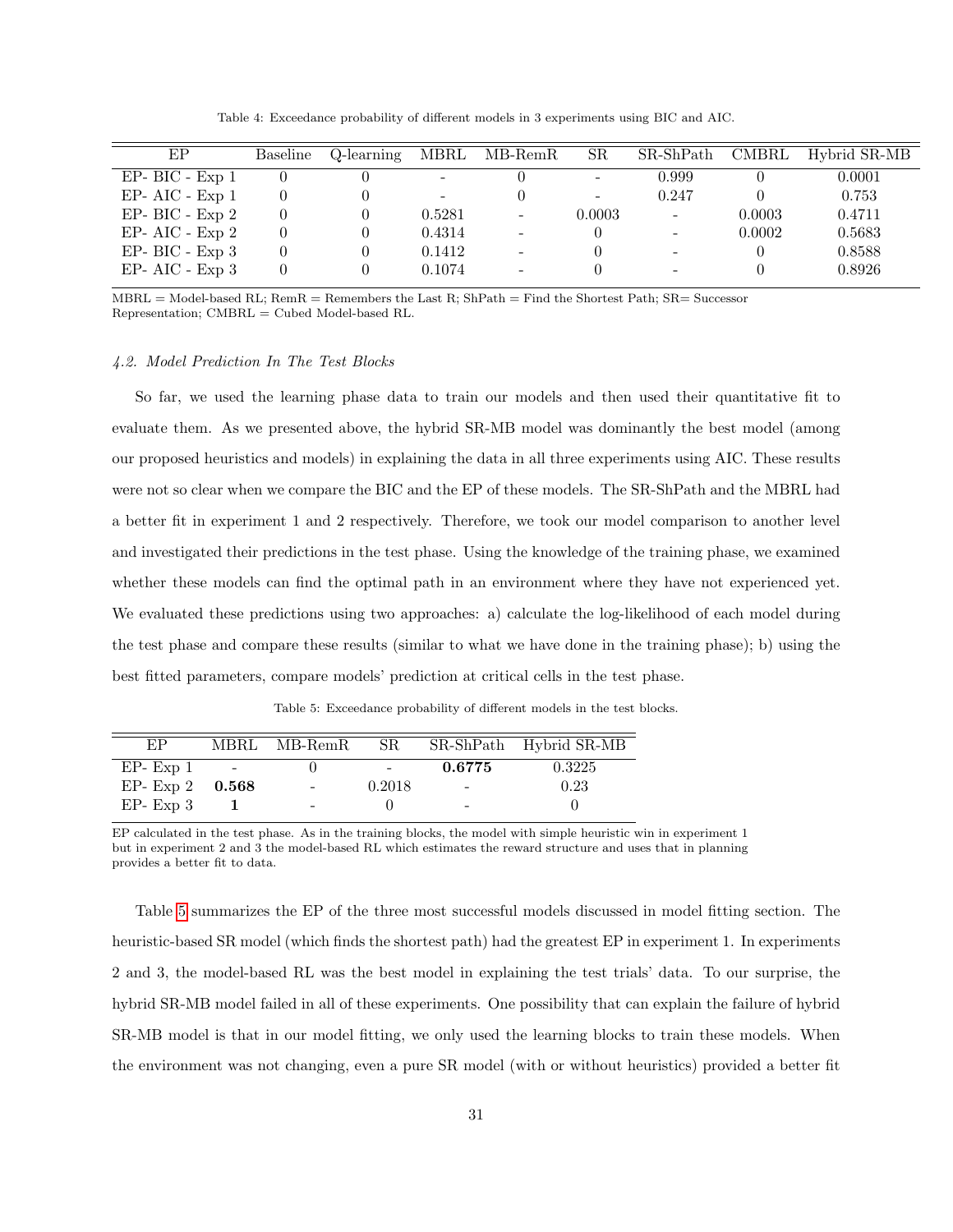Table 4: Exceedance probability of different models in 3 experiments using BIC and AIC.

| EP | Baseline | Q-learning | MBRL | MB-RemR | SR | SR-ShPath | CMBRL | Hybrid SR-MB |
|---|---|---|---|---|---|---|---|---|
| EP- BIC - Exp 1 | 0 | 0 | - | 0 | - | 0.999 | 0 | 0.0001 |
| EP- AIC - Exp 1 | 0 | 0 | - | 0 | - | 0.247 | 0 | 0.753 |
| EP- BIC - Exp 2 | 0 | 0 | 0.5281 | - | 0.0003 | - | 0.0003 | 0.4711 |
| EP- AIC - Exp 2 | 0 | 0 | 0.4314 | - | 0 | - | 0.0002 | 0.5683 |
| EP- BIC - Exp 3 | 0 | 0 | 0.1412 | - | 0 | - | 0 | 0.8588 |
| EP- AIC - Exp 3 | 0 | 0 | 0.1074 | - | 0 | - | 0 | 0.8926 |

MBRL = Model-based RL; RemR = Remembers the Last R; ShPath = Find the Shortest Path; SR= Successor Representation; CMBRL = Cubed Model-based RL.

### *4.2. Model Prediction In The Test Blocks*

So far, we used the learning phase data to train our models and then used their quantitative fit to evaluate them. As we presented above, the hybrid SR-MB model was dominantly the best model (among our proposed heuristics and models) in explaining the data in all three experiments using AIC. These results were not so clear when we compare the BIC and the EP of these models. The SR-ShPath and the MBRL had a better fit in experiment 1 and 2 respectively. Therefore, we took our model comparison to another level and investigated their predictions in the test phase. Using the knowledge of the training phase, we examined whether these models can find the optimal path in an environment where they have not experienced yet. We evaluated these predictions using two approaches: a) calculate the log-likelihood of each model during the test phase and compare these results (similar to what we have done in the training phase); b) using the best fitted parameters, compare models' prediction at critical cells in the test phase.

Table 5: Exceedance probability of different models in the test blocks.

| EP | MBRL | MB-RemR | SR | SR-ShPath | Hybrid SR-MB |
|---|---|---|---|---|---|
| EP- Exp 1 | - | 0 | - | **0.6775** | 0.3225 |
| EP- Exp 2 | **0.568** | - | 0.2018 | - | 0.23 |
| EP- Exp 3 | **1** | - | 0 | - | 0 |

EP calculated in the test phase. As in the training blocks, the model with simple heuristic win in experiment 1 but in experiment 2 and 3 the model-based RL which estimates the reward structure and uses that in planning provides a better fit to data.

Table 5 summarizes the EP of the three most successful models discussed in model fitting section. The heuristic-based SR model (which finds the shortest path) had the greatest EP in experiment 1. In experiments 2 and 3, the model-based RL was the best model in explaining the test trials' data. To our surprise, the hybrid SR-MB model failed in all of these experiments. One possibility that can explain the failure of hybrid SR-MB model is that in our model fitting, we only used the learning blocks to train these models. When the environment was not changing, even a pure SR model (with or without heuristics) provided a better fit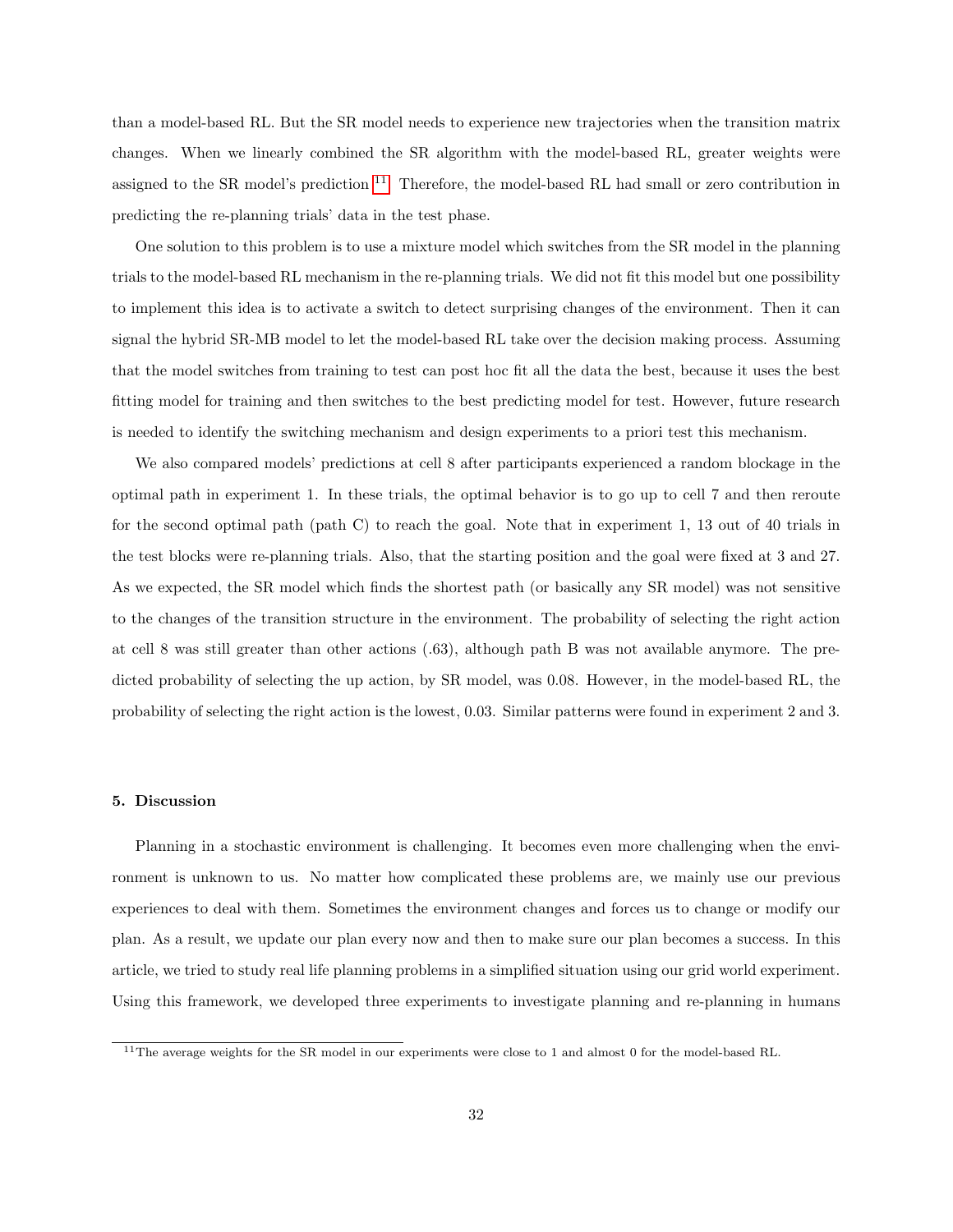than a model-based RL. But the SR model needs to experience new trajectories when the transition matrix changes. When we linearly combined the SR algorithm with the model-based RL, greater weights were assigned to the SR model's prediction [11]. Therefore, the model-based RL had small or zero contribution in predicting the re-planning trials' data in the test phase.

One solution to this problem is to use a mixture model which switches from the SR model in the planning trials to the model-based RL mechanism in the re-planning trials. We did not fit this model but one possibility to implement this idea is to activate a switch to detect surprising changes of the environment. Then it can signal the hybrid SR-MB model to let the model-based RL take over the decision making process. Assuming that the model switches from training to test can post hoc fit all the data the best, because it uses the best fitting model for training and then switches to the best predicting model for test. However, future research is needed to identify the switching mechanism and design experiments to a priori test this mechanism.

We also compared models' predictions at cell 8 after participants experienced a random blockage in the optimal path in experiment 1. In these trials, the optimal behavior is to go up to cell 7 and then reroute for the second optimal path (path C) to reach the goal. Note that in experiment 1, 13 out of 40 trials in the test blocks were re-planning trials. Also, that the starting position and the goal were fixed at 3 and 27. As we expected, the SR model which finds the shortest path (or basically any SR model) was not sensitive to the changes of the transition structure in the environment. The probability of selecting the right action at cell 8 was still greater than other actions (.63), although path B was not available anymore. The predicted probability of selecting the up action, by SR model, was 0.08. However, in the model-based RL, the probability of selecting the right action is the lowest, 0.03. Similar patterns were found in experiment 2 and 3.

## 5. Discussion

Planning in a stochastic environment is challenging. It becomes even more challenging when the environment is unknown to us. No matter how complicated these problems are, we mainly use our previous experiences to deal with them. Sometimes the environment changes and forces us to change or modify our plan. As a result, we update our plan every now and then to make sure our plan becomes a success. In this article, we tried to study real life planning problems in a simplified situation using our grid world experiment. Using this framework, we developed three experiments to investigate planning and re-planning in humans

[11] The average weights for the SR model in our experiments were close to 1 and almost 0 for the model-based RL.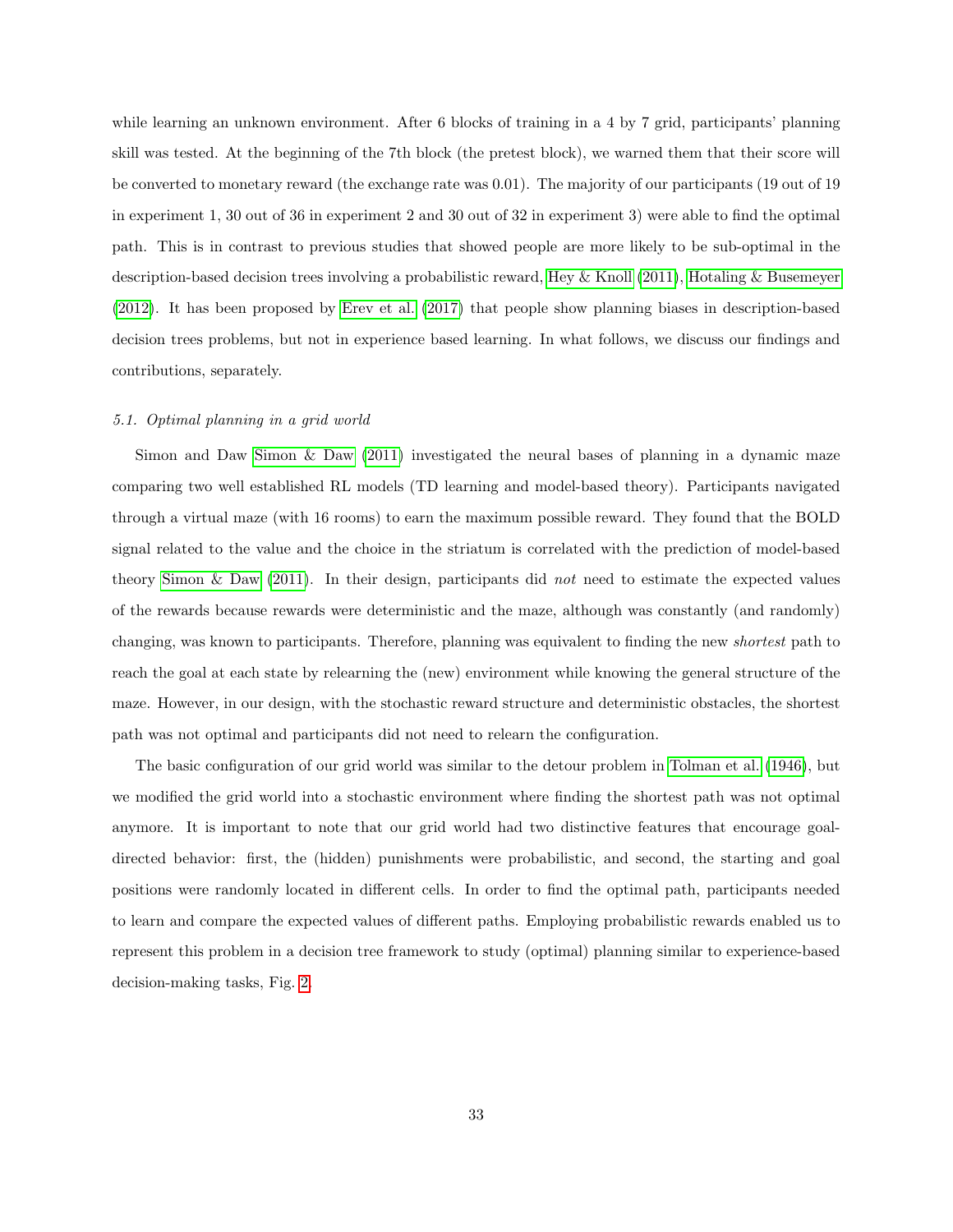while learning an unknown environment. After 6 blocks of training in a 4 by 7 grid, participants' planning skill was tested. At the beginning of the 7th block (the pretest block), we warned them that their score will be converted to monetary reward (the exchange rate was 0.01). The majority of our participants (19 out of 19 in experiment 1, 30 out of 36 in experiment 2 and 30 out of 32 in experiment 3) were able to find the optimal path. This is in contrast to previous studies that showed people are more likely to be sub-optimal in the description-based decision trees involving a probabilistic reward, Hey & Knoll (2011), Hotaling & Busemeyer (2012). It has been proposed by Erev et al. (2017) that people show planning biases in description-based decision trees problems, but not in experience based learning. In what follows, we discuss our findings and contributions, separately.

### *5.1. Optimal planning in a grid world*

Simon and Daw Simon & Daw (2011) investigated the neural bases of planning in a dynamic maze comparing two well established RL models (TD learning and model-based theory). Participants navigated through a virtual maze (with 16 rooms) to earn the maximum possible reward. They found that the BOLD signal related to the value and the choice in the striatum is correlated with the prediction of model-based theory Simon & Daw (2011). In their design, participants did *not* need to estimate the expected values of the rewards because rewards were deterministic and the maze, although was constantly (and randomly) changing, was known to participants. Therefore, planning was equivalent to finding the new *shortest* path to reach the goal at each state by relearning the (new) environment while knowing the general structure of the maze. However, in our design, with the stochastic reward structure and deterministic obstacles, the shortest path was not optimal and participants did not need to relearn the configuration.

The basic configuration of our grid world was similar to the detour problem in Tolman et al. (1946), but we modified the grid world into a stochastic environment where finding the shortest path was not optimal anymore. It is important to note that our grid world had two distinctive features that encourage goal-directed behavior: first, the (hidden) punishments were probabilistic, and second, the starting and goal positions were randomly located in different cells. In order to find the optimal path, participants needed to learn and compare the expected values of different paths. Employing probabilistic rewards enabled us to represent this problem in a decision tree framework to study (optimal) planning similar to experience-based decision-making tasks, Fig. 2.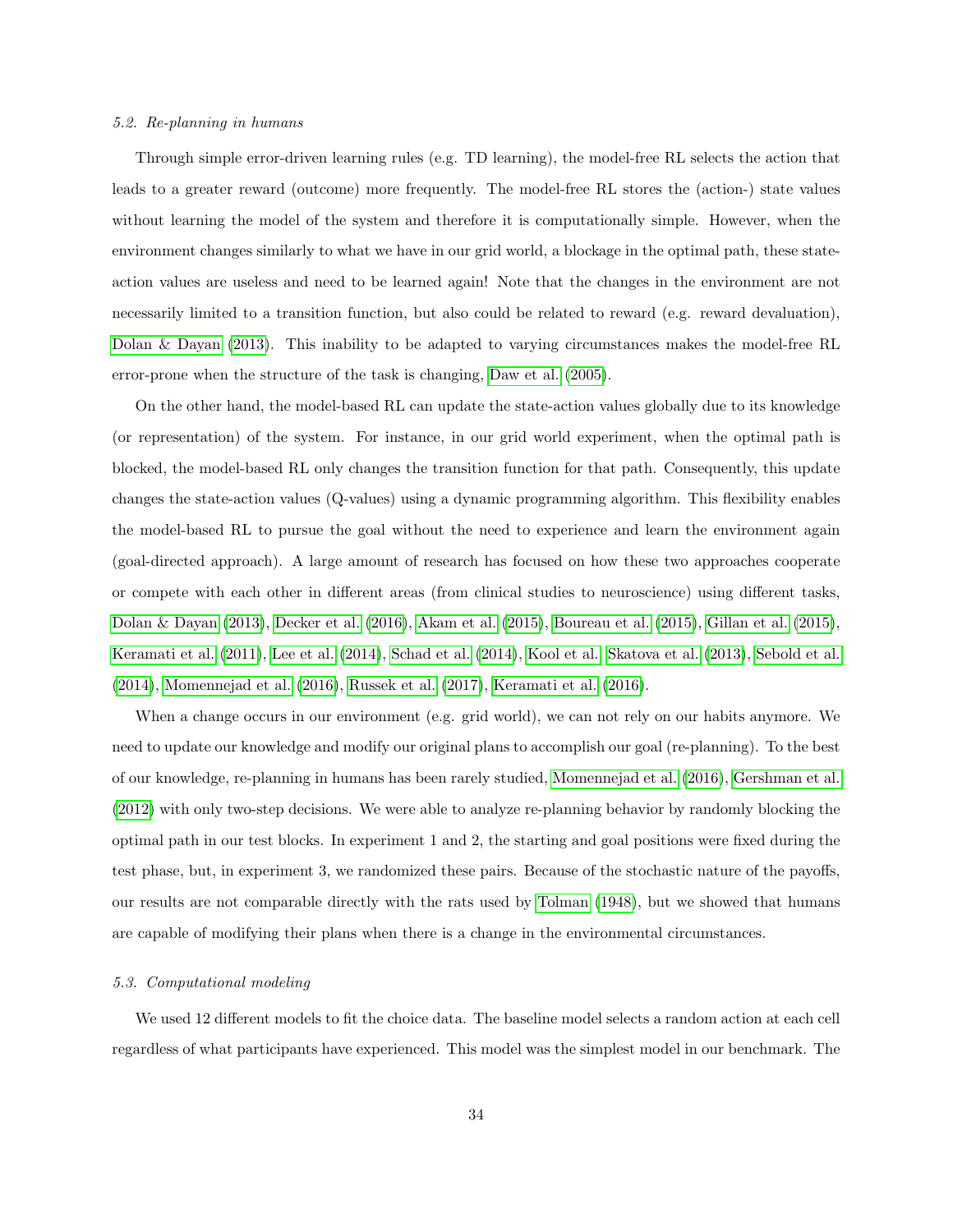### *5.2. Re-planning in humans*

Through simple error-driven learning rules (e.g. TD learning), the model-free RL selects the action that leads to a greater reward (outcome) more frequently. The model-free RL stores the (action-) state values without learning the model of the system and therefore it is computationally simple. However, when the environment changes similarly to what we have in our grid world, a blockage in the optimal path, these state-action values are useless and need to be learned again! Note that the changes in the environment are not necessarily limited to a transition function, but also could be related to reward (e.g. reward devaluation), Dolan & Dayan (2013). This inability to be adapted to varying circumstances makes the model-free RL error-prone when the structure of the task is changing, Daw et al. (2005).

On the other hand, the model-based RL can update the state-action values globally due to its knowledge (or representation) of the system. For instance, in our grid world experiment, when the optimal path is blocked, the model-based RL only changes the transition function for that path. Consequently, this update changes the state-action values (Q-values) using a dynamic programming algorithm. This flexibility enables the model-based RL to pursue the goal without the need to experience and learn the environment again (goal-directed approach). A large amount of research has focused on how these two approaches cooperate or compete with each other in different areas (from clinical studies to neuroscience) using different tasks, Dolan & Dayan (2013), Decker et al. (2016), Akam et al. (2015), Boureau et al. (2015), Gillan et al. (2015), Keramati et al. (2011), Lee et al. (2014), Schad et al. (2014), Kool et al. Skatova et al. (2013), Sebold et al. (2014), Momennejad et al. (2016), Russek et al. (2017), Keramati et al. (2016).

When a change occurs in our environment (e.g. grid world), we can not rely on our habits anymore. We need to update our knowledge and modify our original plans to accomplish our goal (re-planning). To the best of our knowledge, re-planning in humans has been rarely studied, Momennejad et al. (2016), Gershman et al. (2012) with only two-step decisions. We were able to analyze re-planning behavior by randomly blocking the optimal path in our test blocks. In experiment 1 and 2, the starting and goal positions were fixed during the test phase, but, in experiment 3, we randomized these pairs. Because of the stochastic nature of the payoffs, our results are not comparable directly with the rats used by Tolman (1948), but we showed that humans are capable of modifying their plans when there is a change in the environmental circumstances.

### *5.3. Computational modeling*

We used 12 different models to fit the choice data. The baseline model selects a random action at each cell regardless of what participants have experienced. This model was the simplest model in our benchmark. The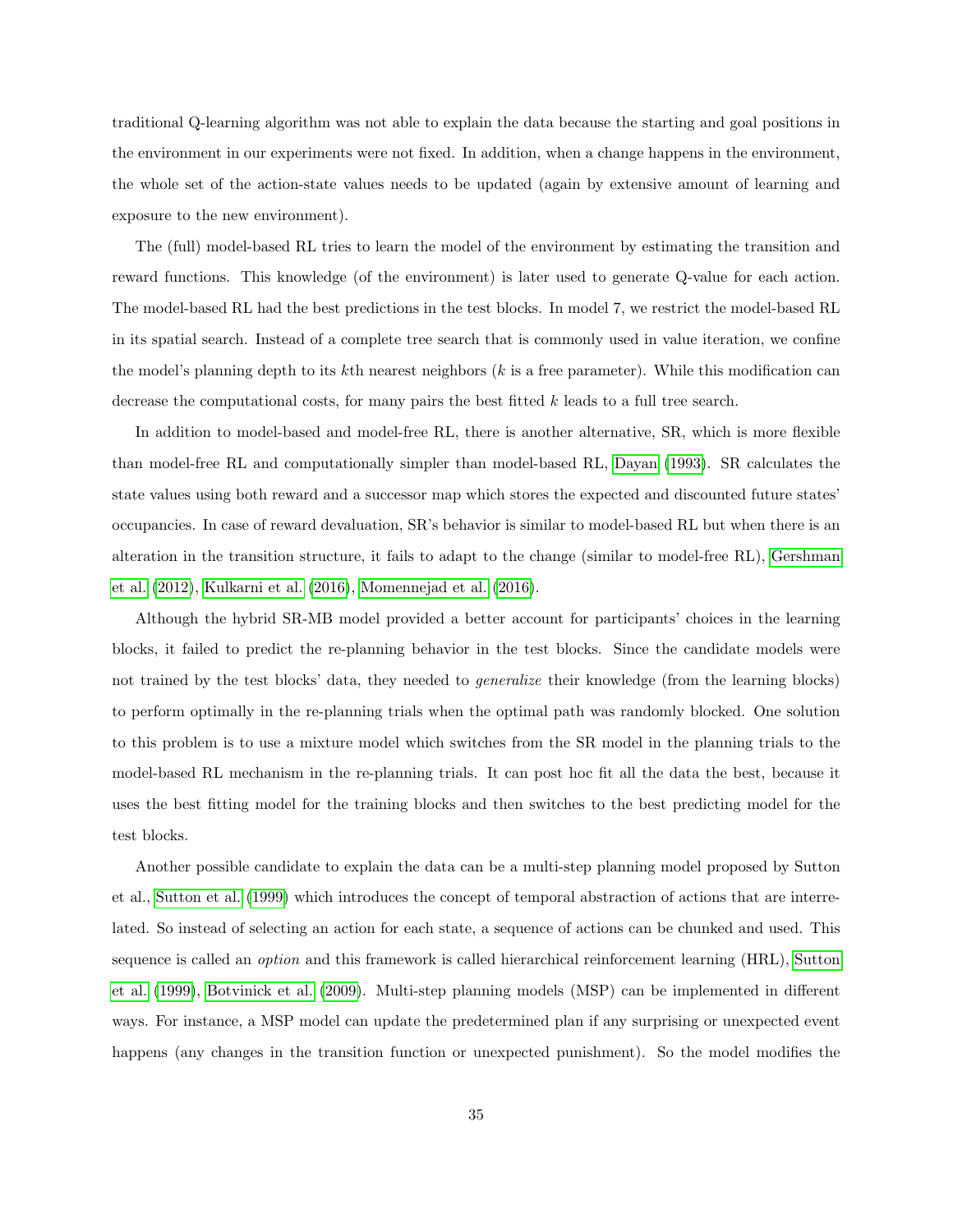traditional Q-learning algorithm was not able to explain the data because the starting and goal positions in the environment in our experiments were not fixed. In addition, when a change happens in the environment, the whole set of the action-state values needs to be updated (again by extensive amount of learning and exposure to the new environment).

The (full) model-based RL tries to learn the model of the environment by estimating the transition and reward functions. This knowledge (of the environment) is later used to generate Q-value for each action. The model-based RL had the best predictions in the test blocks. In model 7, we restrict the model-based RL in its spatial search. Instead of a complete tree search that is commonly used in value iteration, we confine the model's planning depth to its $k$th nearest neighbors ($k$ is a free parameter). While this modification can decrease the computational costs, for many pairs the best fitted $k$ leads to a full tree search.

In addition to model-based and model-free RL, there is another alternative, SR, which is more flexible than model-free RL and computationally simpler than model-based RL, Dayan (1993). SR calculates the state values using both reward and a successor map which stores the expected and discounted future states' occupancies. In case of reward devaluation, SR's behavior is similar to model-based RL but when there is an alteration in the transition structure, it fails to adapt to the change (similar to model-free RL), Gershman et al. (2012), Kulkarni et al. (2016), Momennejad et al. (2016).

Although the hybrid SR-MB model provided a better account for participants' choices in the learning blocks, it failed to predict the re-planning behavior in the test blocks. Since the candidate models were not trained by the test blocks' data, they needed to *generalize* their knowledge (from the learning blocks) to perform optimally in the re-planning trials when the optimal path was randomly blocked. One solution to this problem is to use a mixture model which switches from the SR model in the planning trials to the model-based RL mechanism in the re-planning trials. It can post hoc fit all the data the best, because it uses the best fitting model for the training blocks and then switches to the best predicting model for the test blocks.

Another possible candidate to explain the data can be a multi-step planning model proposed by Sutton et al., Sutton et al. (1999) which introduces the concept of temporal abstraction of actions that are interrelated. So instead of selecting an action for each state, a sequence of actions can be chunked and used. This sequence is called an *option* and this framework is called hierarchical reinforcement learning (HRL), Sutton et al. (1999), Botvinick et al. (2009). Multi-step planning models (MSP) can be implemented in different ways. For instance, a MSP model can update the predetermined plan if any surprising or unexpected event happens (any changes in the transition function or unexpected punishment). So the model modifies the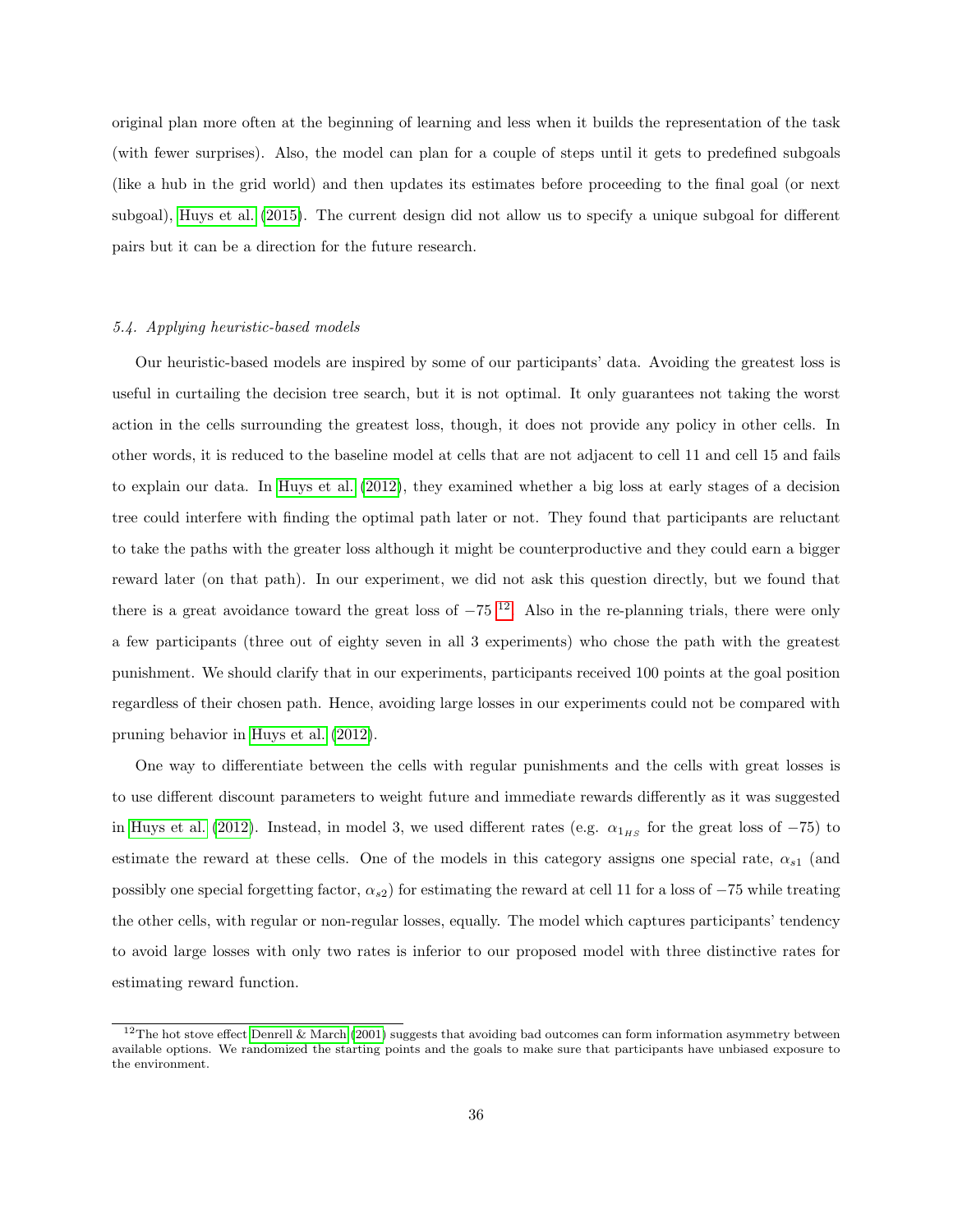original plan more often at the beginning of learning and less when it builds the representation of the task (with fewer surprises). Also, the model can plan for a couple of steps until it gets to predefined subgoals (like a hub in the grid world) and then updates its estimates before proceeding to the final goal (or next subgoal), Huys et al. (2015). The current design did not allow us to specify a unique subgoal for different pairs but it can be a direction for the future research.

### *5.4. Applying heuristic-based models*

Our heuristic-based models are inspired by some of our participants' data. Avoiding the greatest loss is useful in curtailing the decision tree search, but it is not optimal. It only guarantees not taking the worst action in the cells surrounding the greatest loss, though, it does not provide any policy in other cells. In other words, it is reduced to the baseline model at cells that are not adjacent to cell 11 and cell 15 and fails to explain our data. In Huys et al. (2012), they examined whether a big loss at early stages of a decision tree could interfere with finding the optimal path later or not. They found that participants are reluctant to take the paths with the greater loss although it might be counterproductive and they could earn a bigger reward later (on that path). In our experiment, we did not ask this question directly, but we found that there is a great avoidance toward the great loss of $-75$ [12]. Also in the re-planning trials, there were only a few participants (three out of eighty seven in all 3 experiments) who chose the path with the greatest punishment. We should clarify that in our experiments, participants received 100 points at the goal position regardless of their chosen path. Hence, avoiding large losses in our experiments could not be compared with pruning behavior in Huys et al. (2012).

One way to differentiate between the cells with regular punishments and the cells with great losses is to use different discount parameters to weight future and immediate rewards differently as it was suggested in Huys et al. (2012). Instead, in model 3, we used different rates (e.g. $\alpha_{1_{HS}}$ for the great loss of $-75$) to estimate the reward at these cells. One of the models in this category assigns one special rate, $\alpha_{s1}$ (and possibly one special forgetting factor, $\alpha_{s2}$) for estimating the reward at cell 11 for a loss of $-75$ while treating the other cells, with regular or non-regular losses, equally. The model which captures participants' tendency to avoid large losses with only two rates is inferior to our proposed model with three distinctive rates for estimating reward function.

[12] The hot stove effect Denrell & March (2001) suggests that avoiding bad outcomes can form information asymmetry between available options. We randomized the starting points and the goals to make sure that participants have unbiased exposure to the environment.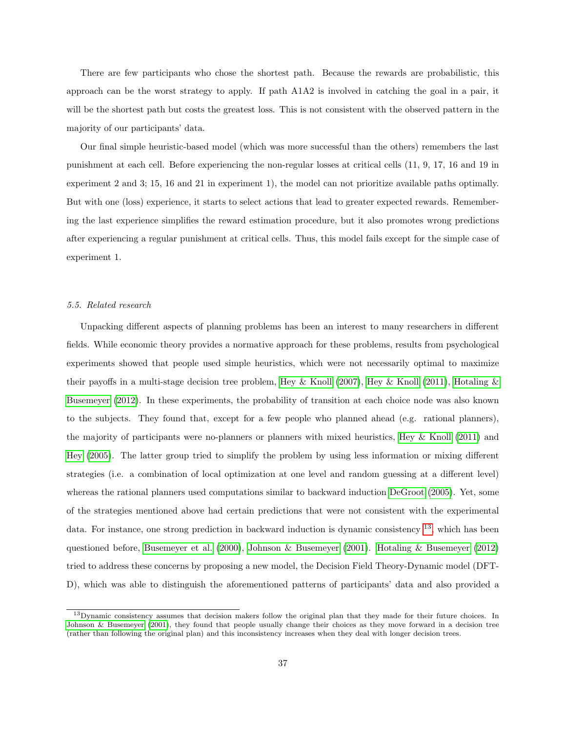There are few participants who chose the shortest path. Because the rewards are probabilistic, this approach can be the worst strategy to apply. If path A1A2 is involved in catching the goal in a pair, it will be the shortest path but costs the greatest loss. This is not consistent with the observed pattern in the majority of our participants' data.

Our final simple heuristic-based model (which was more successful than the others) remembers the last punishment at each cell. Before experiencing the non-regular losses at critical cells (11, 9, 17, 16 and 19 in experiment 2 and 3; 15, 16 and 21 in experiment 1), the model can not prioritize available paths optimally. But with one (loss) experience, it starts to select actions that lead to greater expected rewards. Remembering the last experience simplifies the reward estimation procedure, but it also promotes wrong predictions after experiencing a regular punishment at critical cells. Thus, this model fails except for the simple case of experiment 1.

*5.5. Related research*

Unpacking different aspects of planning problems has been an interest to many researchers in different fields. While economic theory provides a normative approach for these problems, results from psychological experiments showed that people used simple heuristics, which were not necessarily optimal to maximize their payoffs in a multi-stage decision tree problem, Hey & Knoll (2007), Hey & Knoll (2011), Hotaling & Busemeyer (2012). In these experiments, the probability of transition at each choice node was also known to the subjects. They found that, except for a few people who planned ahead (e.g. rational planners), the majority of participants were no-planners or planners with mixed heuristics, Hey & Knoll (2011) and Hey (2005). The latter group tried to simplify the problem by using less information or mixing different strategies (i.e. a combination of local optimization at one level and random guessing at a different level) whereas the rational planners used computations similar to backward induction DeGroot (2005). Yet, some of the strategies mentioned above had certain predictions that were not consistent with the experimental data. For instance, one strong prediction in backward induction is dynamic consistency [13], which has been questioned before, Busemeyer et al. (2000), Johnson & Busemeyer (2001). Hotaling & Busemeyer (2012) tried to address these concerns by proposing a new model, the Decision Field Theory-Dynamic model (DFT-D), which was able to distinguish the aforementioned patterns of participants' data and also provided a

[13] Dynamic consistency assumes that decision makers follow the original plan that they made for their future choices. In Johnson & Busemeyer (2001), they found that people usually change their choices as they move forward in a decision tree (rather than following the original plan) and this inconsistency increases when they deal with longer decision trees.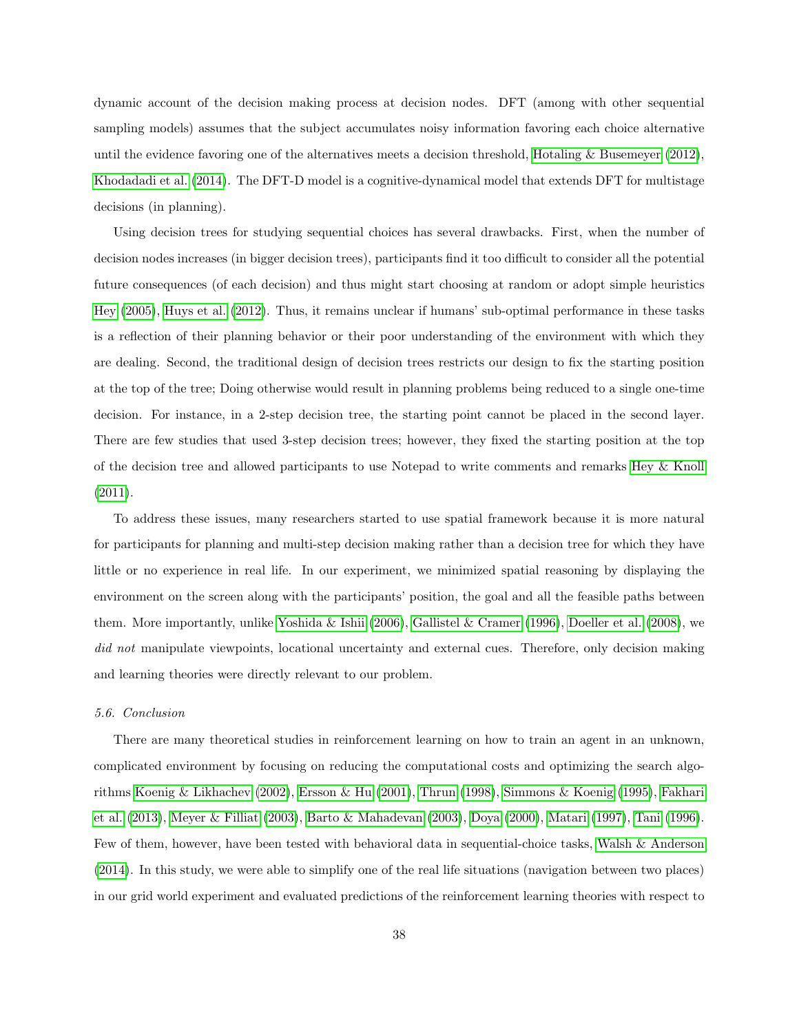dynamic account of the decision making process at decision nodes. DFT (among with other sequential sampling models) assumes that the subject accumulates noisy information favoring each choice alternative until the evidence favoring one of the alternatives meets a decision threshold, Hotaling & Busemeyer (2012), Khodadadi et al. (2014). The DFT-D model is a cognitive-dynamical model that extends DFT for multistage decisions (in planning).

Using decision trees for studying sequential choices has several drawbacks. First, when the number of decision nodes increases (in bigger decision trees), participants find it too difficult to consider all the potential future consequences (of each decision) and thus might start choosing at random or adopt simple heuristics Hey (2005), Huys et al. (2012). Thus, it remains unclear if humans' sub-optimal performance in these tasks is a reflection of their planning behavior or their poor understanding of the environment with which they are dealing. Second, the traditional design of decision trees restricts our design to fix the starting position at the top of the tree; Doing otherwise would result in planning problems being reduced to a single one-time decision. For instance, in a 2-step decision tree, the starting point cannot be placed in the second layer. There are few studies that used 3-step decision trees; however, they fixed the starting position at the top of the decision tree and allowed participants to use Notepad to write comments and remarks Hey & Knoll (2011).

To address these issues, many researchers started to use spatial framework because it is more natural for participants for planning and multi-step decision making rather than a decision tree for which they have little or no experience in real life. In our experiment, we minimized spatial reasoning by displaying the environment on the screen along with the participants' position, the goal and all the feasible paths between them. More importantly, unlike Yoshida & Ishii (2006), Gallistel & Cramer (1996), Doeller et al. (2008), we *did not* manipulate viewpoints, locational uncertainty and external cues. Therefore, only decision making and learning theories were directly relevant to our problem.

### *5.6. Conclusion*

There are many theoretical studies in reinforcement learning on how to train an agent in an unknown, complicated environment by focusing on reducing the computational costs and optimizing the search algorithms Koenig & Likhachev (2002), Ersson & Hu (2001), Thrun (1998), Simmons & Koenig (1995), Fakhari et al. (2013), Meyer & Filliat (2003), Barto & Mahadevan (2003), Doya (2000), Matari (1997), Tani (1996). Few of them, however, have been tested with behavioral data in sequential-choice tasks, Walsh & Anderson (2014). In this study, we were able to simplify one of the real life situations (navigation between two places) in our grid world experiment and evaluated predictions of the reinforcement learning theories with respect to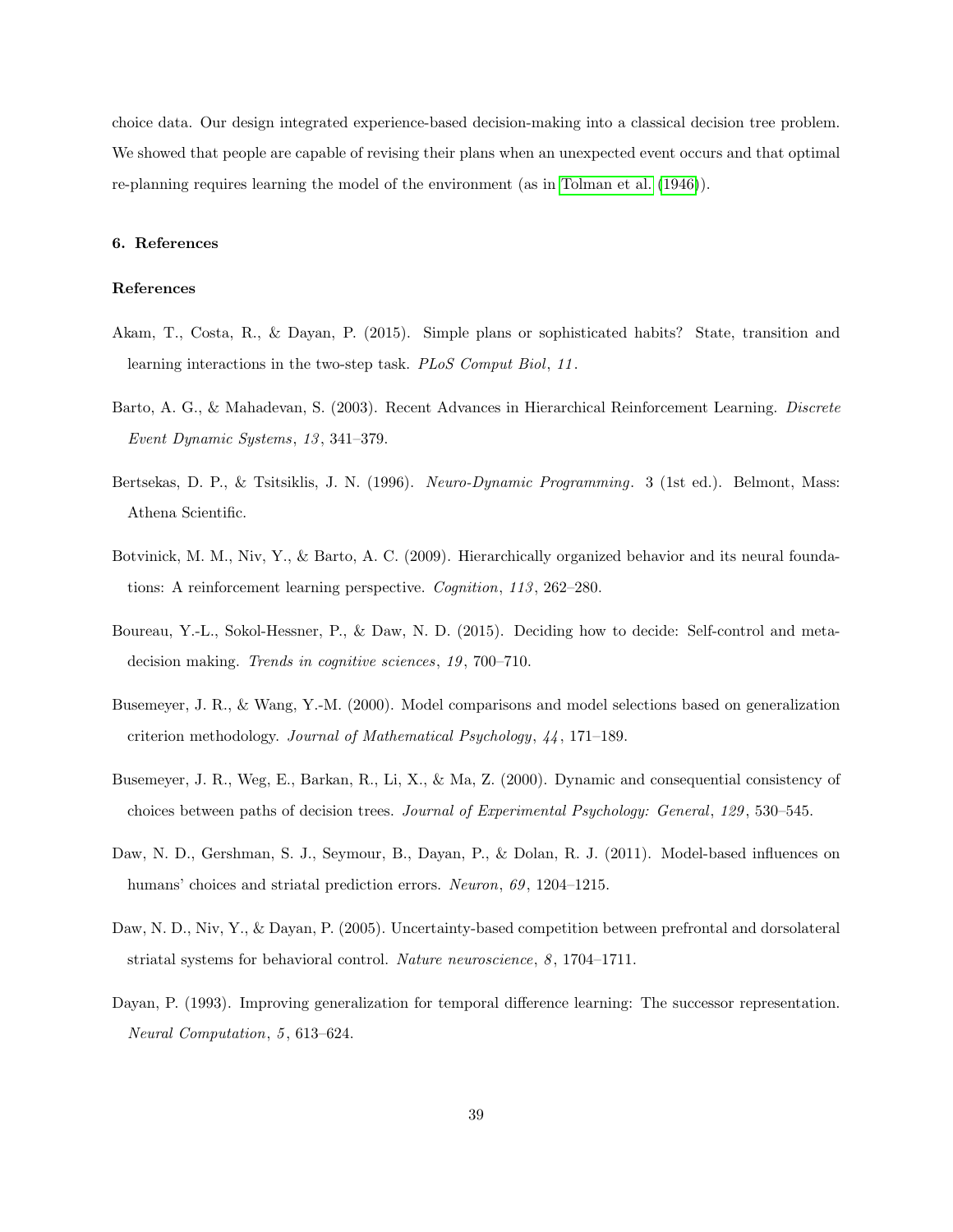choice data. Our design integrated experience-based decision-making into a classical decision tree problem. We showed that people are capable of revising their plans when an unexpected event occurs and that optimal re-planning requires learning the model of the environment (as in Tolman et al. (1946)).

## 6. References

### References

Akam, T., Costa, R., & Dayan, P. (2015). Simple plans or sophisticated habits? State, transition and learning interactions in the two-step task. *PLoS Comput Biol*, *11*.

Barto, A. G., & Mahadevan, S. (2003). Recent Advances in Hierarchical Reinforcement Learning. *Discrete Event Dynamic Systems*, *13*, 341–379.

Bertsekas, D. P., & Tsitsiklis, J. N. (1996). *Neuro-Dynamic Programming*. 3 (1st ed.). Belmont, Mass: Athena Scientific.

Botvinick, M. M., Niv, Y., & Barto, A. C. (2009). Hierarchically organized behavior and its neural foundations: A reinforcement learning perspective. *Cognition*, *113*, 262–280.

Boureau, Y.-L., Sokol-Hessner, P., & Daw, N. D. (2015). Deciding how to decide: Self-control and meta-decision making. *Trends in cognitive sciences*, *19*, 700–710.

Busemeyer, J. R., & Wang, Y.-M. (2000). Model comparisons and model selections based on generalization criterion methodology. *Journal of Mathematical Psychology*, *44*, 171–189.

Busemeyer, J. R., Weg, E., Barkan, R., Li, X., & Ma, Z. (2000). Dynamic and consequential consistency of choices between paths of decision trees. *Journal of Experimental Psychology: General*, *129*, 530–545.

Daw, N. D., Gershman, S. J., Seymour, B., Dayan, P., & Dolan, R. J. (2011). Model-based influences on humans' choices and striatal prediction errors. *Neuron*, *69*, 1204–1215.

Daw, N. D., Niv, Y., & Dayan, P. (2005). Uncertainty-based competition between prefrontal and dorsolateral striatal systems for behavioral control. *Nature neuroscience*, *8*, 1704–1711.

Dayan, P. (1993). Improving generalization for temporal difference learning: The successor representation. *Neural Computation*, *5*, 613–624.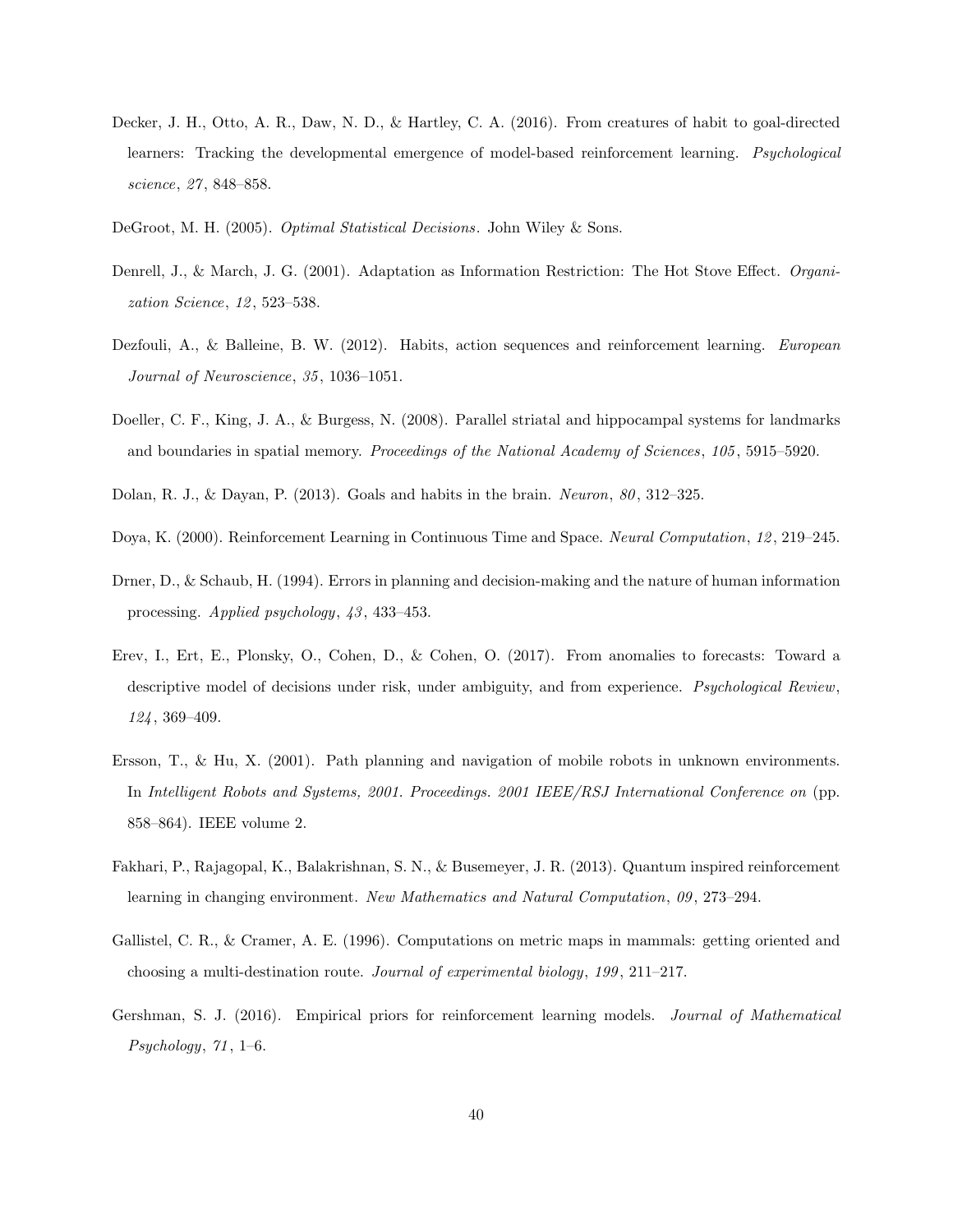Decker, J. H., Otto, A. R., Daw, N. D., & Hartley, C. A. (2016). From creatures of habit to goal-directed learners: Tracking the developmental emergence of model-based reinforcement learning. *Psychological science*, *27*, 848–858.

DeGroot, M. H. (2005). *Optimal Statistical Decisions*. John Wiley & Sons.

Denrell, J., & March, J. G. (2001). Adaptation as Information Restriction: The Hot Stove Effect. *Organization Science*, *12*, 523–538.

Dezfouli, A., & Balleine, B. W. (2012). Habits, action sequences and reinforcement learning. *European Journal of Neuroscience*, *35*, 1036–1051.

Doeller, C. F., King, J. A., & Burgess, N. (2008). Parallel striatal and hippocampal systems for landmarks and boundaries in spatial memory. *Proceedings of the National Academy of Sciences*, *105*, 5915–5920.

Dolan, R. J., & Dayan, P. (2013). Goals and habits in the brain. *Neuron*, *80*, 312–325.

Doya, K. (2000). Reinforcement Learning in Continuous Time and Space. *Neural Computation*, *12*, 219–245.

Drner, D., & Schaub, H. (1994). Errors in planning and decision-making and the nature of human information processing. *Applied psychology*, *43*, 433–453.

Erev, I., Ert, E., Plonsky, O., Cohen, D., & Cohen, O. (2017). From anomalies to forecasts: Toward a descriptive model of decisions under risk, under ambiguity, and from experience. *Psychological Review*, *124*, 369–409.

Ersson, T., & Hu, X. (2001). Path planning and navigation of mobile robots in unknown environments. In *Intelligent Robots and Systems, 2001. Proceedings. 2001 IEEE/RSJ International Conference on* (pp. 858–864). IEEE volume 2.

Fakhari, P., Rajagopal, K., Balakrishnan, S. N., & Busemeyer, J. R. (2013). Quantum inspired reinforcement learning in changing environment. *New Mathematics and Natural Computation*, *09*, 273–294.

Gallistel, C. R., & Cramer, A. E. (1996). Computations on metric maps in mammals: getting oriented and choosing a multi-destination route. *Journal of experimental biology*, *199*, 211–217.

Gershman, S. J. (2016). Empirical priors for reinforcement learning models. *Journal of Mathematical Psychology*, *71*, 1–6.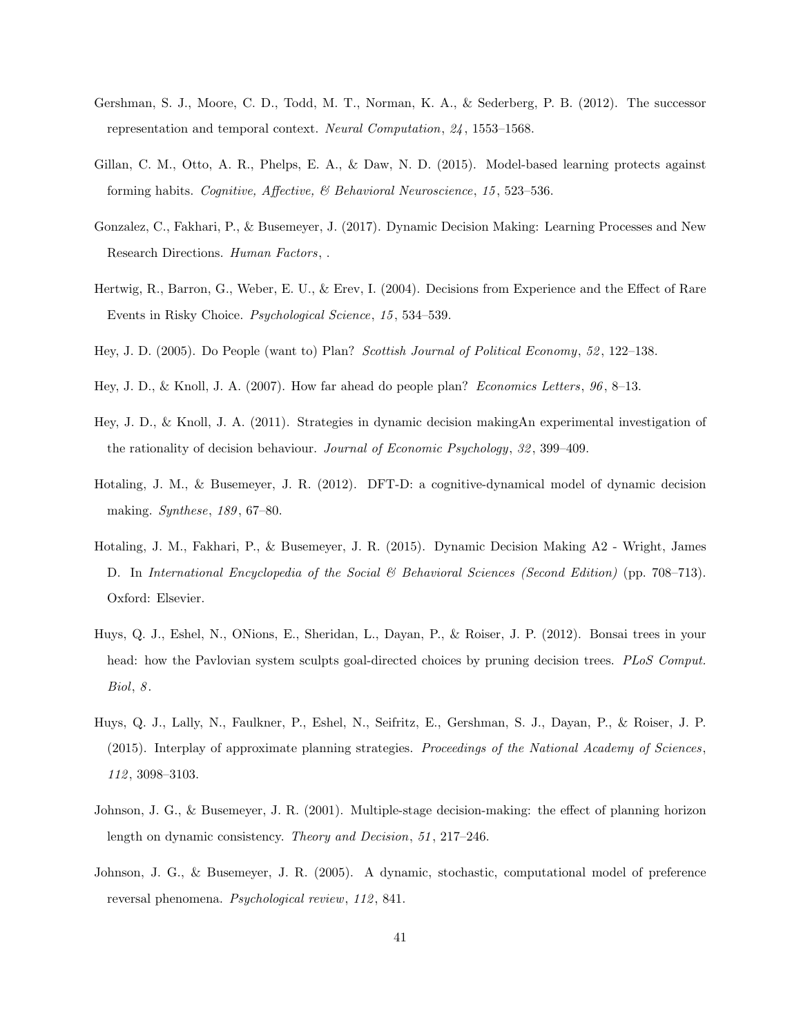Gershman, S. J., Moore, C. D., Todd, M. T., Norman, K. A., & Sederberg, P. B. (2012). The successor representation and temporal context. *Neural Computation*, *24*, 1553–1568.

Gillan, C. M., Otto, A. R., Phelps, E. A., & Daw, N. D. (2015). Model-based learning protects against forming habits. *Cognitive, Affective, & Behavioral Neuroscience*, *15*, 523–536.

Gonzalez, C., Fakhari, P., & Busemeyer, J. (2017). Dynamic Decision Making: Learning Processes and New Research Directions. *Human Factors*, .

Hertwig, R., Barron, G., Weber, E. U., & Erev, I. (2004). Decisions from Experience and the Effect of Rare Events in Risky Choice. *Psychological Science*, *15*, 534–539.

Hey, J. D. (2005). Do People (want to) Plan? *Scottish Journal of Political Economy*, *52*, 122–138.

Hey, J. D., & Knoll, J. A. (2007). How far ahead do people plan? *Economics Letters*, *96*, 8–13.

Hey, J. D., & Knoll, J. A. (2011). Strategies in dynamic decision makingAn experimental investigation of the rationality of decision behaviour. *Journal of Economic Psychology*, *32*, 399–409.

Hotaling, J. M., & Busemeyer, J. R. (2012). DFT-D: a cognitive-dynamical model of dynamic decision making. *Synthese*, *189*, 67–80.

Hotaling, J. M., Fakhari, P., & Busemeyer, J. R. (2015). Dynamic Decision Making A2 - Wright, James D. In *International Encyclopedia of the Social & Behavioral Sciences (Second Edition)* (pp. 708–713). Oxford: Elsevier.

Huys, Q. J., Eshel, N., ONions, E., Sheridan, L., Dayan, P., & Roiser, J. P. (2012). Bonsai trees in your head: how the Pavlovian system sculpts goal-directed choices by pruning decision trees. *PLoS Comput. Biol*, *8*.

Huys, Q. J., Lally, N., Faulkner, P., Eshel, N., Seifritz, E., Gershman, S. J., Dayan, P., & Roiser, J. P. (2015). Interplay of approximate planning strategies. *Proceedings of the National Academy of Sciences*, *112*, 3098–3103.

Johnson, J. G., & Busemeyer, J. R. (2001). Multiple-stage decision-making: the effect of planning horizon length on dynamic consistency. *Theory and Decision*, *51*, 217–246.

Johnson, J. G., & Busemeyer, J. R. (2005). A dynamic, stochastic, computational model of preference reversal phenomena. *Psychological review*, *112*, 841.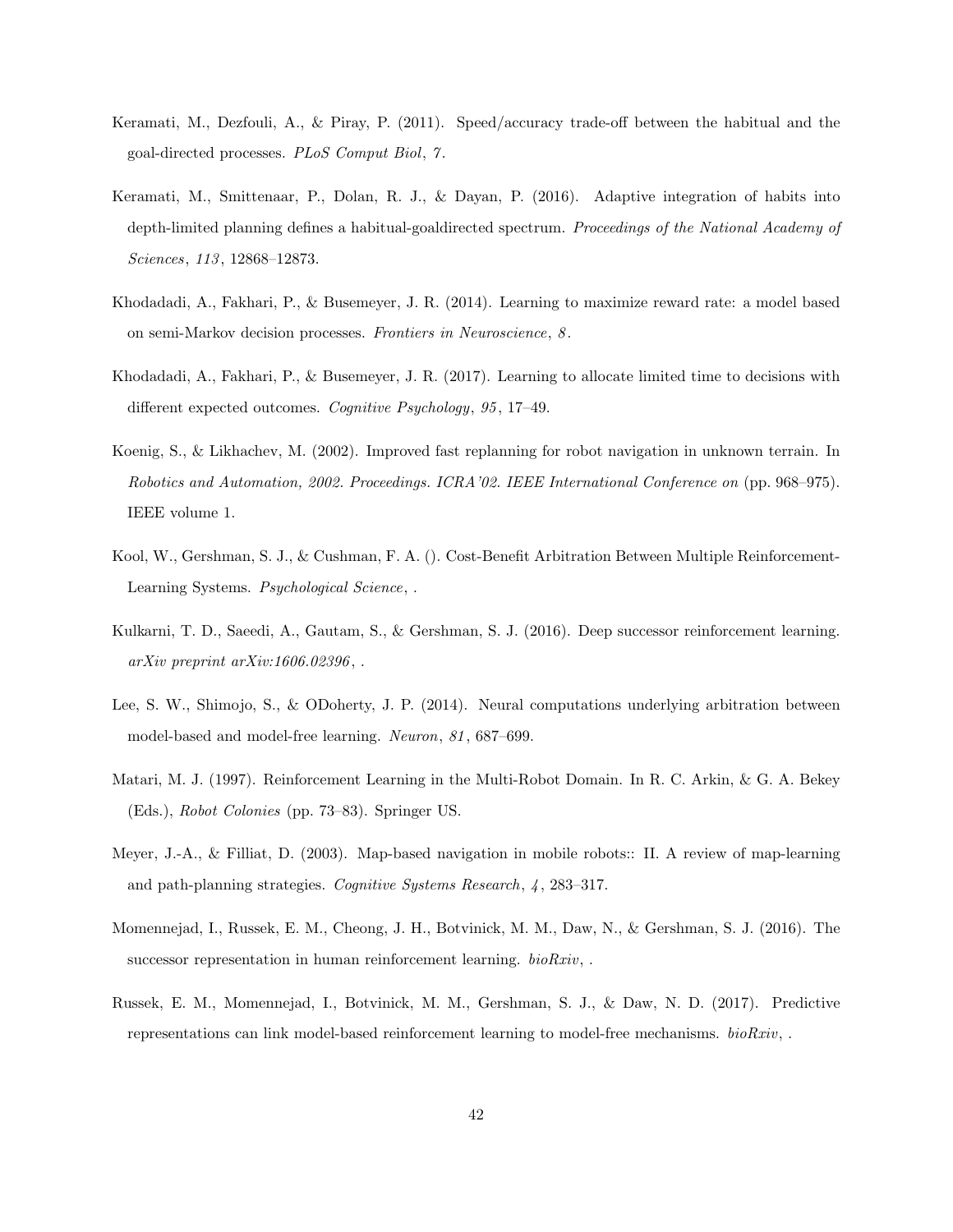Keramati, M., Dezfouli, A., & Piray, P. (2011). Speed/accuracy trade-off between the habitual and the goal-directed processes. *PLoS Comput Biol*, *7*.

Keramati, M., Smittenaar, P., Dolan, R. J., & Dayan, P. (2016). Adaptive integration of habits into depth-limited planning defines a habitual-goaldirected spectrum. *Proceedings of the National Academy of Sciences*, *113*, 12868–12873.

Khodadadi, A., Fakhari, P., & Busemeyer, J. R. (2014). Learning to maximize reward rate: a model based on semi-Markov decision processes. *Frontiers in Neuroscience*, *8*.

Khodadadi, A., Fakhari, P., & Busemeyer, J. R. (2017). Learning to allocate limited time to decisions with different expected outcomes. *Cognitive Psychology*, *95*, 17–49.

Koenig, S., & Likhachev, M. (2002). Improved fast replanning for robot navigation in unknown terrain. In *Robotics and Automation, 2002. Proceedings. ICRA'02. IEEE International Conference on* (pp. 968–975). IEEE volume 1.

Kool, W., Gershman, S. J., & Cushman, F. A. (). Cost-Benefit Arbitration Between Multiple Reinforcement-Learning Systems. *Psychological Science*, .

Kulkarni, T. D., Saeedi, A., Gautam, S., & Gershman, S. J. (2016). Deep successor reinforcement learning. *arXiv preprint arXiv:1606.02396*, .

Lee, S. W., Shimojo, S., & ODoherty, J. P. (2014). Neural computations underlying arbitration between model-based and model-free learning. *Neuron*, *81*, 687–699.

Matari, M. J. (1997). Reinforcement Learning in the Multi-Robot Domain. In R. C. Arkin, & G. A. Bekey (Eds.), *Robot Colonies* (pp. 73–83). Springer US.

Meyer, J.-A., & Filliat, D. (2003). Map-based navigation in mobile robots:: II. A review of map-learning and path-planning strategies. *Cognitive Systems Research*, *4*, 283–317.

Momennejad, I., Russek, E. M., Cheong, J. H., Botvinick, M. M., Daw, N., & Gershman, S. J. (2016). The successor representation in human reinforcement learning. *bioRxiv*, .

Russek, E. M., Momennejad, I., Botvinick, M. M., Gershman, S. J., & Daw, N. D. (2017). Predictive representations can link model-based reinforcement learning to model-free mechanisms. *bioRxiv*, .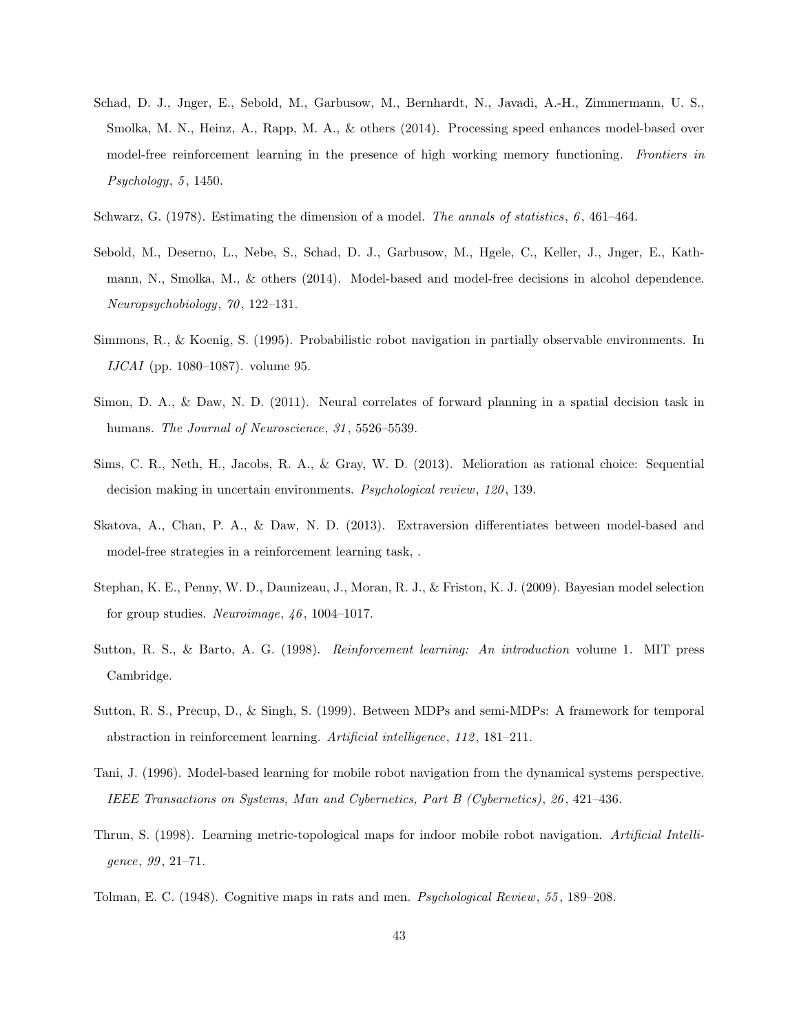Schad, D. J., Jnger, E., Sebold, M., Garbusow, M., Bernhardt, N., Javadi, A.-H., Zimmermann, U. S., Smolka, M. N., Heinz, A., Rapp, M. A., & others (2014). Processing speed enhances model-based over model-free reinforcement learning in the presence of high working memory functioning. *Frontiers in Psychology*, *5*, 1450.

Schwarz, G. (1978). Estimating the dimension of a model. *The annals of statistics*, *6*, 461–464.

Sebold, M., Deserno, L., Nebe, S., Schad, D. J., Garbusow, M., Hgele, C., Keller, J., Jnger, E., Kathmann, N., Smolka, M., & others (2014). Model-based and model-free decisions in alcohol dependence. *Neuropsychobiology*, *70*, 122–131.

Simmons, R., & Koenig, S. (1995). Probabilistic robot navigation in partially observable environments. In *IJCAI* (pp. 1080–1087). volume 95.

Simon, D. A., & Daw, N. D. (2011). Neural correlates of forward planning in a spatial decision task in humans. *The Journal of Neuroscience*, *31*, 5526–5539.

Sims, C. R., Neth, H., Jacobs, R. A., & Gray, W. D. (2013). Melioration as rational choice: Sequential decision making in uncertain environments. *Psychological review*, *120*, 139.

Skatova, A., Chan, P. A., & Daw, N. D. (2013). Extraversion differentiates between model-based and model-free strategies in a reinforcement learning task, .

Stephan, K. E., Penny, W. D., Daunizeau, J., Moran, R. J., & Friston, K. J. (2009). Bayesian model selection for group studies. *Neuroimage*, *46*, 1004–1017.

Sutton, R. S., & Barto, A. G. (1998). *Reinforcement learning: An introduction* volume 1. MIT press Cambridge.

Sutton, R. S., Precup, D., & Singh, S. (1999). Between MDPs and semi-MDPs: A framework for temporal abstraction in reinforcement learning. *Artificial intelligence*, *112*, 181–211.

Tani, J. (1996). Model-based learning for mobile robot navigation from the dynamical systems perspective. *IEEE Transactions on Systems, Man and Cybernetics, Part B (Cybernetics)*, *26*, 421–436.

Thrun, S. (1998). Learning metric-topological maps for indoor mobile robot navigation. *Artificial Intelligence*, *99*, 21–71.

Tolman, E. C. (1948). Cognitive maps in rats and men. *Psychological Review*, *55*, 189–208.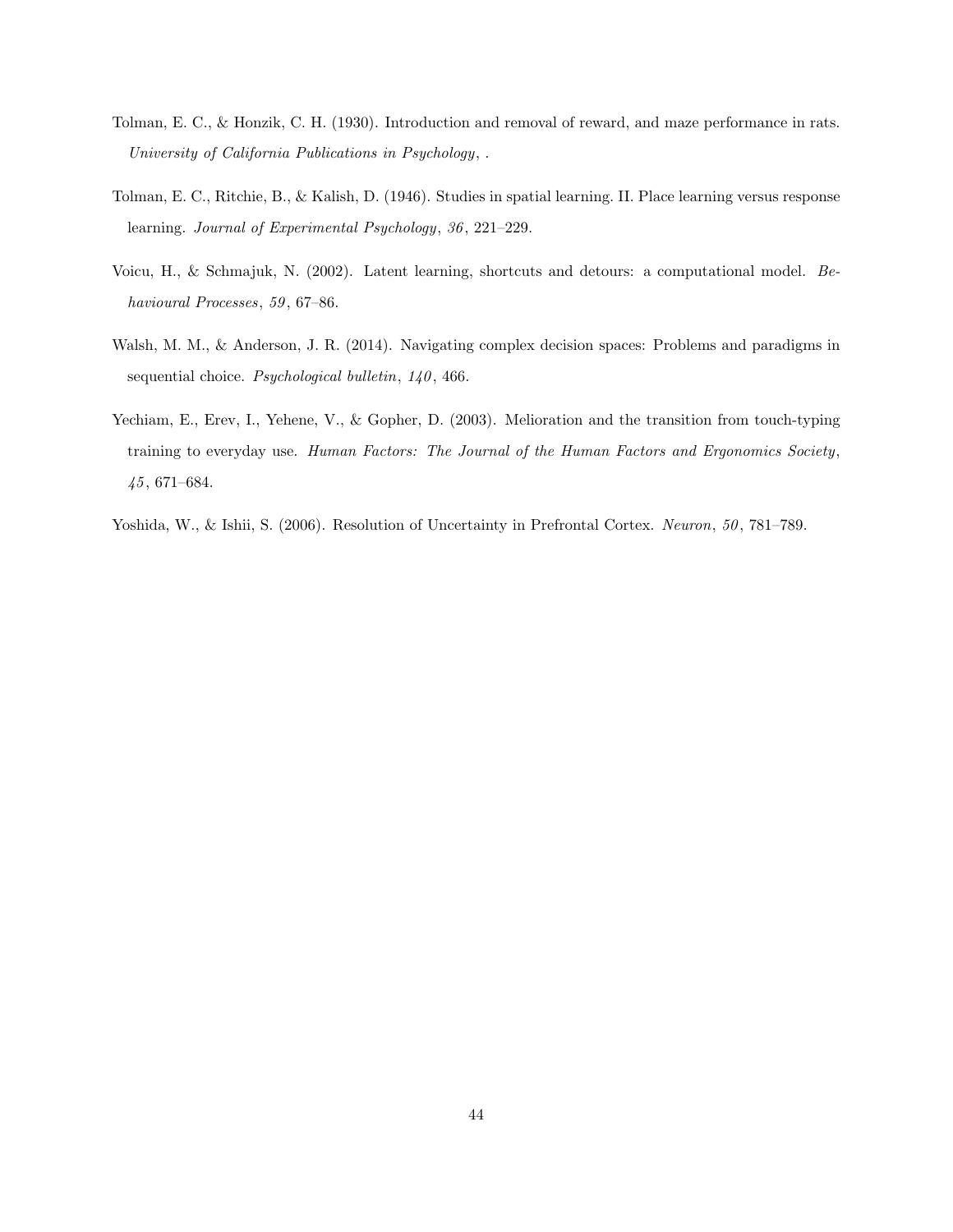Tolman, E. C., & Honzik, C. H. (1930). Introduction and removal of reward, and maze performance in rats. *University of California Publications in Psychology*, .

Tolman, E. C., Ritchie, B., & Kalish, D. (1946). Studies in spatial learning. II. Place learning versus response learning. *Journal of Experimental Psychology*, *36*, 221–229.

Voicu, H., & Schmajuk, N. (2002). Latent learning, shortcuts and detours: a computational model. *Behavioural Processes*, *59*, 67–86.

Walsh, M. M., & Anderson, J. R. (2014). Navigating complex decision spaces: Problems and paradigms in sequential choice. *Psychological bulletin*, *140*, 466.

Yechiam, E., Erev, I., Yehene, V., & Gopher, D. (2003). Melioration and the transition from touch-typing training to everyday use. *Human Factors: The Journal of the Human Factors and Ergonomics Society*, *45*, 671–684.

Yoshida, W., & Ishii, S. (2006). Resolution of Uncertainty in Prefrontal Cortex. *Neuron*, *50*, 781–789.